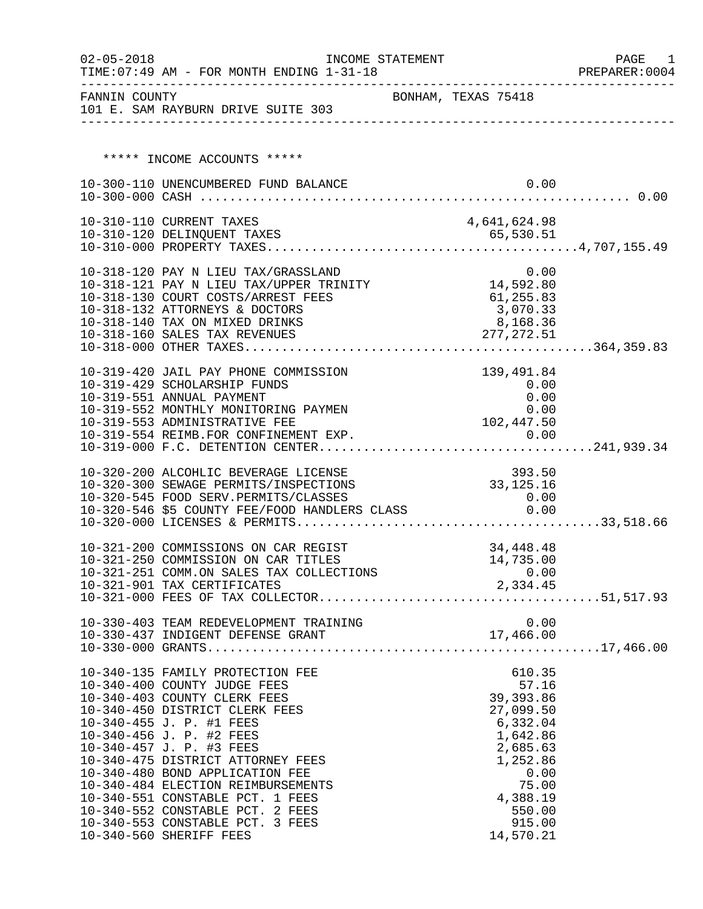02-05-2018 INCOME STATEMENT
TIME:07:49 AM - FOR MONTH ENDING 1-31-18 PREPARER:0004

FANNIN COUNTY BONHAM, TEXAS 75418
101 E. SAM RAYBURN DRIVE SUITE 303

***** INCOME ACCOUNTS *****

| | | |
|---|---|---|
| 10-300-110 UNENCUMBERED FUND BALANCE | 0.00 | |
| 10-300-000 CASH | | 0.00 |
| 10-310-110 CURRENT TAXES | 4,641,624.98 | |
| 10-310-120 DELINQUENT TAXES | 65,530.51 | |
| 10-310-000 PROPERTY TAXES | | 4,707,155.49 |
| 10-318-120 PAY N LIEU TAX/GRASSLAND | 0.00 | |
| 10-318-121 PAY N LIEU TAX/UPPER TRINITY | 14,592.80 | |
| 10-318-130 COURT COSTS/ARREST FEES | 61,255.83 | |
| 10-318-132 ATTORNEYS & DOCTORS | 3,070.33 | |
| 10-318-140 TAX ON MIXED DRINKS | 8,168.36 | |
| 10-318-160 SALES TAX REVENUES | 277,272.51 | |
| 10-318-000 OTHER TAXES | | 364,359.83 |
| 10-319-420 JAIL PAY PHONE COMMISSION | 139,491.84 | |
| 10-319-429 SCHOLARSHIP FUNDS | 0.00 | |
| 10-319-551 ANNUAL PAYMENT | 0.00 | |
| 10-319-552 MONTHLY MONITORING PAYMEN | 0.00 | |
| 10-319-553 ADMINISTRATIVE FEE | 102,447.50 | |
| 10-319-554 REIMB.FOR CONFINEMENT EXP. | 0.00 | |
| 10-319-000 F.C. DETENTION CENTER | | 241,939.34 |
| 10-320-200 ALCOHLIC BEVERAGE LICENSE | 393.50 | |
| 10-320-300 SEWAGE PERMITS/INSPECTIONS | 33,125.16 | |
| 10-320-545 FOOD SERV.PERMITS/CLASSES | 0.00 | |
| 10-320-546 $5 COUNTY FEE/FOOD HANDLERS CLASS | 0.00 | |
| 10-320-000 LICENSES & PERMITS | | 33,518.66 |
| 10-321-200 COMMISSIONS ON CAR REGIST | 34,448.48 | |
| 10-321-250 COMMISSION ON CAR TITLES | 14,735.00 | |
| 10-321-251 COMM.ON SALES TAX COLLECTIONS | 0.00 | |
| 10-321-901 TAX CERTIFICATES | 2,334.45 | |
| 10-321-000 FEES OF TAX COLLECTOR | | 51,517.93 |
| 10-330-403 TEAM REDEVELOPMENT TRAINING | 0.00 | |
| 10-330-437 INDIGENT DEFENSE GRANT | 17,466.00 | |
| 10-330-000 GRANTS | | 17,466.00 |
| 10-340-135 FAMILY PROTECTION FEE | 610.35 | |
| 10-340-400 COUNTY JUDGE FEES | 57.16 | |
| 10-340-403 COUNTY CLERK FEES | 39,393.86 | |
| 10-340-450 DISTRICT CLERK FEES | 27,099.50 | |
| 10-340-455 J. P. #1 FEES | 6,332.04 | |
| 10-340-456 J. P. #2 FEES | 1,642.86 | |
| 10-340-457 J. P. #3 FEES | 2,685.63 | |
| 10-340-475 DISTRICT ATTORNEY FEES | 1,252.86 | |
| 10-340-480 BOND APPLICATION FEE | 0.00 | |
| 10-340-484 ELECTION REIMBURSEMENTS | 75.00 | |
| 10-340-551 CONSTABLE PCT. 1 FEES | 4,388.19 | |
| 10-340-552 CONSTABLE PCT. 2 FEES | 550.00 | |
| 10-340-553 CONSTABLE PCT. 3 FEES | 915.00 | |
| 10-340-560 SHERIFF FEES | 14,570.21 | |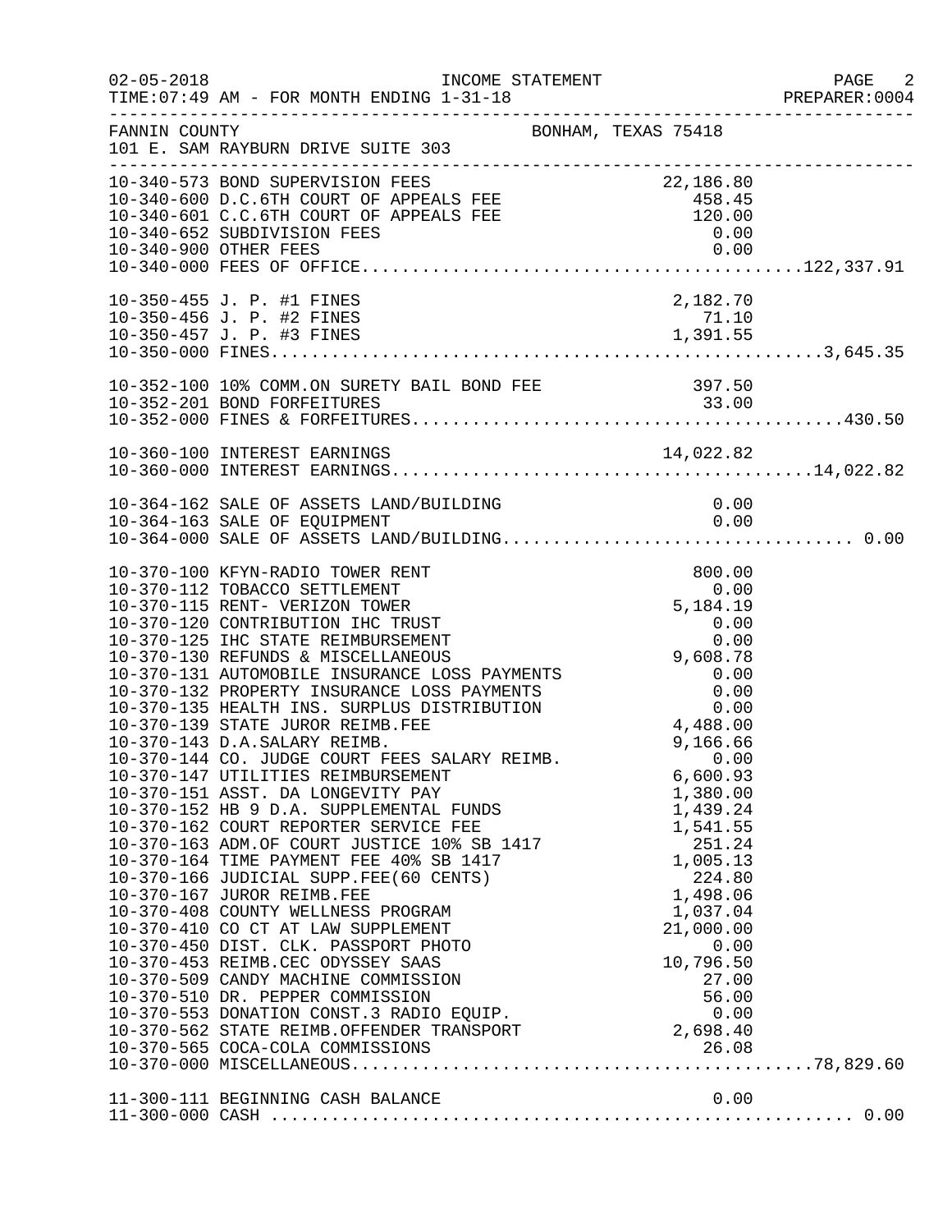FANNIN COUNTY BONHAM, TEXAS 75418
101 E. SAM RAYBURN DRIVE SUITE 303

| | | | |
|---|---|---|---|
| 10-340-573 | BOND SUPERVISION FEES | 22,186.80 | |
| 10-340-600 | D.C.6TH COURT OF APPEALS FEE | 458.45 | |
| 10-340-601 | C.C.6TH COURT OF APPEALS FEE | 120.00 | |
| 10-340-652 | SUBDIVISION FEES | 0.00 | |
| 10-340-900 | OTHER FEES | 0.00 | |
| 10-340-000 | FEES OF OFFICE | | 122,337.91 |
| 10-350-455 | J. P. #1 FINES | 2,182.70 | |
| 10-350-456 | J. P. #2 FINES | 71.10 | |
| 10-350-457 | J. P. #3 FINES | 1,391.55 | |
| 10-350-000 | FINES | | 3,645.35 |
| 10-352-100 | 10% COMM.ON SURETY BAIL BOND FEE | 397.50 | |
| 10-352-201 | BOND FORFEITURES | 33.00 | |
| 10-352-000 | FINES & FORFEITURES | | 430.50 |
| 10-360-100 | INTEREST EARNINGS | 14,022.82 | |
| 10-360-000 | INTEREST EARNINGS | | 14,022.82 |
| 10-364-162 | SALE OF ASSETS LAND/BUILDING | 0.00 | |
| 10-364-163 | SALE OF EQUIPMENT | 0.00 | |
| 10-364-000 | SALE OF ASSETS LAND/BUILDING | | 0.00 |
| 10-370-100 | KFYN-RADIO TOWER RENT | 800.00 | |
| 10-370-112 | TOBACCO SETTLEMENT | 0.00 | |
| 10-370-115 | RENT- VERIZON TOWER | 5,184.19 | |
| 10-370-120 | CONTRIBUTION IHC TRUST | 0.00 | |
| 10-370-125 | IHC STATE REIMBURSEMENT | 0.00 | |
| 10-370-130 | REFUNDS & MISCELLANEOUS | 9,608.78 | |
| 10-370-131 | AUTOMOBILE INSURANCE LOSS PAYMENTS | 0.00 | |
| 10-370-132 | PROPERTY INSURANCE LOSS PAYMENTS | 0.00 | |
| 10-370-135 | HEALTH INS. SURPLUS DISTRIBUTION | 0.00 | |
| 10-370-139 | STATE JUROR REIMB.FEE | 4,488.00 | |
| 10-370-143 | D.A.SALARY REIMB. | 9,166.66 | |
| 10-370-144 | CO. JUDGE COURT FEES SALARY REIMB. | 0.00 | |
| 10-370-147 | UTILITIES REIMBURSEMENT | 6,600.93 | |
| 10-370-151 | ASST. DA LONGEVITY PAY | 1,380.00 | |
| 10-370-152 | HB 9 D.A. SUPPLEMENTAL FUNDS | 1,439.24 | |
| 10-370-162 | COURT REPORTER SERVICE FEE | 1,541.55 | |
| 10-370-163 | ADM.OF COURT JUSTICE 10% SB 1417 | 251.24 | |
| 10-370-164 | TIME PAYMENT FEE 40% SB 1417 | 1,005.13 | |
| 10-370-166 | JUDICIAL SUPP.FEE(60 CENTS) | 224.80 | |
| 10-370-167 | JUROR REIMB.FEE | 1,498.06 | |
| 10-370-408 | COUNTY WELLNESS PROGRAM | 1,037.04 | |
| 10-370-410 | CO CT AT LAW SUPPLEMENT | 21,000.00 | |
| 10-370-450 | DIST. CLK. PASSPORT PHOTO | 0.00 | |
| 10-370-453 | REIMB.CEC ODYSSEY SAAS | 10,796.50 | |
| 10-370-509 | CANDY MACHINE COMMISSION | 27.00 | |
| 10-370-510 | DR. PEPPER COMMISSION | 56.00 | |
| 10-370-553 | DONATION CONST.3 RADIO EQUIP. | 0.00 | |
| 10-370-562 | STATE REIMB.OFFENDER TRANSPORT | 2,698.40 | |
| 10-370-565 | COCA-COLA COMMISSIONS | 26.08 | |
| 10-370-000 | MISCELLANEOUS | | 78,829.60 |
| 11-300-111 | BEGINNING CASH BALANCE | 0.00 | |
| 11-300-000 | CASH | | 0.00 |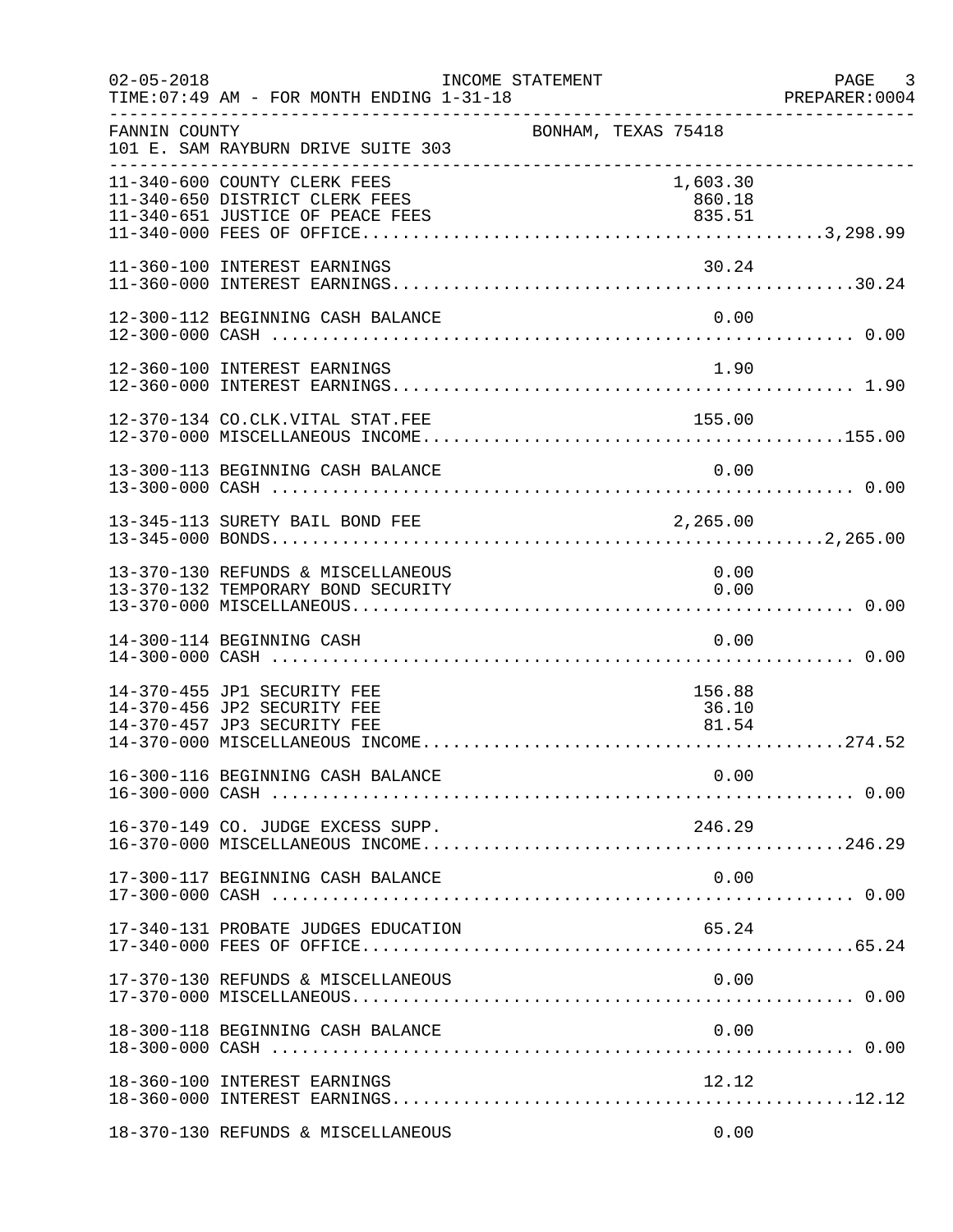FANNIN COUNTY BONHAM, TEXAS 75418
101 E. SAM RAYBURN DRIVE SUITE 303

| | | |
|---|---|---|
| 11-340-600 COUNTY CLERK FEES | 1,603.30 | |
| 11-340-650 DISTRICT CLERK FEES | 860.18 | |
| 11-340-651 JUSTICE OF PEACE FEES | 835.51 | |
| 11-340-000 FEES OF OFFICE | | 3,298.99 |
| 11-360-100 INTEREST EARNINGS | 30.24 | |
| 11-360-000 INTEREST EARNINGS | | 30.24 |
| 12-300-112 BEGINNING CASH BALANCE | 0.00 | |
| 12-300-000 CASH | | 0.00 |
| 12-360-100 INTEREST EARNINGS | 1.90 | |
| 12-360-000 INTEREST EARNINGS | | 1.90 |
| 12-370-134 CO.CLK.VITAL STAT.FEE | 155.00 | |
| 12-370-000 MISCELLANEOUS INCOME | | 155.00 |
| 13-300-113 BEGINNING CASH BALANCE | 0.00 | |
| 13-300-000 CASH | | 0.00 |
| 13-345-113 SURETY BAIL BOND FEE | 2,265.00 | |
| 13-345-000 BONDS | | 2,265.00 |
| 13-370-130 REFUNDS & MISCELLANEOUS | 0.00 | |
| 13-370-132 TEMPORARY BOND SECURITY | 0.00 | |
| 13-370-000 MISCELLANEOUS | | 0.00 |
| 14-300-114 BEGINNING CASH | 0.00 | |
| 14-300-000 CASH | | 0.00 |
| 14-370-455 JP1 SECURITY FEE | 156.88 | |
| 14-370-456 JP2 SECURITY FEE | 36.10 | |
| 14-370-457 JP3 SECURITY FEE | 81.54 | |
| 14-370-000 MISCELLANEOUS INCOME | | 274.52 |
| 16-300-116 BEGINNING CASH BALANCE | 0.00 | |
| 16-300-000 CASH | | 0.00 |
| 16-370-149 CO. JUDGE EXCESS SUPP. | 246.29 | |
| 16-370-000 MISCELLANEOUS INCOME | | 246.29 |
| 17-300-117 BEGINNING CASH BALANCE | 0.00 | |
| 17-300-000 CASH | | 0.00 |
| 17-340-131 PROBATE JUDGES EDUCATION | 65.24 | |
| 17-340-000 FEES OF OFFICE | | 65.24 |
| 17-370-130 REFUNDS & MISCELLANEOUS | 0.00 | |
| 17-370-000 MISCELLANEOUS | | 0.00 |
| 18-300-118 BEGINNING CASH BALANCE | 0.00 | |
| 18-300-000 CASH | | 0.00 |
| 18-360-100 INTEREST EARNINGS | 12.12 | |
| 18-360-000 INTEREST EARNINGS | | 12.12 |
| 18-370-130 REFUNDS & MISCELLANEOUS | 0.00 | |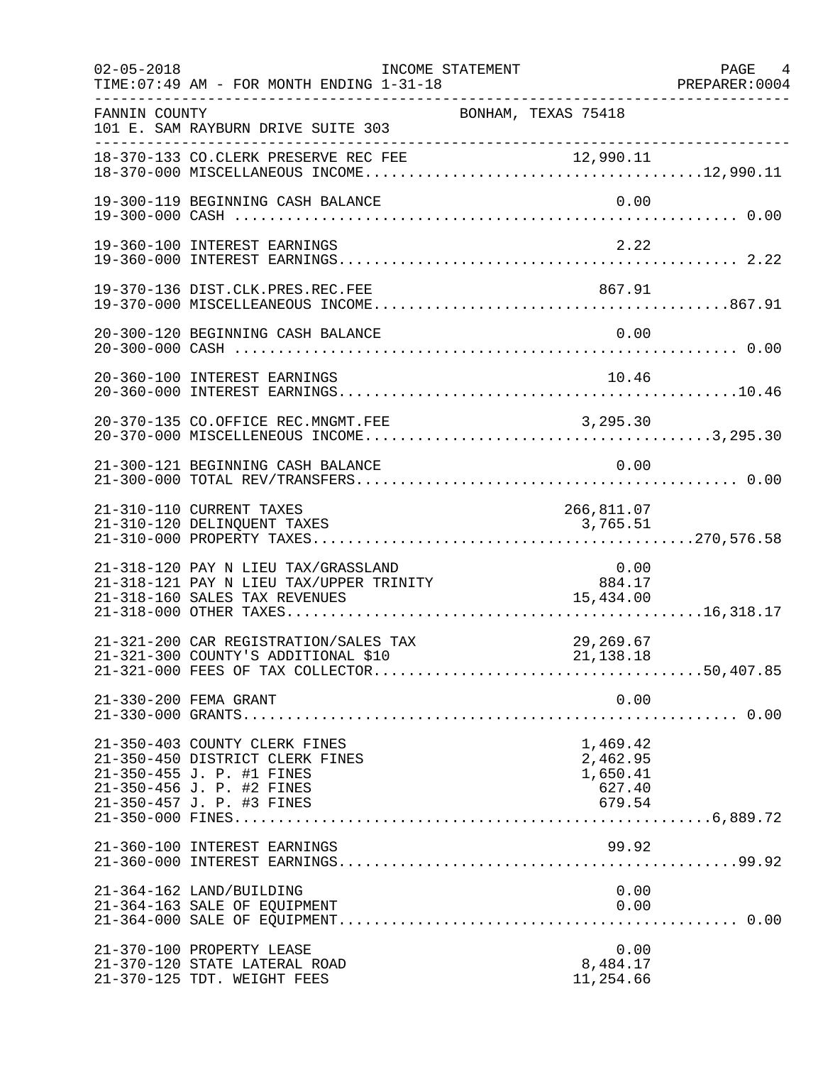INCOME STATEMENT

02-05-2018
TIME:07:49 AM - FOR MONTH ENDING 1-31-18

PREPARER:0004

FANNIN COUNTY
101 E. SAM RAYBURN DRIVE SUITE 303

BONHAM, TEXAS 75418

| Account | Description | Detail | Total |
|---|---|---|---|
| 18-370-133 | CO.CLERK PRESERVE REC FEE | 12,990.11 | |
| 18-370-000 | MISCELLANEOUS INCOME | | 12,990.11 |
| 19-300-119 | BEGINNING CASH BALANCE | 0.00 | |
| 19-300-000 | CASH | | 0.00 |
| 19-360-100 | INTEREST EARNINGS | 2.22 | |
| 19-360-000 | INTEREST EARNINGS | | 2.22 |
| 19-370-136 | DIST.CLK.PRES.REC.FEE | 867.91 | |
| 19-370-000 | MISCELLEANEOUS INCOME | | 867.91 |
| 20-300-120 | BEGINNING CASH BALANCE | 0.00 | |
| 20-300-000 | CASH | | 0.00 |
| 20-360-100 | INTEREST EARNINGS | 10.46 | |
| 20-360-000 | INTEREST EARNINGS | | 10.46 |
| 20-370-135 | CO.OFFICE REC.MNGMT.FEE | 3,295.30 | |
| 20-370-000 | MISCELLENEOUS INCOME | | 3,295.30 |
| 21-300-121 | BEGINNING CASH BALANCE | 0.00 | |
| 21-300-000 | TOTAL REV/TRANSFERS | | 0.00 |
| 21-310-110 | CURRENT TAXES | 266,811.07 | |
| 21-310-120 | DELINQUENT TAXES | 3,765.51 | |
| 21-310-000 | PROPERTY TAXES | | 270,576.58 |
| 21-318-120 | PAY N LIEU TAX/GRASSLAND | 0.00 | |
| 21-318-121 | PAY N LIEU TAX/UPPER TRINITY | 884.17 | |
| 21-318-160 | SALES TAX REVENUES | 15,434.00 | |
| 21-318-000 | OTHER TAXES | | 16,318.17 |
| 21-321-200 | CAR REGISTRATION/SALES TAX | 29,269.67 | |
| 21-321-300 | COUNTY'S ADDITIONAL $10 | 21,138.18 | |
| 21-321-000 | FEES OF TAX COLLECTOR | | 50,407.85 |
| 21-330-200 | FEMA GRANT | 0.00 | |
| 21-330-000 | GRANTS | | 0.00 |
| 21-350-403 | COUNTY CLERK FINES | 1,469.42 | |
| 21-350-450 | DISTRICT CLERK FINES | 2,462.95 | |
| 21-350-455 | J. P. #1 FINES | 1,650.41 | |
| 21-350-456 | J. P. #2 FINES | 627.40 | |
| 21-350-457 | J. P. #3 FINES | 679.54 | |
| 21-350-000 | FINES | | 6,889.72 |
| 21-360-100 | INTEREST EARNINGS | 99.92 | |
| 21-360-000 | INTEREST EARNINGS | | 99.92 |
| 21-364-162 | LAND/BUILDING | 0.00 | |
| 21-364-163 | SALE OF EQUIPMENT | 0.00 | |
| 21-364-000 | SALE OF EQUIPMENT | | 0.00 |
| 21-370-100 | PROPERTY LEASE | 0.00 | |
| 21-370-120 | STATE LATERAL ROAD | 8,484.17 | |
| 21-370-125 | TDT. WEIGHT FEES | 11,254.66 | |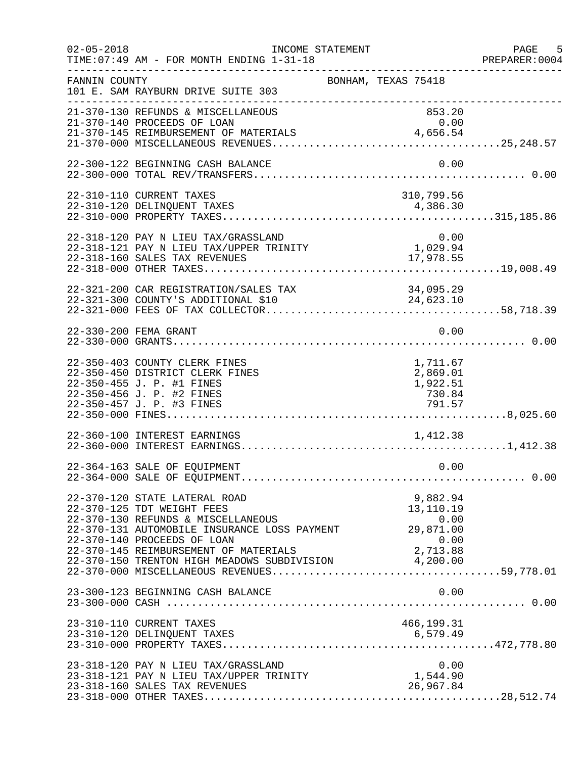INCOME STATEMENT

02-05-2018 TIME:07:49 AM - FOR MONTH ENDING 1-31-18 PREPARER:0004

FANNIN COUNTY BONHAM, TEXAS 75418
101 E. SAM RAYBURN DRIVE SUITE 303

| Account | Description | Amount | Total |
|---|---|---|---|
| 21-370-130 | REFUNDS & MISCELLANEOUS | 853.20 | |
| 21-370-140 | PROCEEDS OF LOAN | 0.00 | |
| 21-370-145 | REIMBURSEMENT OF MATERIALS | 4,656.54 | |
| 21-370-000 | MISCELLANEOUS REVENUES | | 25,248.57 |
| 22-300-122 | BEGINNING CASH BALANCE | 0.00 | |
| 22-300-000 | TOTAL REV/TRANSFERS | | 0.00 |
| 22-310-110 | CURRENT TAXES | 310,799.56 | |
| 22-310-120 | DELINQUENT TAXES | 4,386.30 | |
| 22-310-000 | PROPERTY TAXES | | 315,185.86 |
| 22-318-120 | PAY N LIEU TAX/GRASSLAND | 0.00 | |
| 22-318-121 | PAY N LIEU TAX/UPPER TRINITY | 1,029.94 | |
| 22-318-160 | SALES TAX REVENUES | 17,978.55 | |
| 22-318-000 | OTHER TAXES | | 19,008.49 |
| 22-321-200 | CAR REGISTRATION/SALES TAX | 34,095.29 | |
| 22-321-300 | COUNTY'S ADDITIONAL $10 | 24,623.10 | |
| 22-321-000 | FEES OF TAX COLLECTOR | | 58,718.39 |
| 22-330-200 | FEMA GRANT | 0.00 | |
| 22-330-000 | GRANTS | | 0.00 |
| 22-350-403 | COUNTY CLERK FINES | 1,711.67 | |
| 22-350-450 | DISTRICT CLERK FINES | 2,869.01 | |
| 22-350-455 | J. P. #1 FINES | 1,922.51 | |
| 22-350-456 | J. P. #2 FINES | 730.84 | |
| 22-350-457 | J. P. #3 FINES | 791.57 | |
| 22-350-000 | FINES | | 8,025.60 |
| 22-360-100 | INTEREST EARNINGS | 1,412.38 | |
| 22-360-000 | INTEREST EARNINGS | | 1,412.38 |
| 22-364-163 | SALE OF EQUIPMENT | 0.00 | |
| 22-364-000 | SALE OF EQUIPMENT | | 0.00 |
| 22-370-120 | STATE LATERAL ROAD | 9,882.94 | |
| 22-370-125 | TDT WEIGHT FEES | 13,110.19 | |
| 22-370-130 | REFUNDS & MISCELLANEOUS | 0.00 | |
| 22-370-131 | AUTOMOBILE INSURANCE LOSS PAYMENT | 29,871.00 | |
| 22-370-140 | PROCEEDS OF LOAN | 0.00 | |
| 22-370-145 | REIMBURSEMENT OF MATERIALS | 2,713.88 | |
| 22-370-150 | TRENTON HIGH MEADOWS SUBDIVISION | 4,200.00 | |
| 22-370-000 | MISCELLANEOUS REVENUES | | 59,778.01 |
| 23-300-123 | BEGINNING CASH BALANCE | 0.00 | |
| 23-300-000 | CASH | | 0.00 |
| 23-310-110 | CURRENT TAXES | 466,199.31 | |
| 23-310-120 | DELINQUENT TAXES | 6,579.49 | |
| 23-310-000 | PROPERTY TAXES | | 472,778.80 |
| 23-318-120 | PAY N LIEU TAX/GRASSLAND | 0.00 | |
| 23-318-121 | PAY N LIEU TAX/UPPER TRINITY | 1,544.90 | |
| 23-318-160 | SALES TAX REVENUES | 26,967.84 | |
| 23-318-000 | OTHER TAXES | | 28,512.74 |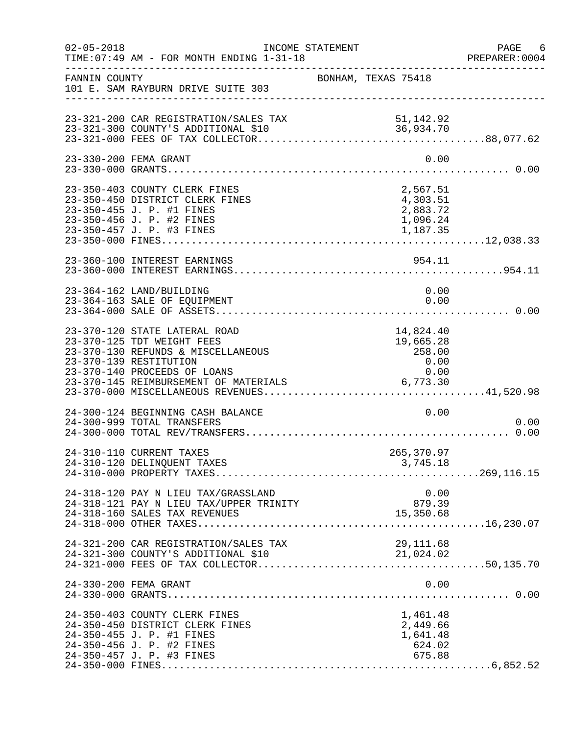FANNIN COUNTY　　　　　　　　　　　　　BONHAM, TEXAS 75418
101 E. SAM RAYBURN DRIVE SUITE 303

| Account | Description | Amount | Total |
|---|---|---|---|
| 23-321-200 | CAR REGISTRATION/SALES TAX | 51,142.92 | |
| 23-321-300 | COUNTY'S ADDITIONAL $10 | 36,934.70 | |
| 23-321-000 | FEES OF TAX COLLECTOR | | 88,077.62 |
| 23-330-200 | FEMA GRANT | 0.00 | |
| 23-330-000 | GRANTS | | 0.00 |
| 23-350-403 | COUNTY CLERK FINES | 2,567.51 | |
| 23-350-450 | DISTRICT CLERK FINES | 4,303.51 | |
| 23-350-455 | J. P. #1 FINES | 2,883.72 | |
| 23-350-456 | J. P. #2 FINES | 1,096.24 | |
| 23-350-457 | J. P. #3 FINES | 1,187.35 | |
| 23-350-000 | FINES | | 12,038.33 |
| 23-360-100 | INTEREST EARNINGS | 954.11 | |
| 23-360-000 | INTEREST EARNINGS | | 954.11 |
| 23-364-162 | LAND/BUILDING | 0.00 | |
| 23-364-163 | SALE OF EQUIPMENT | 0.00 | |
| 23-364-000 | SALE OF ASSETS | | 0.00 |
| 23-370-120 | STATE LATERAL ROAD | 14,824.40 | |
| 23-370-125 | TDT WEIGHT FEES | 19,665.28 | |
| 23-370-130 | REFUNDS & MISCELLANEOUS | 258.00 | |
| 23-370-139 | RESTITUTION | 0.00 | |
| 23-370-140 | PROCEEDS OF LOANS | 0.00 | |
| 23-370-145 | REIMBURSEMENT OF MATERIALS | 6,773.30 | |
| 23-370-000 | MISCELLANEOUS REVENUES | | 41,520.98 |
| 24-300-124 | BEGINNING CASH BALANCE | 0.00 | |
| 24-300-999 | TOTAL TRANSFERS | | 0.00 |
| 24-300-000 | TOTAL REV/TRANSFERS | | 0.00 |
| 24-310-110 | CURRENT TAXES | 265,370.97 | |
| 24-310-120 | DELINQUENT TAXES | 3,745.18 | |
| 24-310-000 | PROPERTY TAXES | | 269,116.15 |
| 24-318-120 | PAY N LIEU TAX/GRASSLAND | 0.00 | |
| 24-318-121 | PAY N LIEU TAX/UPPER TRINITY | 879.39 | |
| 24-318-160 | SALES TAX REVENUES | 15,350.68 | |
| 24-318-000 | OTHER TAXES | | 16,230.07 |
| 24-321-200 | CAR REGISTRATION/SALES TAX | 29,111.68 | |
| 24-321-300 | COUNTY'S ADDITIONAL $10 | 21,024.02 | |
| 24-321-000 | FEES OF TAX COLLECTOR | | 50,135.70 |
| 24-330-200 | FEMA GRANT | 0.00 | |
| 24-330-000 | GRANTS | | 0.00 |
| 24-350-403 | COUNTY CLERK FINES | 1,461.48 | |
| 24-350-450 | DISTRICT CLERK FINES | 2,449.66 | |
| 24-350-455 | J. P. #1 FINES | 1,641.48 | |
| 24-350-456 | J. P. #2 FINES | 624.02 | |
| 24-350-457 | J. P. #3 FINES | 675.88 | |
| 24-350-000 | FINES | | 6,852.52 |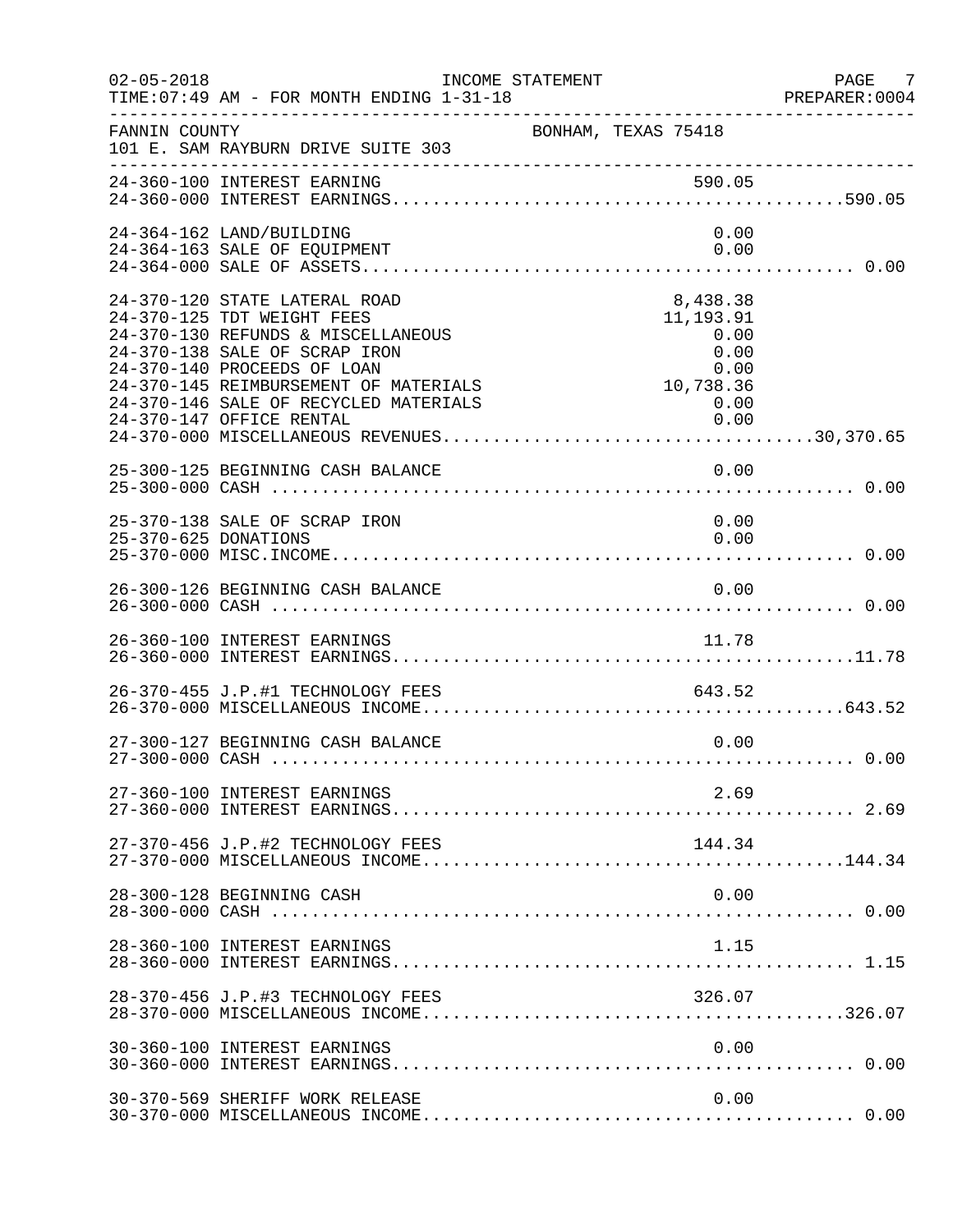INCOME STATEMENT

FOR MONTH ENDING 1-31-18

FANNIN COUNTY — BONHAM, TEXAS 75418

101 E. SAM RAYBURN DRIVE SUITE 303

| | | | |
|---|---|---|---|
| 24-360-100 | INTEREST EARNING | 590.05 | |
| 24-360-000 | INTEREST EARNINGS | | 590.05 |
| 24-364-162 | LAND/BUILDING | 0.00 | |
| 24-364-163 | SALE OF EQUIPMENT | 0.00 | |
| 24-364-000 | SALE OF ASSETS | | 0.00 |
| 24-370-120 | STATE LATERAL ROAD | 8,438.38 | |
| 24-370-125 | TDT WEIGHT FEES | 11,193.91 | |
| 24-370-130 | REFUNDS & MISCELLANEOUS | 0.00 | |
| 24-370-138 | SALE OF SCRAP IRON | 0.00 | |
| 24-370-140 | PROCEEDS OF LOAN | 0.00 | |
| 24-370-145 | REIMBURSEMENT OF MATERIALS | 10,738.36 | |
| 24-370-146 | SALE OF RECYCLED MATERIALS | 0.00 | |
| 24-370-147 | OFFICE RENTAL | 0.00 | |
| 24-370-000 | MISCELLANEOUS REVENUES | | 30,370.65 |
| 25-300-125 | BEGINNING CASH BALANCE | 0.00 | |
| 25-300-000 | CASH | | 0.00 |
| 25-370-138 | SALE OF SCRAP IRON | 0.00 | |
| 25-370-625 | DONATIONS | 0.00 | |
| 25-370-000 | MISC.INCOME | | 0.00 |
| 26-300-126 | BEGINNING CASH BALANCE | 0.00 | |
| 26-300-000 | CASH | | 0.00 |
| 26-360-100 | INTEREST EARNINGS | 11.78 | |
| 26-360-000 | INTEREST EARNINGS | | 11.78 |
| 26-370-455 | J.P.#1 TECHNOLOGY FEES | 643.52 | |
| 26-370-000 | MISCELLANEOUS INCOME | | 643.52 |
| 27-300-127 | BEGINNING CASH BALANCE | 0.00 | |
| 27-300-000 | CASH | | 0.00 |
| 27-360-100 | INTEREST EARNINGS | 2.69 | |
| 27-360-000 | INTEREST EARNINGS | | 2.69 |
| 27-370-456 | J.P.#2 TECHNOLOGY FEES | 144.34 | |
| 27-370-000 | MISCELLANEOUS INCOME | | 144.34 |
| 28-300-128 | BEGINNING CASH | 0.00 | |
| 28-300-000 | CASH | | 0.00 |
| 28-360-100 | INTEREST EARNINGS | 1.15 | |
| 28-360-000 | INTEREST EARNINGS | | 1.15 |
| 28-370-456 | J.P.#3 TECHNOLOGY FEES | 326.07 | |
| 28-370-000 | MISCELLANEOUS INCOME | | 326.07 |
| 30-360-100 | INTEREST EARNINGS | 0.00 | |
| 30-360-000 | INTEREST EARNINGS | | 0.00 |
| 30-370-569 | SHERIFF WORK RELEASE | 0.00 | |
| 30-370-000 | MISCELLANEOUS INCOME | | 0.00 |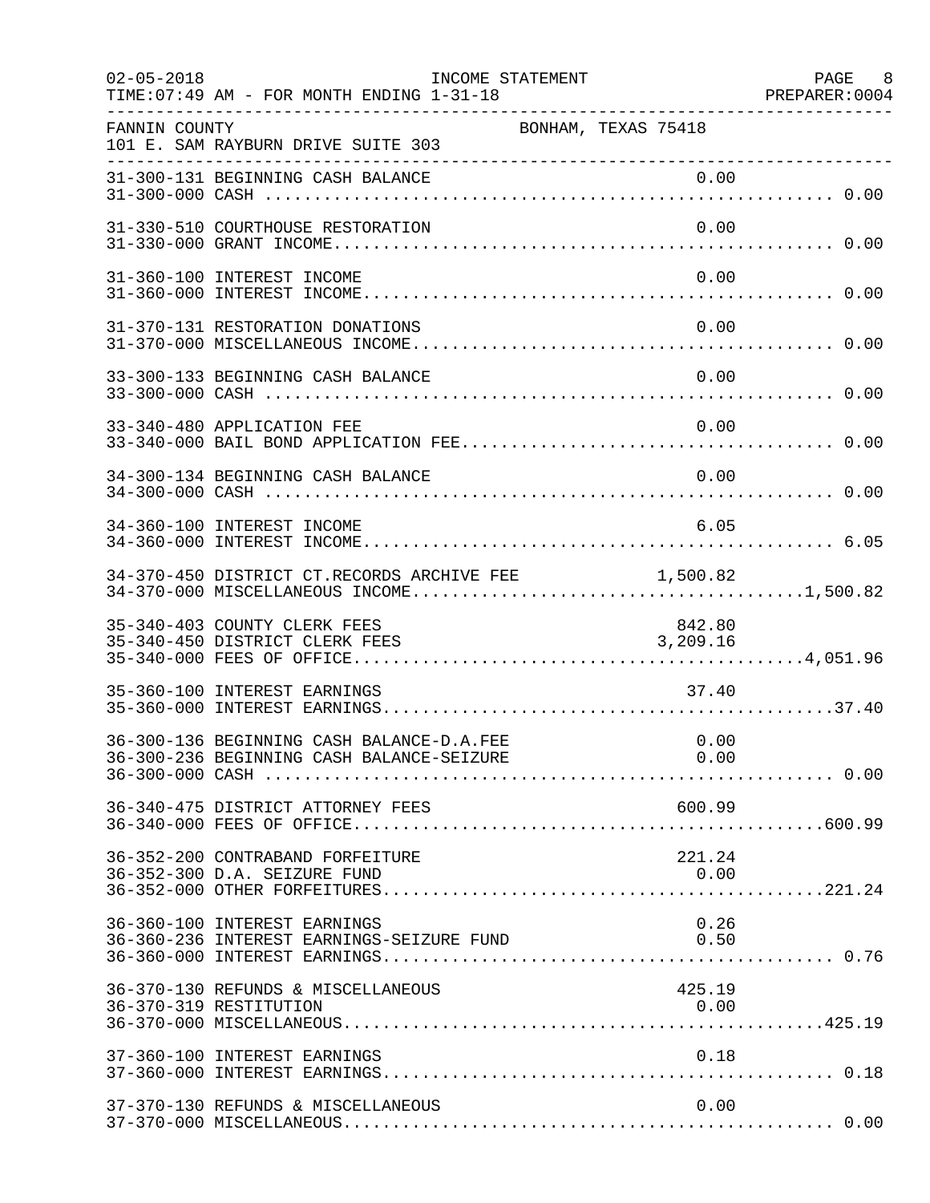02-05-2018 INCOME STATEMENT PAGE 8
TIME:07:49 AM - FOR MONTH ENDING 1-31-18 PREPARER:0004

FANNIN COUNTY BONHAM, TEXAS 75418
101 E. SAM RAYBURN DRIVE SUITE 303

| Account | Description | Detail | Total |
|---|---|---|---|
| 31-300-131 | BEGINNING CASH BALANCE | 0.00 | |
| 31-300-000 | CASH | | 0.00 |
| 31-330-510 | COURTHOUSE RESTORATION | 0.00 | |
| 31-330-000 | GRANT INCOME | | 0.00 |
| 31-360-100 | INTEREST INCOME | 0.00 | |
| 31-360-000 | INTEREST INCOME | | 0.00 |
| 31-370-131 | RESTORATION DONATIONS | 0.00 | |
| 31-370-000 | MISCELLANEOUS INCOME | | 0.00 |
| 33-300-133 | BEGINNING CASH BALANCE | 0.00 | |
| 33-300-000 | CASH | | 0.00 |
| 33-340-480 | APPLICATION FEE | 0.00 | |
| 33-340-000 | BAIL BOND APPLICATION FEE | | 0.00 |
| 34-300-134 | BEGINNING CASH BALANCE | 0.00 | |
| 34-300-000 | CASH | | 0.00 |
| 34-360-100 | INTEREST INCOME | 6.05 | |
| 34-360-000 | INTEREST INCOME | | 6.05 |
| 34-370-450 | DISTRICT CT.RECORDS ARCHIVE FEE | 1,500.82 | |
| 34-370-000 | MISCELLANEOUS INCOME | | 1,500.82 |
| 35-340-403 | COUNTY CLERK FEES | 842.80 | |
| 35-340-450 | DISTRICT CLERK FEES | 3,209.16 | |
| 35-340-000 | FEES OF OFFICE | | 4,051.96 |
| 35-360-100 | INTEREST EARNINGS | 37.40 | |
| 35-360-000 | INTEREST EARNINGS | | 37.40 |
| 36-300-136 | BEGINNING CASH BALANCE-D.A.FEE | 0.00 | |
| 36-300-236 | BEGINNING CASH BALANCE-SEIZURE | 0.00 | |
| 36-300-000 | CASH | | 0.00 |
| 36-340-475 | DISTRICT ATTORNEY FEES | 600.99 | |
| 36-340-000 | FEES OF OFFICE | | 600.99 |
| 36-352-200 | CONTRABAND FORFEITURE | 221.24 | |
| 36-352-300 | D.A. SEIZURE FUND | 0.00 | |
| 36-352-000 | OTHER FORFEITURES | | 221.24 |
| 36-360-100 | INTEREST EARNINGS | 0.26 | |
| 36-360-236 | INTEREST EARNINGS-SEIZURE FUND | 0.50 | |
| 36-360-000 | INTEREST EARNINGS | | 0.76 |
| 36-370-130 | REFUNDS & MISCELLANEOUS | 425.19 | |
| 36-370-319 | RESTITUTION | 0.00 | |
| 36-370-000 | MISCELLANEOUS | | 425.19 |
| 37-360-100 | INTEREST EARNINGS | 0.18 | |
| 37-360-000 | INTEREST EARNINGS | | 0.18 |
| 37-370-130 | REFUNDS & MISCELLANEOUS | 0.00 | |
| 37-370-000 | MISCELLANEOUS | | 0.00 |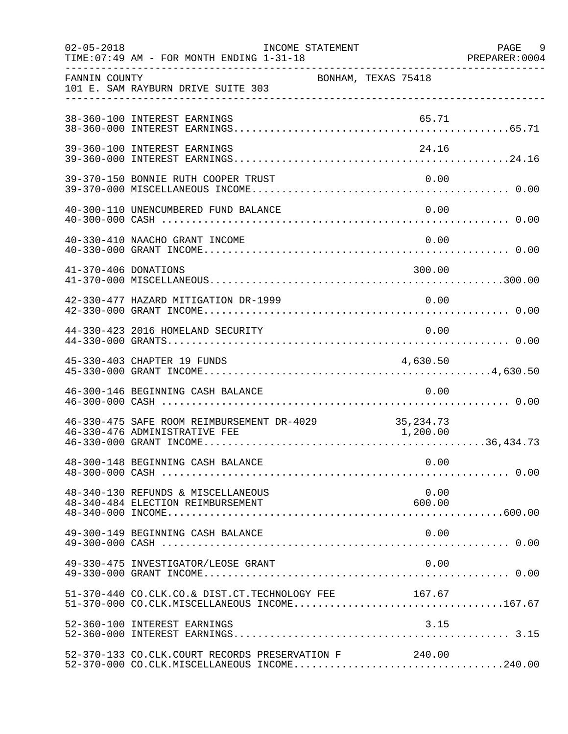INCOME STATEMENT

TIME:07:49 AM - FOR MONTH ENDING 1-31-18

FANNIN COUNTY — BONHAM, TEXAS 75418

101 E. SAM RAYBURN DRIVE SUITE 303

| | | | |
|---|---|---|---|
| 38-360-100 | INTEREST EARNINGS | 65.71 | |
| 38-360-000 | INTEREST EARNINGS | | 65.71 |
| 39-360-100 | INTEREST EARNINGS | 24.16 | |
| 39-360-000 | INTEREST EARNINGS | | 24.16 |
| 39-370-150 | BONNIE RUTH COOPER TRUST | 0.00 | |
| 39-370-000 | MISCELLANEOUS INCOME | | 0.00 |
| 40-300-110 | UNENCUMBERED FUND BALANCE | 0.00 | |
| 40-300-000 | CASH | | 0.00 |
| 40-330-410 | NAACHO GRANT INCOME | 0.00 | |
| 40-330-000 | GRANT INCOME | | 0.00 |
| 41-370-406 | DONATIONS | 300.00 | |
| 41-370-000 | MISCELLANEOUS | | 300.00 |
| 42-330-477 | HAZARD MITIGATION DR-1999 | 0.00 | |
| 42-330-000 | GRANT INCOME | | 0.00 |
| 44-330-423 | 2016 HOMELAND SECURITY | 0.00 | |
| 44-330-000 | GRANTS | | 0.00 |
| 45-330-403 | CHAPTER 19 FUNDS | 4,630.50 | |
| 45-330-000 | GRANT INCOME | | 4,630.50 |
| 46-300-146 | BEGINNING CASH BALANCE | 0.00 | |
| 46-300-000 | CASH | | 0.00 |
| 46-330-475 | SAFE ROOM REIMBURSEMENT DR-4029 | 35,234.73 | |
| 46-330-476 | ADMINISTRATIVE FEE | 1,200.00 | |
| 46-330-000 | GRANT INCOME | | 36,434.73 |
| 48-300-148 | BEGINNING CASH BALANCE | 0.00 | |
| 48-300-000 | CASH | | 0.00 |
| 48-340-130 | REFUNDS & MISCELLANEOUS | 0.00 | |
| 48-340-484 | ELECTION REIMBURSEMENT | 600.00 | |
| 48-340-000 | INCOME | | 600.00 |
| 49-300-149 | BEGINNING CASH BALANCE | 0.00 | |
| 49-300-000 | CASH | | 0.00 |
| 49-330-475 | INVESTIGATOR/LEOSE GRANT | 0.00 | |
| 49-330-000 | GRANT INCOME | | 0.00 |
| 51-370-440 | CO.CLK.CO.& DIST.CT.TECHNOLOGY FEE | 167.67 | |
| 51-370-000 | CO.CLK.MISCELLANEOUS INCOME | | 167.67 |
| 52-360-100 | INTEREST EARNINGS | 3.15 | |
| 52-360-000 | INTEREST EARNINGS | | 3.15 |
| 52-370-133 | CO.CLK.COURT RECORDS PRESERVATION F | 240.00 | |
| 52-370-000 | CO.CLK.MISCELLANEOUS INCOME | | 240.00 |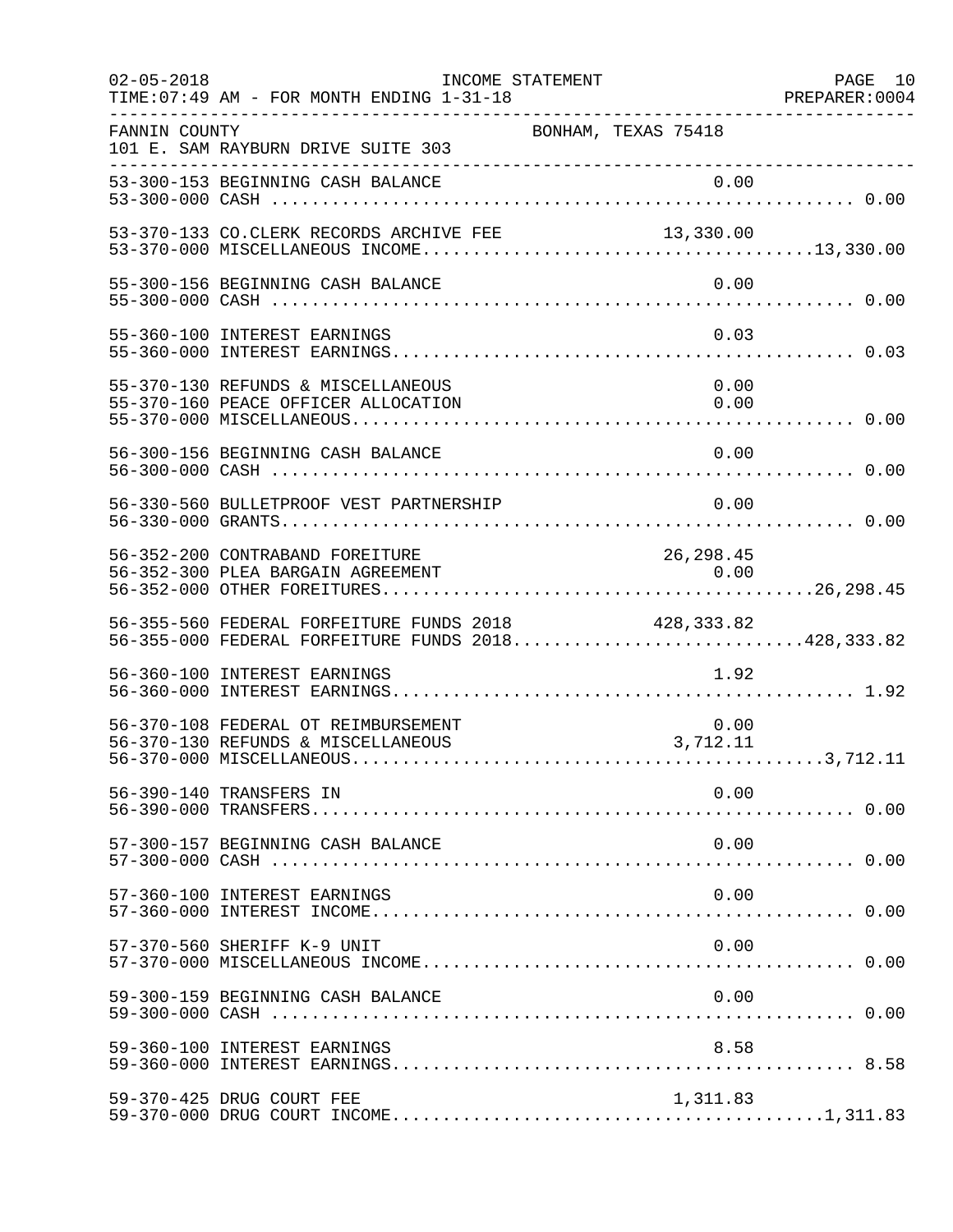INCOME STATEMENT
02-05-2018 TIME:07:49 AM - FOR MONTH ENDING 1-31-18 PREPARER:0004

FANNIN COUNTY BONHAM, TEXAS 75418
101 E. SAM RAYBURN DRIVE SUITE 303

| | | |
|---|---|---|
| 53-300-153 BEGINNING CASH BALANCE | 0.00 | |
| 53-300-000 CASH | | 0.00 |
| 53-370-133 CO.CLERK RECORDS ARCHIVE FEE | 13,330.00 | |
| 53-370-000 MISCELLANEOUS INCOME | | 13,330.00 |
| 55-300-156 BEGINNING CASH BALANCE | 0.00 | |
| 55-300-000 CASH | | 0.00 |
| 55-360-100 INTEREST EARNINGS | 0.03 | |
| 55-360-000 INTEREST EARNINGS | | 0.03 |
| 55-370-130 REFUNDS & MISCELLANEOUS | 0.00 | |
| 55-370-160 PEACE OFFICER ALLOCATION | 0.00 | |
| 55-370-000 MISCELLANEOUS | | 0.00 |
| 56-300-156 BEGINNING CASH BALANCE | 0.00 | |
| 56-300-000 CASH | | 0.00 |
| 56-330-560 BULLETPROOF VEST PARTNERSHIP | 0.00 | |
| 56-330-000 GRANTS | | 0.00 |
| 56-352-200 CONTRABAND FOREITURE | 26,298.45 | |
| 56-352-300 PLEA BARGAIN AGREEMENT | 0.00 | |
| 56-352-000 OTHER FOREITURES | | 26,298.45 |
| 56-355-560 FEDERAL FORFEITURE FUNDS 2018 | 428,333.82 | |
| 56-355-000 FEDERAL FORFEITURE FUNDS 2018 | | 428,333.82 |
| 56-360-100 INTEREST EARNINGS | 1.92 | |
| 56-360-000 INTEREST EARNINGS | | 1.92 |
| 56-370-108 FEDERAL OT REIMBURSEMENT | 0.00 | |
| 56-370-130 REFUNDS & MISCELLANEOUS | 3,712.11 | |
| 56-370-000 MISCELLANEOUS | | 3,712.11 |
| 56-390-140 TRANSFERS IN | 0.00 | |
| 56-390-000 TRANSFERS | | 0.00 |
| 57-300-157 BEGINNING CASH BALANCE | 0.00 | |
| 57-300-000 CASH | | 0.00 |
| 57-360-100 INTEREST EARNINGS | 0.00 | |
| 57-360-000 INTEREST INCOME | | 0.00 |
| 57-370-560 SHERIFF K-9 UNIT | 0.00 | |
| 57-370-000 MISCELLANEOUS INCOME | | 0.00 |
| 59-300-159 BEGINNING CASH BALANCE | 0.00 | |
| 59-300-000 CASH | | 0.00 |
| 59-360-100 INTEREST EARNINGS | 8.58 | |
| 59-360-000 INTEREST EARNINGS | | 8.58 |
| 59-370-425 DRUG COURT FEE | 1,311.83 | |
| 59-370-000 DRUG COURT INCOME | | 1,311.83 |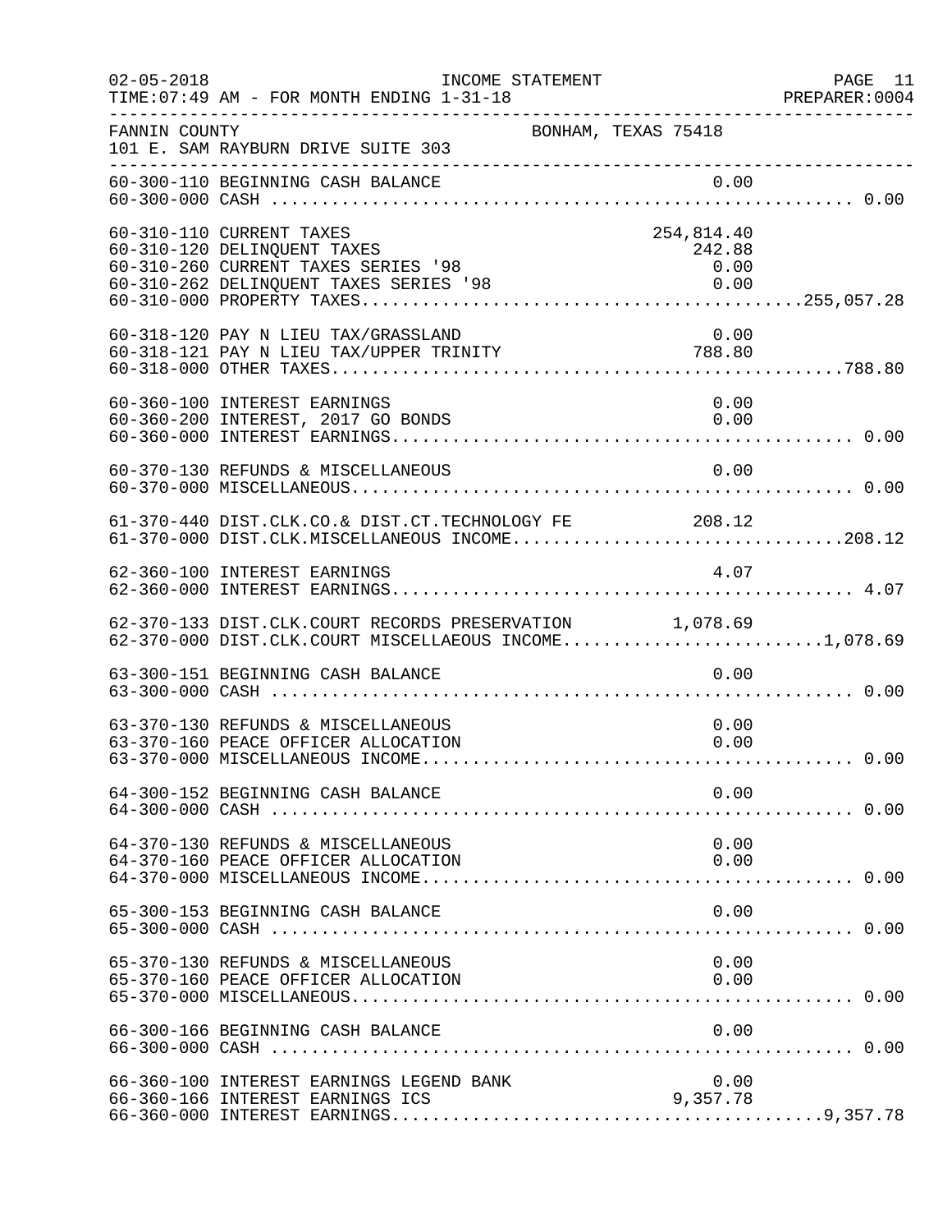02-05-2018 INCOME STATEMENT
TIME:07:49 AM - FOR MONTH ENDING 1-31-18 PREPARER:0004

FANNIN COUNTY BONHAM, TEXAS 75418
101 E. SAM RAYBURN DRIVE SUITE 303

| | | |
|---|---|---|
| 60-300-110 BEGINNING CASH BALANCE | 0.00 | |
| 60-300-000 CASH | | 0.00 |
| 60-310-110 CURRENT TAXES | 254,814.40 | |
| 60-310-120 DELINQUENT TAXES | 242.88 | |
| 60-310-260 CURRENT TAXES SERIES '98 | 0.00 | |
| 60-310-262 DELINQUENT TAXES SERIES '98 | 0.00 | |
| 60-310-000 PROPERTY TAXES | | 255,057.28 |
| 60-318-120 PAY N LIEU TAX/GRASSLAND | 0.00 | |
| 60-318-121 PAY N LIEU TAX/UPPER TRINITY | 788.80 | |
| 60-318-000 OTHER TAXES | | 788.80 |
| 60-360-100 INTEREST EARNINGS | 0.00 | |
| 60-360-200 INTEREST, 2017 GO BONDS | 0.00 | |
| 60-360-000 INTEREST EARNINGS | | 0.00 |
| 60-370-130 REFUNDS & MISCELLANEOUS | 0.00 | |
| 60-370-000 MISCELLANEOUS | | 0.00 |
| 61-370-440 DIST.CLK.CO.& DIST.CT.TECHNOLOGY FE | 208.12 | |
| 61-370-000 DIST.CLK.MISCELLANEOUS INCOME | | 208.12 |
| 62-360-100 INTEREST EARNINGS | 4.07 | |
| 62-360-000 INTEREST EARNINGS | | 4.07 |
| 62-370-133 DIST.CLK.COURT RECORDS PRESERVATION | 1,078.69 | |
| 62-370-000 DIST.CLK.COURT MISCELLAEOUS INCOME | | 1,078.69 |
| 63-300-151 BEGINNING CASH BALANCE | 0.00 | |
| 63-300-000 CASH | | 0.00 |
| 63-370-130 REFUNDS & MISCELLANEOUS | 0.00 | |
| 63-370-160 PEACE OFFICER ALLOCATION | 0.00 | |
| 63-370-000 MISCELLANEOUS INCOME | | 0.00 |
| 64-300-152 BEGINNING CASH BALANCE | 0.00 | |
| 64-300-000 CASH | | 0.00 |
| 64-370-130 REFUNDS & MISCELLANEOUS | 0.00 | |
| 64-370-160 PEACE OFFICER ALLOCATION | 0.00 | |
| 64-370-000 MISCELLANEOUS INCOME | | 0.00 |
| 65-300-153 BEGINNING CASH BALANCE | 0.00 | |
| 65-300-000 CASH | | 0.00 |
| 65-370-130 REFUNDS & MISCELLANEOUS | 0.00 | |
| 65-370-160 PEACE OFFICER ALLOCATION | 0.00 | |
| 65-370-000 MISCELLANEOUS | | 0.00 |
| 66-300-166 BEGINNING CASH BALANCE | 0.00 | |
| 66-300-000 CASH | | 0.00 |
| 66-360-100 INTEREST EARNINGS LEGEND BANK | 0.00 | |
| 66-360-166 INTEREST EARNINGS ICS | 9,357.78 | |
| 66-360-000 INTEREST EARNINGS | | 9,357.78 |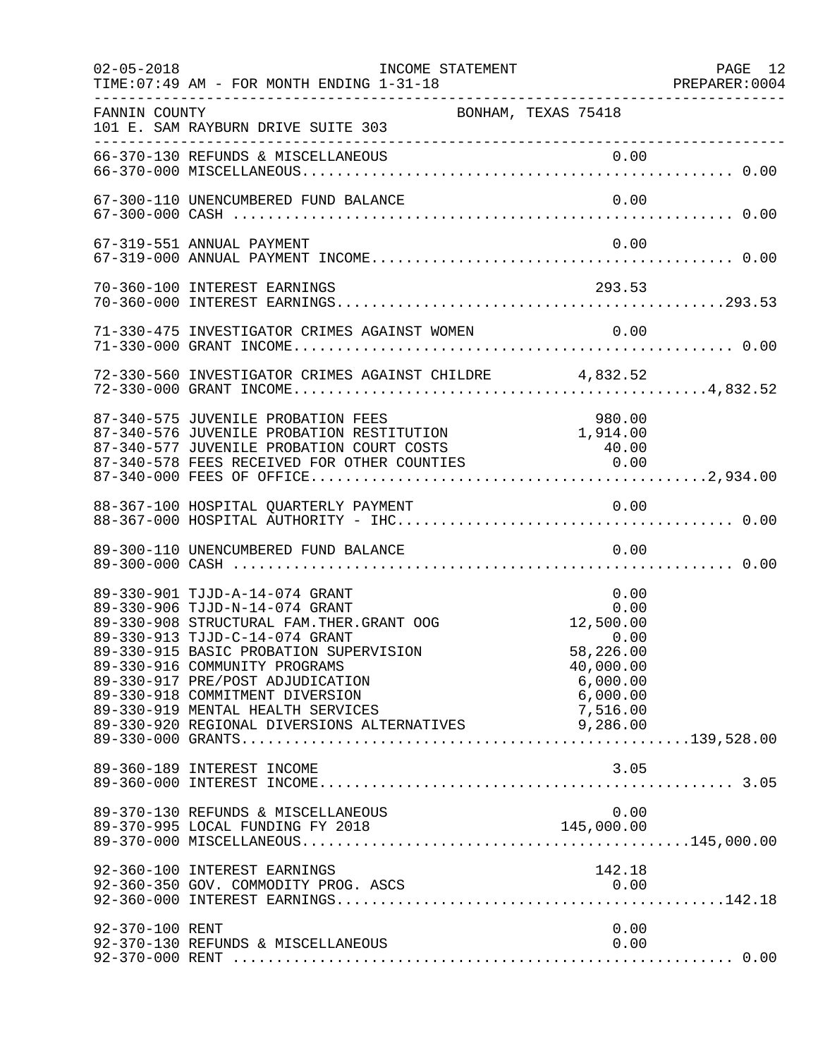02-05-2018 INCOME STATEMENT
TIME:07:49 AM - FOR MONTH ENDING 1-31-18 PREPARER:0004

FANNIN COUNTY BONHAM, TEXAS 75418
101 E. SAM RAYBURN DRIVE SUITE 303

| | | | |
|---|---|---|---|
| 66-370-130 | REFUNDS & MISCELLANEOUS | 0.00 | |
| 66-370-000 | MISCELLANEOUS | | 0.00 |
| 67-300-110 | UNENCUMBERED FUND BALANCE | 0.00 | |
| 67-300-000 | CASH | | 0.00 |
| 67-319-551 | ANNUAL PAYMENT | 0.00 | |
| 67-319-000 | ANNUAL PAYMENT INCOME | | 0.00 |
| 70-360-100 | INTEREST EARNINGS | 293.53 | |
| 70-360-000 | INTEREST EARNINGS | | 293.53 |
| 71-330-475 | INVESTIGATOR CRIMES AGAINST WOMEN | 0.00 | |
| 71-330-000 | GRANT INCOME | | 0.00 |
| 72-330-560 | INVESTIGATOR CRIMES AGAINST CHILDRE | 4,832.52 | |
| 72-330-000 | GRANT INCOME | | 4,832.52 |
| 87-340-575 | JUVENILE PROBATION FEES | 980.00 | |
| 87-340-576 | JUVENILE PROBATION RESTITUTION | 1,914.00 | |
| 87-340-577 | JUVENILE PROBATION COURT COSTS | 40.00 | |
| 87-340-578 | FEES RECEIVED FOR OTHER COUNTIES | 0.00 | |
| 87-340-000 | FEES OF OFFICE | | 2,934.00 |
| 88-367-100 | HOSPITAL QUARTERLY PAYMENT | 0.00 | |
| 88-367-000 | HOSPITAL AUTHORITY - IHC | | 0.00 |
| 89-300-110 | UNENCUMBERED FUND BALANCE | 0.00 | |
| 89-300-000 | CASH | | 0.00 |
| 89-330-901 | TJJD-A-14-074 GRANT | 0.00 | |
| 89-330-906 | TJJD-N-14-074 GRANT | 0.00 | |
| 89-330-908 | STRUCTURAL FAM.THER.GRANT OOG | 12,500.00 | |
| 89-330-913 | TJJD-C-14-074 GRANT | 0.00 | |
| 89-330-915 | BASIC PROBATION SUPERVISION | 58,226.00 | |
| 89-330-916 | COMMUNITY PROGRAMS | 40,000.00 | |
| 89-330-917 | PRE/POST ADJUDICATION | 6,000.00 | |
| 89-330-918 | COMMITMENT DIVERSION | 6,000.00 | |
| 89-330-919 | MENTAL HEALTH SERVICES | 7,516.00 | |
| 89-330-920 | REGIONAL DIVERSIONS ALTERNATIVES | 9,286.00 | |
| 89-330-000 | GRANTS | | 139,528.00 |
| 89-360-189 | INTEREST INCOME | 3.05 | |
| 89-360-000 | INTEREST INCOME | | 3.05 |
| 89-370-130 | REFUNDS & MISCELLANEOUS | 0.00 | |
| 89-370-995 | LOCAL FUNDING FY 2018 | 145,000.00 | |
| 89-370-000 | MISCELLANEOUS | | 145,000.00 |
| 92-360-100 | INTEREST EARNINGS | 142.18 | |
| 92-360-350 | GOV. COMMODITY PROG. ASCS | 0.00 | |
| 92-360-000 | INTEREST EARNINGS | | 142.18 |
| 92-370-100 | RENT | 0.00 | |
| 92-370-130 | REFUNDS & MISCELLANEOUS | 0.00 | |
| 92-370-000 | RENT | | 0.00 |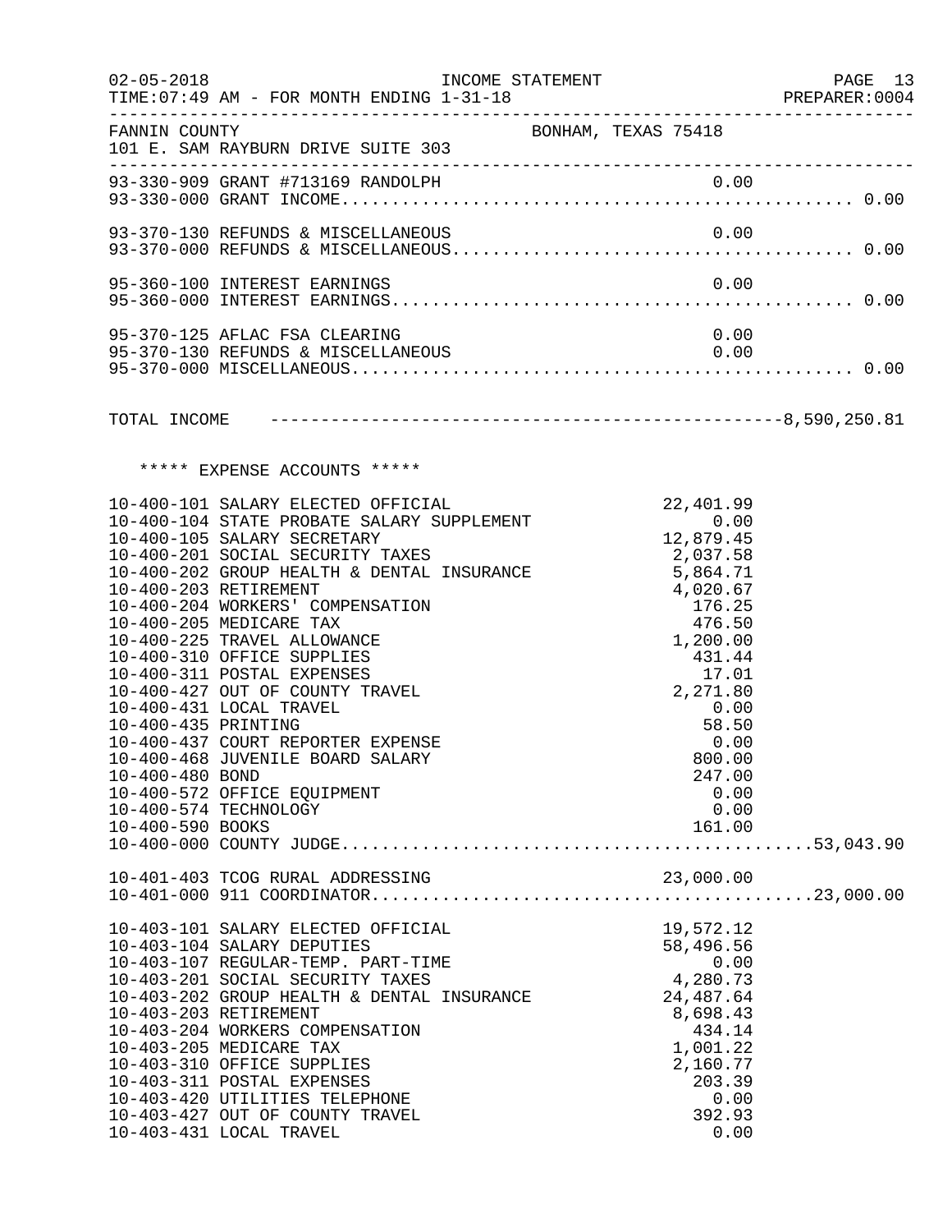FANNIN COUNTY　　　　　　　　　　BONHAM, TEXAS 75418
101 E. SAM RAYBURN DRIVE SUITE 303

INCOME STATEMENT
TIME:07:49 AM - FOR MONTH ENDING 1-31-18

| | | |
|---|---|---|
| 93-330-909 GRANT #713169 RANDOLPH | 0.00 | |
| 93-330-000 GRANT INCOME | | 0.00 |
| 93-370-130 REFUNDS & MISCELLANEOUS | 0.00 | |
| 93-370-000 REFUNDS & MISCELLANEOUS | | 0.00 |
| 95-360-100 INTEREST EARNINGS | 0.00 | |
| 95-360-000 INTEREST EARNINGS | | 0.00 |
| 95-370-125 AFLAC FSA CLEARING | 0.00 | |
| 95-370-130 REFUNDS & MISCELLANEOUS | 0.00 | |
| 95-370-000 MISCELLANEOUS | | 0.00 |
| TOTAL INCOME | | 8,590,250.81 |

***** EXPENSE ACCOUNTS *****

| | | |
|---|---|---|
| 10-400-101 SALARY ELECTED OFFICIAL | 22,401.99 | |
| 10-400-104 STATE PROBATE SALARY SUPPLEMENT | 0.00 | |
| 10-400-105 SALARY SECRETARY | 12,879.45 | |
| 10-400-201 SOCIAL SECURITY TAXES | 2,037.58 | |
| 10-400-202 GROUP HEALTH & DENTAL INSURANCE | 5,864.71 | |
| 10-400-203 RETIREMENT | 4,020.67 | |
| 10-400-204 WORKERS' COMPENSATION | 176.25 | |
| 10-400-205 MEDICARE TAX | 476.50 | |
| 10-400-225 TRAVEL ALLOWANCE | 1,200.00 | |
| 10-400-310 OFFICE SUPPLIES | 431.44 | |
| 10-400-311 POSTAL EXPENSES | 17.01 | |
| 10-400-427 OUT OF COUNTY TRAVEL | 2,271.80 | |
| 10-400-431 LOCAL TRAVEL | 0.00 | |
| 10-400-435 PRINTING | 58.50 | |
| 10-400-437 COURT REPORTER EXPENSE | 0.00 | |
| 10-400-468 JUVENILE BOARD SALARY | 800.00 | |
| 10-400-480 BOND | 247.00 | |
| 10-400-572 OFFICE EQUIPMENT | 0.00 | |
| 10-400-574 TECHNOLOGY | 0.00 | |
| 10-400-590 BOOKS | 161.00 | |
| 10-400-000 COUNTY JUDGE | | 53,043.90 |
| 10-401-403 TCOG RURAL ADDRESSING | 23,000.00 | |
| 10-401-000 911 COORDINATOR | | 23,000.00 |
| 10-403-101 SALARY ELECTED OFFICIAL | 19,572.12 | |
| 10-403-104 SALARY DEPUTIES | 58,496.56 | |
| 10-403-107 REGULAR-TEMP. PART-TIME | 0.00 | |
| 10-403-201 SOCIAL SECURITY TAXES | 4,280.73 | |
| 10-403-202 GROUP HEALTH & DENTAL INSURANCE | 24,487.64 | |
| 10-403-203 RETIREMENT | 8,698.43 | |
| 10-403-204 WORKERS COMPENSATION | 434.14 | |
| 10-403-205 MEDICARE TAX | 1,001.22 | |
| 10-403-310 OFFICE SUPPLIES | 2,160.77 | |
| 10-403-311 POSTAL EXPENSES | 203.39 | |
| 10-403-420 UTILITIES TELEPHONE | 0.00 | |
| 10-403-427 OUT OF COUNTY TRAVEL | 392.93 | |
| 10-403-431 LOCAL TRAVEL | 0.00 | |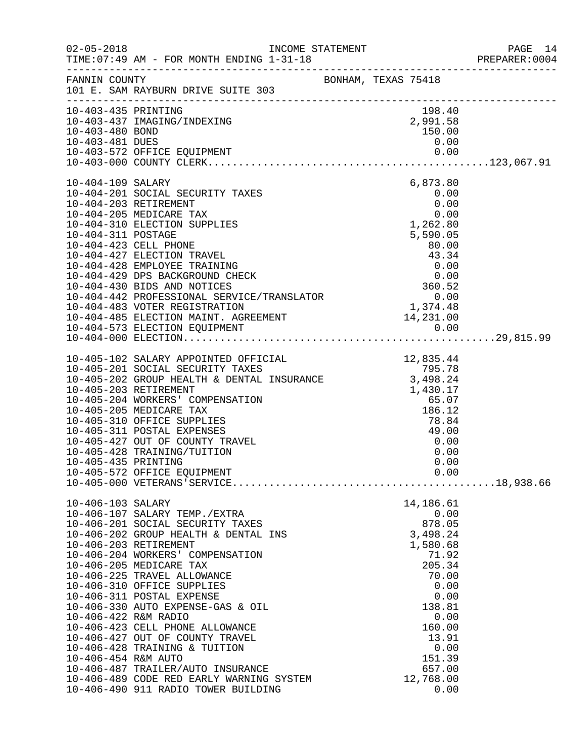INCOME STATEMENT

TIME:07:49 AM - FOR MONTH ENDING 1-31-18

FANNIN COUNTY BONHAM, TEXAS 75418

101 E. SAM RAYBURN DRIVE SUITE 303

| | | | |
|---|---|---|---|
| 10-403-435 | PRINTING | 198.40 | |
| 10-403-437 | IMAGING/INDEXING | 2,991.58 | |
| 10-403-480 | BOND | 150.00 | |
| 10-403-481 | DUES | 0.00 | |
| 10-403-572 | OFFICE EQUIPMENT | 0.00 | |
| 10-403-000 | COUNTY CLERK | | 123,067.91 |
| 10-404-109 | SALARY | 6,873.80 | |
| 10-404-201 | SOCIAL SECURITY TAXES | 0.00 | |
| 10-404-203 | RETIREMENT | 0.00 | |
| 10-404-205 | MEDICARE TAX | 0.00 | |
| 10-404-310 | ELECTION SUPPLIES | 1,262.80 | |
| 10-404-311 | POSTAGE | 5,590.05 | |
| 10-404-423 | CELL PHONE | 80.00 | |
| 10-404-427 | ELECTION TRAVEL | 43.34 | |
| 10-404-428 | EMPLOYEE TRAINING | 0.00 | |
| 10-404-429 | DPS BACKGROUND CHECK | 0.00 | |
| 10-404-430 | BIDS AND NOTICES | 360.52 | |
| 10-404-442 | PROFESSIONAL SERVICE/TRANSLATOR | 0.00 | |
| 10-404-483 | VOTER REGISTRATION | 1,374.48 | |
| 10-404-485 | ELECTION MAINT. AGREEMENT | 14,231.00 | |
| 10-404-573 | ELECTION EQUIPMENT | 0.00 | |
| 10-404-000 | ELECTION | | 29,815.99 |
| 10-405-102 | SALARY APPOINTED OFFICIAL | 12,835.44 | |
| 10-405-201 | SOCIAL SECURITY TAXES | 795.78 | |
| 10-405-202 | GROUP HEALTH & DENTAL INSURANCE | 3,498.24 | |
| 10-405-203 | RETIREMENT | 1,430.17 | |
| 10-405-204 | WORKERS' COMPENSATION | 65.07 | |
| 10-405-205 | MEDICARE TAX | 186.12 | |
| 10-405-310 | OFFICE SUPPLIES | 78.84 | |
| 10-405-311 | POSTAL EXPENSES | 49.00 | |
| 10-405-427 | OUT OF COUNTY TRAVEL | 0.00 | |
| 10-405-428 | TRAINING/TUITION | 0.00 | |
| 10-405-435 | PRINTING | 0.00 | |
| 10-405-572 | OFFICE EQUIPMENT | 0.00 | |
| 10-405-000 | VETERANS'SERVICE | | 18,938.66 |
| 10-406-103 | SALARY | 14,186.61 | |
| 10-406-107 | SALARY TEMP./EXTRA | 0.00 | |
| 10-406-201 | SOCIAL SECURITY TAXES | 878.05 | |
| 10-406-202 | GROUP HEALTH & DENTAL INS | 3,498.24 | |
| 10-406-203 | RETIREMENT | 1,580.68 | |
| 10-406-204 | WORKERS' COMPENSATION | 71.92 | |
| 10-406-205 | MEDICARE TAX | 205.34 | |
| 10-406-225 | TRAVEL ALLOWANCE | 70.00 | |
| 10-406-310 | OFFICE SUPPLIES | 0.00 | |
| 10-406-311 | POSTAL EXPENSE | 0.00 | |
| 10-406-330 | AUTO EXPENSE-GAS & OIL | 138.81 | |
| 10-406-422 | R&M RADIO | 0.00 | |
| 10-406-423 | CELL PHONE ALLOWANCE | 160.00 | |
| 10-406-427 | OUT OF COUNTY TRAVEL | 13.91 | |
| 10-406-428 | TRAINING & TUITION | 0.00 | |
| 10-406-454 | R&M AUTO | 151.39 | |
| 10-406-487 | TRAILER/AUTO INSURANCE | 657.00 | |
| 10-406-489 | CODE RED EARLY WARNING SYSTEM | 12,768.00 | |
| 10-406-490 | 911 RADIO TOWER BUILDING | 0.00 | |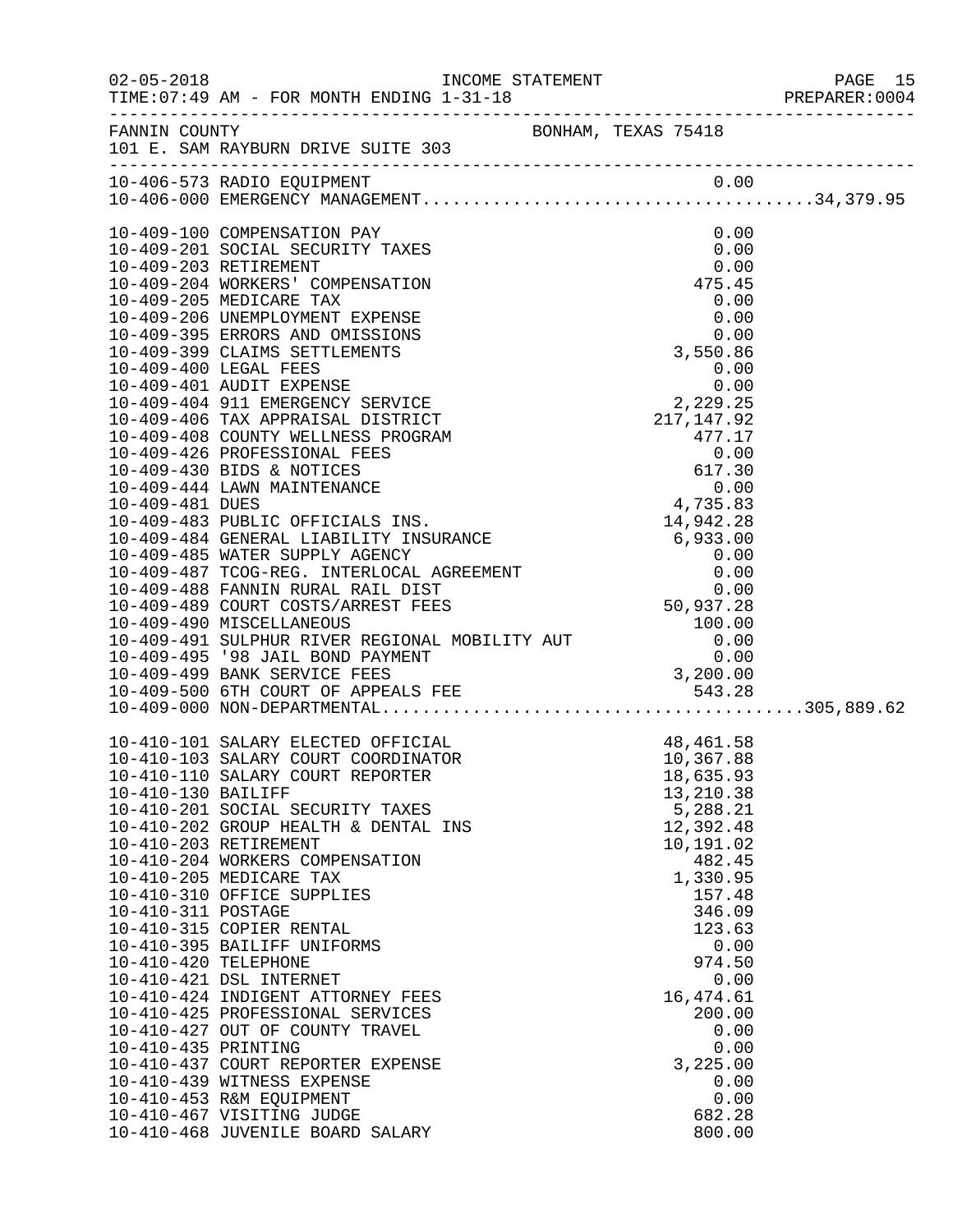02-05-2018 INCOME STATEMENT
TIME:07:49 AM - FOR MONTH ENDING 1-31-18 PREPARER:0004

FANNIN COUNTY BONHAM, TEXAS 75418
101 E. SAM RAYBURN DRIVE SUITE 303

| | | |
|---|---|---|
| 10-406-573 RADIO EQUIPMENT | 0.00 | |
| 10-406-000 EMERGENCY MANAGEMENT | | 34,379.95 |
| 10-409-100 COMPENSATION PAY | 0.00 | |
| 10-409-201 SOCIAL SECURITY TAXES | 0.00 | |
| 10-409-203 RETIREMENT | 0.00 | |
| 10-409-204 WORKERS' COMPENSATION | 475.45 | |
| 10-409-205 MEDICARE TAX | 0.00 | |
| 10-409-206 UNEMPLOYMENT EXPENSE | 0.00 | |
| 10-409-395 ERRORS AND OMISSIONS | 0.00 | |
| 10-409-399 CLAIMS SETTLEMENTS | 3,550.86 | |
| 10-409-400 LEGAL FEES | 0.00 | |
| 10-409-401 AUDIT EXPENSE | 0.00 | |
| 10-409-404 911 EMERGENCY SERVICE | 2,229.25 | |
| 10-409-406 TAX APPRAISAL DISTRICT | 217,147.92 | |
| 10-409-408 COUNTY WELLNESS PROGRAM | 477.17 | |
| 10-409-426 PROFESSIONAL FEES | 0.00 | |
| 10-409-430 BIDS & NOTICES | 617.30 | |
| 10-409-444 LAWN MAINTENANCE | 0.00 | |
| 10-409-481 DUES | 4,735.83 | |
| 10-409-483 PUBLIC OFFICIALS INS. | 14,942.28 | |
| 10-409-484 GENERAL LIABILITY INSURANCE | 6,933.00 | |
| 10-409-485 WATER SUPPLY AGENCY | 0.00 | |
| 10-409-487 TCOG-REG. INTERLOCAL AGREEMENT | 0.00 | |
| 10-409-488 FANNIN RURAL RAIL DIST | 0.00 | |
| 10-409-489 COURT COSTS/ARREST FEES | 50,937.28 | |
| 10-409-490 MISCELLANEOUS | 100.00 | |
| 10-409-491 SULPHUR RIVER REGIONAL MOBILITY AUT | 0.00 | |
| 10-409-495 '98 JAIL BOND PAYMENT | 0.00 | |
| 10-409-499 BANK SERVICE FEES | 3,200.00 | |
| 10-409-500 6TH COURT OF APPEALS FEE | 543.28 | |
| 10-409-000 NON-DEPARTMENTAL | | 305,889.62 |
| 10-410-101 SALARY ELECTED OFFICIAL | 48,461.58 | |
| 10-410-103 SALARY COURT COORDINATOR | 10,367.88 | |
| 10-410-110 SALARY COURT REPORTER | 18,635.93 | |
| 10-410-130 BAILIFF | 13,210.38 | |
| 10-410-201 SOCIAL SECURITY TAXES | 5,288.21 | |
| 10-410-202 GROUP HEALTH & DENTAL INS | 12,392.48 | |
| 10-410-203 RETIREMENT | 10,191.02 | |
| 10-410-204 WORKERS COMPENSATION | 482.45 | |
| 10-410-205 MEDICARE TAX | 1,330.95 | |
| 10-410-310 OFFICE SUPPLIES | 157.48 | |
| 10-410-311 POSTAGE | 346.09 | |
| 10-410-315 COPIER RENTAL | 123.63 | |
| 10-410-395 BAILIFF UNIFORMS | 0.00 | |
| 10-410-420 TELEPHONE | 974.50 | |
| 10-410-421 DSL INTERNET | 0.00 | |
| 10-410-424 INDIGENT ATTORNEY FEES | 16,474.61 | |
| 10-410-425 PROFESSIONAL SERVICES | 200.00 | |
| 10-410-427 OUT OF COUNTY TRAVEL | 0.00 | |
| 10-410-435 PRINTING | 0.00 | |
| 10-410-437 COURT REPORTER EXPENSE | 3,225.00 | |
| 10-410-439 WITNESS EXPENSE | 0.00 | |
| 10-410-453 R&M EQUIPMENT | 0.00 | |
| 10-410-467 VISITING JUDGE | 682.28 | |
| 10-410-468 JUVENILE BOARD SALARY | 800.00 | |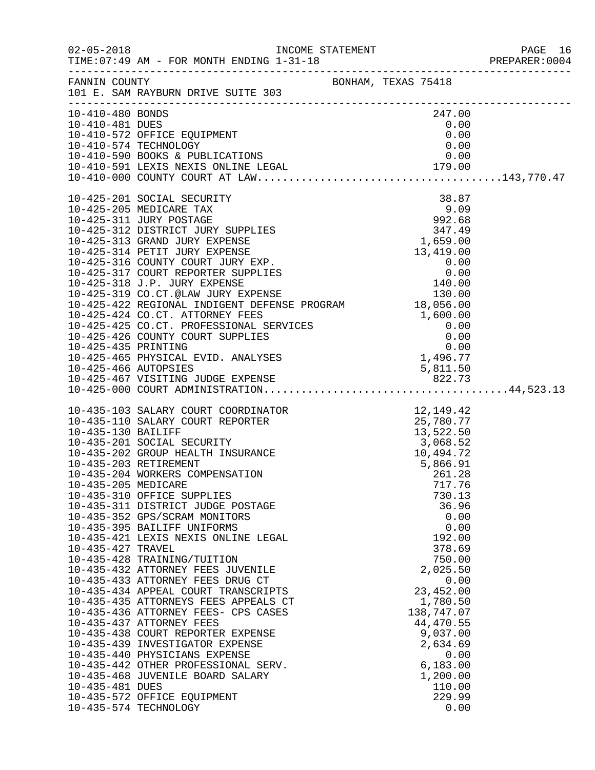INCOME STATEMENT

02-05-2018
TIME:07:49 AM - FOR MONTH ENDING 1-31-18
PREPARER:0004

FANNIN COUNTY
101 E. SAM RAYBURN DRIVE SUITE 303
BONHAM, TEXAS 75418

| | | |
|---|---|---|
| 10-410-480 BONDS | 247.00 | |
| 10-410-481 DUES | 0.00 | |
| 10-410-572 OFFICE EQUIPMENT | 0.00 | |
| 10-410-574 TECHNOLOGY | 0.00 | |
| 10-410-590 BOOKS & PUBLICATIONS | 0.00 | |
| 10-410-591 LEXIS NEXIS ONLINE LEGAL | 179.00 | |
| 10-410-000 COUNTY COURT AT LAW | | 143,770.47 |
| 10-425-201 SOCIAL SECURITY | 38.87 | |
| 10-425-205 MEDICARE TAX | 9.09 | |
| 10-425-311 JURY POSTAGE | 992.68 | |
| 10-425-312 DISTRICT JURY SUPPLIES | 347.49 | |
| 10-425-313 GRAND JURY EXPENSE | 1,659.00 | |
| 10-425-314 PETIT JURY EXPENSE | 13,419.00 | |
| 10-425-316 COUNTY COURT JURY EXP. | 0.00 | |
| 10-425-317 COURT REPORTER SUPPLIES | 0.00 | |
| 10-425-318 J.P. JURY EXPENSE | 140.00 | |
| 10-425-319 CO.CT.@LAW JURY EXPENSE | 130.00 | |
| 10-425-422 REGIONAL INDIGENT DEFENSE PROGRAM | 18,056.00 | |
| 10-425-424 CO.CT. ATTORNEY FEES | 1,600.00 | |
| 10-425-425 CO.CT. PROFESSIONAL SERVICES | 0.00 | |
| 10-425-426 COUNTY COURT SUPPLIES | 0.00 | |
| 10-425-435 PRINTING | 0.00 | |
| 10-425-465 PHYSICAL EVID. ANALYSES | 1,496.77 | |
| 10-425-466 AUTOPSIES | 5,811.50 | |
| 10-425-467 VISITING JUDGE EXPENSE | 822.73 | |
| 10-425-000 COURT ADMINISTRATION | | 44,523.13 |
| 10-435-103 SALARY COURT COORDINATOR | 12,149.42 | |
| 10-435-110 SALARY COURT REPORTER | 25,780.77 | |
| 10-435-130 BAILIFF | 13,522.50 | |
| 10-435-201 SOCIAL SECURITY | 3,068.52 | |
| 10-435-202 GROUP HEALTH INSURANCE | 10,494.72 | |
| 10-435-203 RETIREMENT | 5,866.91 | |
| 10-435-204 WORKERS COMPENSATION | 261.28 | |
| 10-435-205 MEDICARE | 717.76 | |
| 10-435-310 OFFICE SUPPLIES | 730.13 | |
| 10-435-311 DISTRICT JUDGE POSTAGE | 36.96 | |
| 10-435-352 GPS/SCRAM MONITORS | 0.00 | |
| 10-435-395 BAILIFF UNIFORMS | 0.00 | |
| 10-435-421 LEXIS NEXIS ONLINE LEGAL | 192.00 | |
| 10-435-427 TRAVEL | 378.69 | |
| 10-435-428 TRAINING/TUITION | 750.00 | |
| 10-435-432 ATTORNEY FEES JUVENILE | 2,025.50 | |
| 10-435-433 ATTORNEY FEES DRUG CT | 0.00 | |
| 10-435-434 APPEAL COURT TRANSCRIPTS | 23,452.00 | |
| 10-435-435 ATTORNEYS FEES APPEALS CT | 1,780.50 | |
| 10-435-436 ATTORNEY FEES- CPS CASES | 138,747.07 | |
| 10-435-437 ATTORNEY FEES | 44,470.55 | |
| 10-435-438 COURT REPORTER EXPENSE | 9,037.00 | |
| 10-435-439 INVESTIGATOR EXPENSE | 2,634.69 | |
| 10-435-440 PHYSICIANS EXPENSE | 0.00 | |
| 10-435-442 OTHER PROFESSIONAL SERV. | 6,183.00 | |
| 10-435-468 JUVENILE BOARD SALARY | 1,200.00 | |
| 10-435-481 DUES | 110.00 | |
| 10-435-572 OFFICE EQUIPMENT | 229.99 | |
| 10-435-574 TECHNOLOGY | 0.00 | |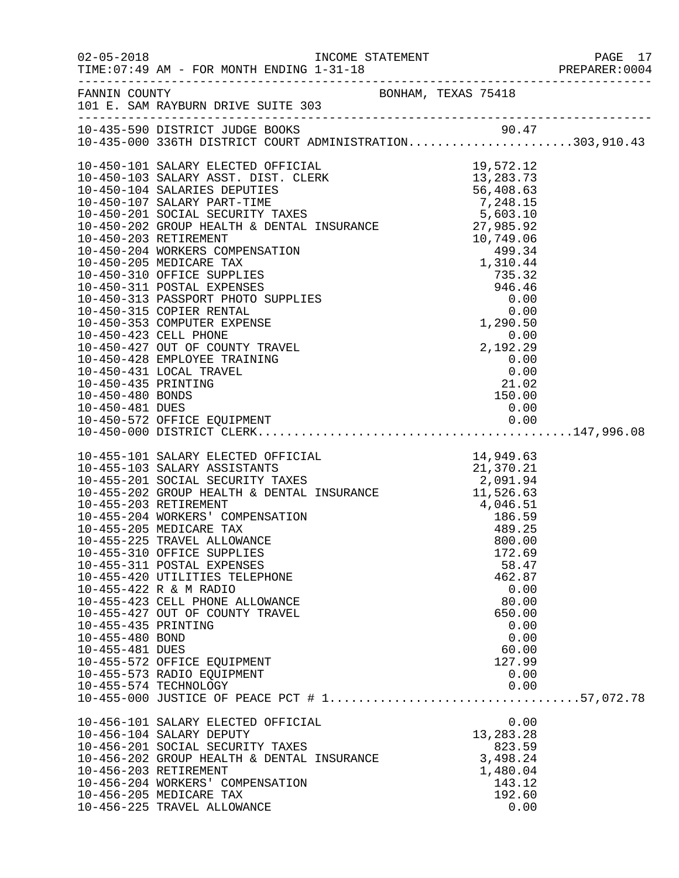FANNIN COUNTY — BONHAM, TEXAS 75418
101 E. SAM RAYBURN DRIVE SUITE 303

INCOME STATEMENT
TIME:07:49 AM - FOR MONTH ENDING 1-31-18
02-05-2018
PREPARER:0004

| Account | Description | Amount | Total |
|---|---|---|---|
| 10-435-590 | DISTRICT JUDGE BOOKS | 90.47 | |
| 10-435-000 | 336TH DISTRICT COURT ADMINISTRATION | | 303,910.43 |
| 10-450-101 | SALARY ELECTED OFFICIAL | 19,572.12 | |
| 10-450-103 | SALARY ASST. DIST. CLERK | 13,283.73 | |
| 10-450-104 | SALARIES DEPUTIES | 56,408.63 | |
| 10-450-107 | SALARY PART-TIME | 7,248.15 | |
| 10-450-201 | SOCIAL SECURITY TAXES | 5,603.10 | |
| 10-450-202 | GROUP HEALTH & DENTAL INSURANCE | 27,985.92 | |
| 10-450-203 | RETIREMENT | 10,749.06 | |
| 10-450-204 | WORKERS COMPENSATION | 499.34 | |
| 10-450-205 | MEDICARE TAX | 1,310.44 | |
| 10-450-310 | OFFICE SUPPLIES | 735.32 | |
| 10-450-311 | POSTAL EXPENSES | 946.46 | |
| 10-450-313 | PASSPORT PHOTO SUPPLIES | 0.00 | |
| 10-450-315 | COPIER RENTAL | 0.00 | |
| 10-450-353 | COMPUTER EXPENSE | 1,290.50 | |
| 10-450-423 | CELL PHONE | 0.00 | |
| 10-450-427 | OUT OF COUNTY TRAVEL | 2,192.29 | |
| 10-450-428 | EMPLOYEE TRAINING | 0.00 | |
| 10-450-431 | LOCAL TRAVEL | 0.00 | |
| 10-450-435 | PRINTING | 21.02 | |
| 10-450-480 | BONDS | 150.00 | |
| 10-450-481 | DUES | 0.00 | |
| 10-450-572 | OFFICE EQUIPMENT | 0.00 | |
| 10-450-000 | DISTRICT CLERK | | 147,996.08 |
| 10-455-101 | SALARY ELECTED OFFICIAL | 14,949.63 | |
| 10-455-103 | SALARY ASSISTANTS | 21,370.21 | |
| 10-455-201 | SOCIAL SECURITY TAXES | 2,091.94 | |
| 10-455-202 | GROUP HEALTH & DENTAL INSURANCE | 11,526.63 | |
| 10-455-203 | RETIREMENT | 4,046.51 | |
| 10-455-204 | WORKERS' COMPENSATION | 186.59 | |
| 10-455-205 | MEDICARE TAX | 489.25 | |
| 10-455-225 | TRAVEL ALLOWANCE | 800.00 | |
| 10-455-310 | OFFICE SUPPLIES | 172.69 | |
| 10-455-311 | POSTAL EXPENSES | 58.47 | |
| 10-455-420 | UTILITIES TELEPHONE | 462.87 | |
| 10-455-422 | R & M RADIO | 0.00 | |
| 10-455-423 | CELL PHONE ALLOWANCE | 80.00 | |
| 10-455-427 | OUT OF COUNTY TRAVEL | 650.00 | |
| 10-455-435 | PRINTING | 0.00 | |
| 10-455-480 | BOND | 0.00 | |
| 10-455-481 | DUES | 60.00 | |
| 10-455-572 | OFFICE EQUIPMENT | 127.99 | |
| 10-455-573 | RADIO EQUIPMENT | 0.00 | |
| 10-455-574 | TECHNOLOGY | 0.00 | |
| 10-455-000 | JUSTICE OF PEACE PCT # 1 | | 57,072.78 |
| 10-456-101 | SALARY ELECTED OFFICIAL | 0.00 | |
| 10-456-104 | SALARY DEPUTY | 13,283.28 | |
| 10-456-201 | SOCIAL SECURITY TAXES | 823.59 | |
| 10-456-202 | GROUP HEALTH & DENTAL INSURANCE | 3,498.24 | |
| 10-456-203 | RETIREMENT | 1,480.04 | |
| 10-456-204 | WORKERS' COMPENSATION | 143.12 | |
| 10-456-205 | MEDICARE TAX | 192.60 | |
| 10-456-225 | TRAVEL ALLOWANCE | 0.00 | |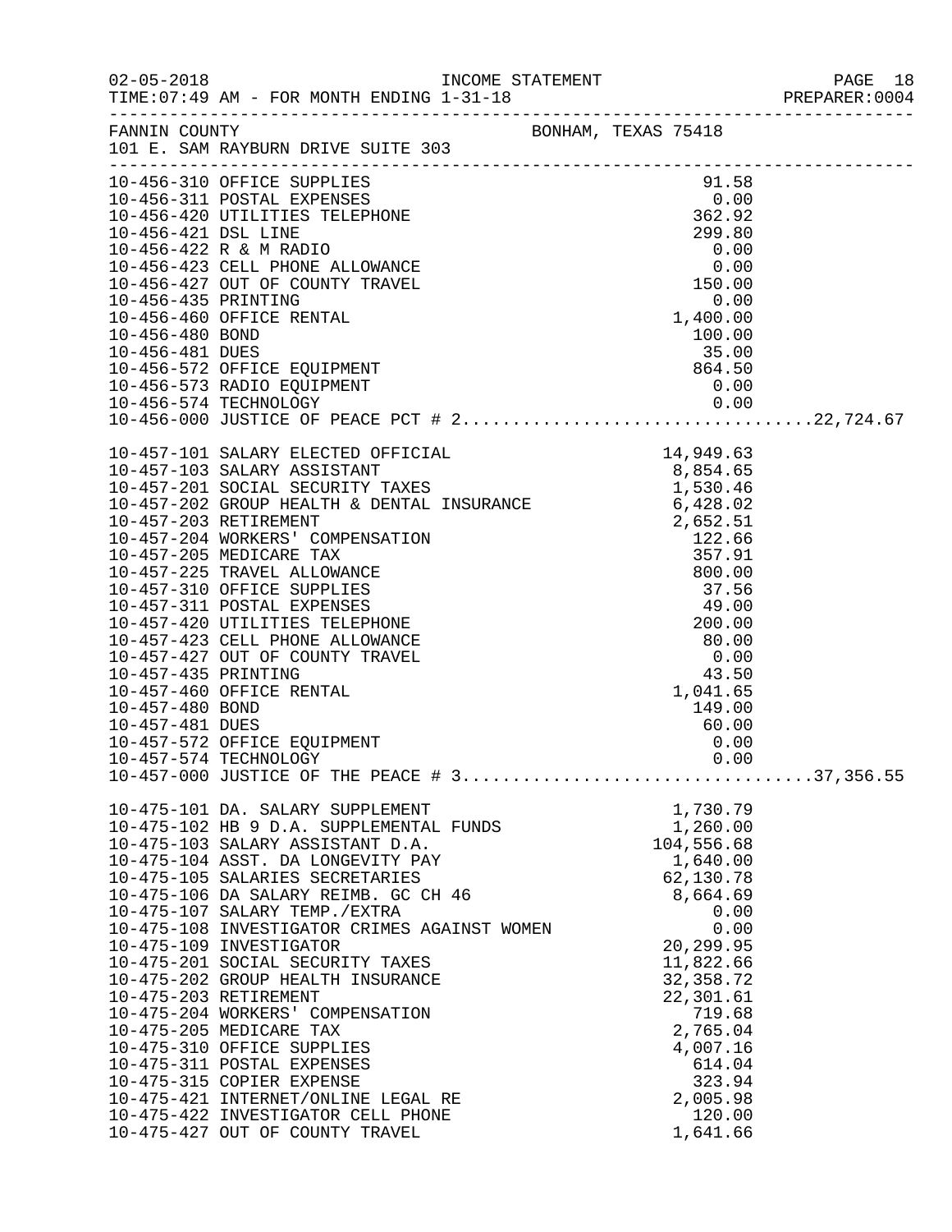02-05-2018 INCOME STATEMENT PAGE 18
TIME:07:49 AM - FOR MONTH ENDING 1-31-18 PREPARER:0004

FANNIN COUNTY BONHAM, TEXAS 75418
101 E. SAM RAYBURN DRIVE SUITE 303

| | | |
|---|---|---|
| 10-456-310 OFFICE SUPPLIES | 91.58 | |
| 10-456-311 POSTAL EXPENSES | 0.00 | |
| 10-456-420 UTILITIES TELEPHONE | 362.92 | |
| 10-456-421 DSL LINE | 299.80 | |
| 10-456-422 R & M RADIO | 0.00 | |
| 10-456-423 CELL PHONE ALLOWANCE | 0.00 | |
| 10-456-427 OUT OF COUNTY TRAVEL | 150.00 | |
| 10-456-435 PRINTING | 0.00 | |
| 10-456-460 OFFICE RENTAL | 1,400.00 | |
| 10-456-480 BOND | 100.00 | |
| 10-456-481 DUES | 35.00 | |
| 10-456-572 OFFICE EQUIPMENT | 864.50 | |
| 10-456-573 RADIO EQUIPMENT | 0.00 | |
| 10-456-574 TECHNOLOGY | 0.00 | |
| 10-456-000 JUSTICE OF PEACE PCT # 2 | | 22,724.67 |
| 10-457-101 SALARY ELECTED OFFICIAL | 14,949.63 | |
| 10-457-103 SALARY ASSISTANT | 8,854.65 | |
| 10-457-201 SOCIAL SECURITY TAXES | 1,530.46 | |
| 10-457-202 GROUP HEALTH & DENTAL INSURANCE | 6,428.02 | |
| 10-457-203 RETIREMENT | 2,652.51 | |
| 10-457-204 WORKERS' COMPENSATION | 122.66 | |
| 10-457-205 MEDICARE TAX | 357.91 | |
| 10-457-225 TRAVEL ALLOWANCE | 800.00 | |
| 10-457-310 OFFICE SUPPLIES | 37.56 | |
| 10-457-311 POSTAL EXPENSES | 49.00 | |
| 10-457-420 UTILITIES TELEPHONE | 200.00 | |
| 10-457-423 CELL PHONE ALLOWANCE | 80.00 | |
| 10-457-427 OUT OF COUNTY TRAVEL | 0.00 | |
| 10-457-435 PRINTING | 43.50 | |
| 10-457-460 OFFICE RENTAL | 1,041.65 | |
| 10-457-480 BOND | 149.00 | |
| 10-457-481 DUES | 60.00 | |
| 10-457-572 OFFICE EQUIPMENT | 0.00 | |
| 10-457-574 TECHNOLOGY | 0.00 | |
| 10-457-000 JUSTICE OF THE PEACE # 3 | | 37,356.55 |
| 10-475-101 DA. SALARY SUPPLEMENT | 1,730.79 | |
| 10-475-102 HB 9 D.A. SUPPLEMENTAL FUNDS | 1,260.00 | |
| 10-475-103 SALARY ASSISTANT D.A. | 104,556.68 | |
| 10-475-104 ASST. DA LONGEVITY PAY | 1,640.00 | |
| 10-475-105 SALARIES SECRETARIES | 62,130.78 | |
| 10-475-106 DA SALARY REIMB. GC CH 46 | 8,664.69 | |
| 10-475-107 SALARY TEMP./EXTRA | 0.00 | |
| 10-475-108 INVESTIGATOR CRIMES AGAINST WOMEN | 0.00 | |
| 10-475-109 INVESTIGATOR | 20,299.95 | |
| 10-475-201 SOCIAL SECURITY TAXES | 11,822.66 | |
| 10-475-202 GROUP HEALTH INSURANCE | 32,358.72 | |
| 10-475-203 RETIREMENT | 22,301.61 | |
| 10-475-204 WORKERS' COMPENSATION | 719.68 | |
| 10-475-205 MEDICARE TAX | 2,765.04 | |
| 10-475-310 OFFICE SUPPLIES | 4,007.16 | |
| 10-475-311 POSTAL EXPENSES | 614.04 | |
| 10-475-315 COPIER EXPENSE | 323.94 | |
| 10-475-421 INTERNET/ONLINE LEGAL RE | 2,005.98 | |
| 10-475-422 INVESTIGATOR CELL PHONE | 120.00 | |
| 10-475-427 OUT OF COUNTY TRAVEL | 1,641.66 | |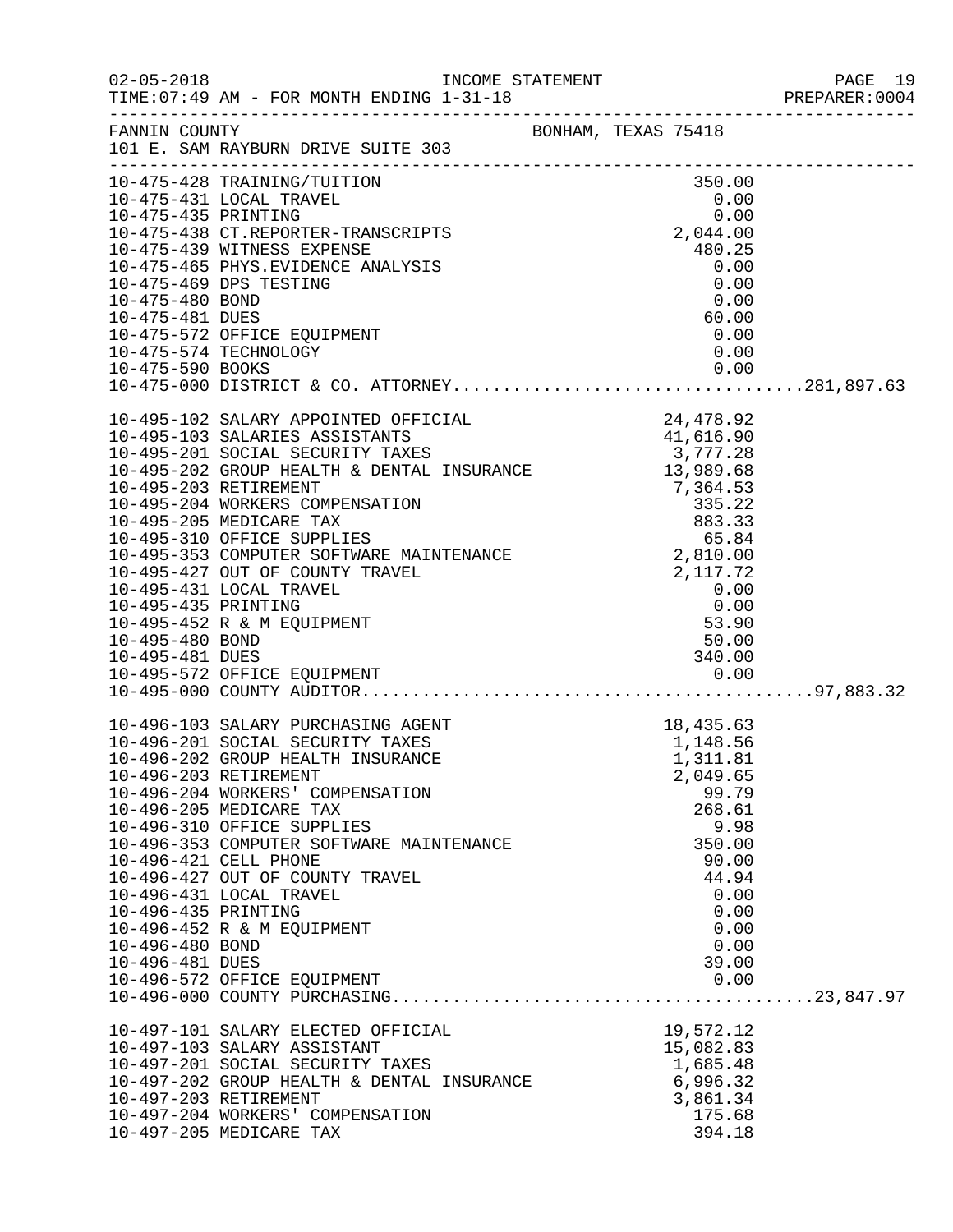FANNIN COUNTY BONHAM, TEXAS 75418
101 E. SAM RAYBURN DRIVE SUITE 303

| | | |
|---|---|---|
| 10-475-428 TRAINING/TUITION | 350.00 | |
| 10-475-431 LOCAL TRAVEL | 0.00 | |
| 10-475-435 PRINTING | 0.00 | |
| 10-475-438 CT.REPORTER-TRANSCRIPTS | 2,044.00 | |
| 10-475-439 WITNESS EXPENSE | 480.25 | |
| 10-475-465 PHYS.EVIDENCE ANALYSIS | 0.00 | |
| 10-475-469 DPS TESTING | 0.00 | |
| 10-475-480 BOND | 0.00 | |
| 10-475-481 DUES | 60.00 | |
| 10-475-572 OFFICE EQUIPMENT | 0.00 | |
| 10-475-574 TECHNOLOGY | 0.00 | |
| 10-475-590 BOOKS | 0.00 | |
| 10-475-000 DISTRICT & CO. ATTORNEY | | 281,897.63 |
| 10-495-102 SALARY APPOINTED OFFICIAL | 24,478.92 | |
| 10-495-103 SALARIES ASSISTANTS | 41,616.90 | |
| 10-495-201 SOCIAL SECURITY TAXES | 3,777.28 | |
| 10-495-202 GROUP HEALTH & DENTAL INSURANCE | 13,989.68 | |
| 10-495-203 RETIREMENT | 7,364.53 | |
| 10-495-204 WORKERS COMPENSATION | 335.22 | |
| 10-495-205 MEDICARE TAX | 883.33 | |
| 10-495-310 OFFICE SUPPLIES | 65.84 | |
| 10-495-353 COMPUTER SOFTWARE MAINTENANCE | 2,810.00 | |
| 10-495-427 OUT OF COUNTY TRAVEL | 2,117.72 | |
| 10-495-431 LOCAL TRAVEL | 0.00 | |
| 10-495-435 PRINTING | 0.00 | |
| 10-495-452 R & M EQUIPMENT | 53.90 | |
| 10-495-480 BOND | 50.00 | |
| 10-495-481 DUES | 340.00 | |
| 10-495-572 OFFICE EQUIPMENT | 0.00 | |
| 10-495-000 COUNTY AUDITOR | | 97,883.32 |
| 10-496-103 SALARY PURCHASING AGENT | 18,435.63 | |
| 10-496-201 SOCIAL SECURITY TAXES | 1,148.56 | |
| 10-496-202 GROUP HEALTH INSURANCE | 1,311.81 | |
| 10-496-203 RETIREMENT | 2,049.65 | |
| 10-496-204 WORKERS' COMPENSATION | 99.79 | |
| 10-496-205 MEDICARE TAX | 268.61 | |
| 10-496-310 OFFICE SUPPLIES | 9.98 | |
| 10-496-353 COMPUTER SOFTWARE MAINTENANCE | 350.00 | |
| 10-496-421 CELL PHONE | 90.00 | |
| 10-496-427 OUT OF COUNTY TRAVEL | 44.94 | |
| 10-496-431 LOCAL TRAVEL | 0.00 | |
| 10-496-435 PRINTING | 0.00 | |
| 10-496-452 R & M EQUIPMENT | 0.00 | |
| 10-496-480 BOND | 0.00 | |
| 10-496-481 DUES | 39.00 | |
| 10-496-572 OFFICE EQUIPMENT | 0.00 | |
| 10-496-000 COUNTY PURCHASING | | 23,847.97 |
| 10-497-101 SALARY ELECTED OFFICIAL | 19,572.12 | |
| 10-497-103 SALARY ASSISTANT | 15,082.83 | |
| 10-497-201 SOCIAL SECURITY TAXES | 1,685.48 | |
| 10-497-202 GROUP HEALTH & DENTAL INSURANCE | 6,996.32 | |
| 10-497-203 RETIREMENT | 3,861.34 | |
| 10-497-204 WORKERS' COMPENSATION | 175.68 | |
| 10-497-205 MEDICARE TAX | 394.18 | |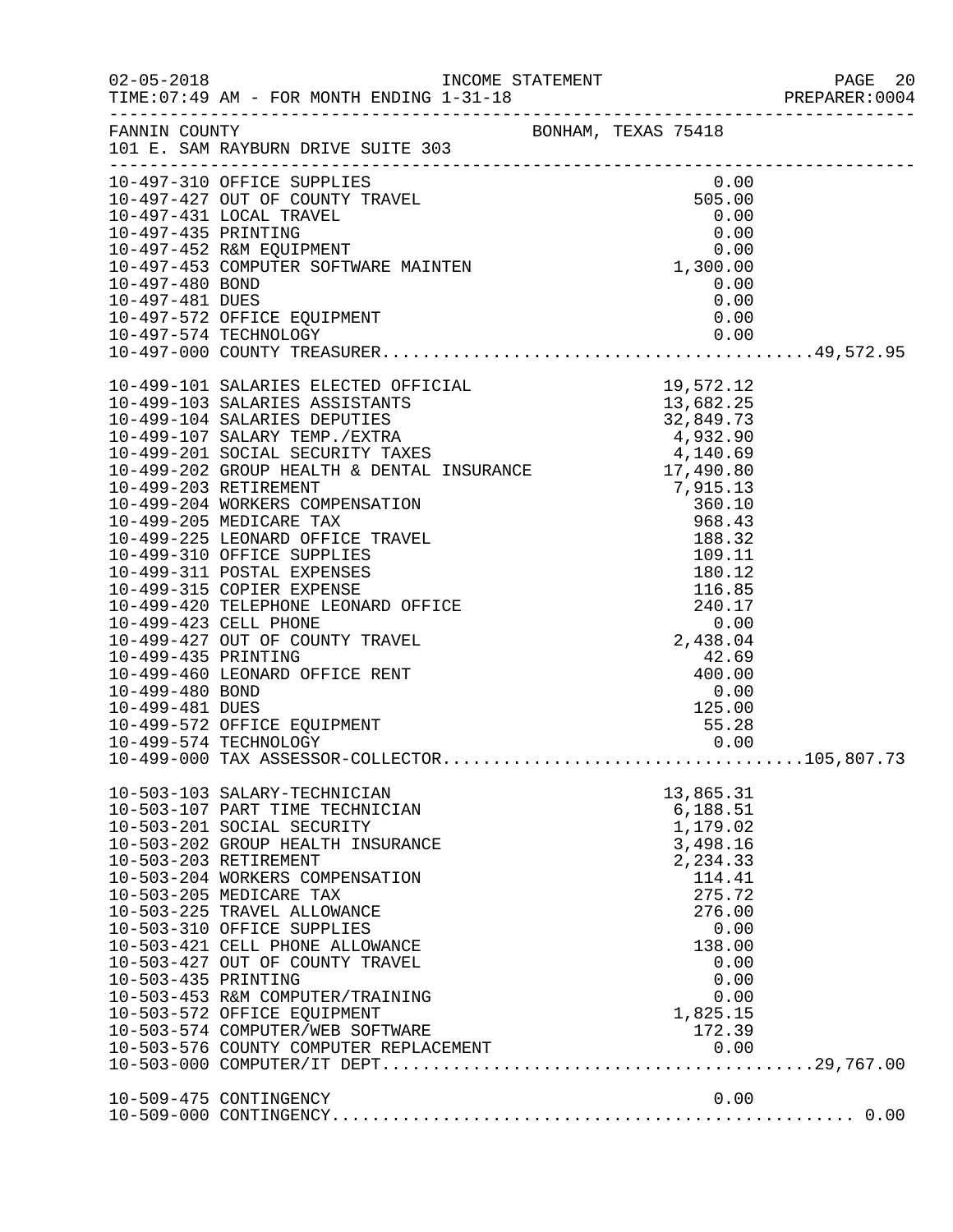FANNIN COUNTY — BONHAM, TEXAS 75418
101 E. SAM RAYBURN DRIVE SUITE 303

INCOME STATEMENT
TIME:07:49 AM - FOR MONTH ENDING 1-31-18

| Account | Description | Amount | Total |
|---|---|---|---|
| 10-497-310 | OFFICE SUPPLIES | 0.00 | |
| 10-497-427 | OUT OF COUNTY TRAVEL | 505.00 | |
| 10-497-431 | LOCAL TRAVEL | 0.00 | |
| 10-497-435 | PRINTING | 0.00 | |
| 10-497-452 | R&M EQUIPMENT | 0.00 | |
| 10-497-453 | COMPUTER SOFTWARE MAINTEN | 1,300.00 | |
| 10-497-480 | BOND | 0.00 | |
| 10-497-481 | DUES | 0.00 | |
| 10-497-572 | OFFICE EQUIPMENT | 0.00 | |
| 10-497-574 | TECHNOLOGY | 0.00 | |
| 10-497-000 | COUNTY TREASURER | | 49,572.95 |
| 10-499-101 | SALARIES ELECTED OFFICIAL | 19,572.12 | |
| 10-499-103 | SALARIES ASSISTANTS | 13,682.25 | |
| 10-499-104 | SALARIES DEPUTIES | 32,849.73 | |
| 10-499-107 | SALARY TEMP./EXTRA | 4,932.90 | |
| 10-499-201 | SOCIAL SECURITY TAXES | 4,140.69 | |
| 10-499-202 | GROUP HEALTH & DENTAL INSURANCE | 17,490.80 | |
| 10-499-203 | RETIREMENT | 7,915.13 | |
| 10-499-204 | WORKERS COMPENSATION | 360.10 | |
| 10-499-205 | MEDICARE TAX | 968.43 | |
| 10-499-225 | LEONARD OFFICE TRAVEL | 188.32 | |
| 10-499-310 | OFFICE SUPPLIES | 109.11 | |
| 10-499-311 | POSTAL EXPENSES | 180.12 | |
| 10-499-315 | COPIER EXPENSE | 116.85 | |
| 10-499-420 | TELEPHONE LEONARD OFFICE | 240.17 | |
| 10-499-423 | CELL PHONE | 0.00 | |
| 10-499-427 | OUT OF COUNTY TRAVEL | 2,438.04 | |
| 10-499-435 | PRINTING | 42.69 | |
| 10-499-460 | LEONARD OFFICE RENT | 400.00 | |
| 10-499-480 | BOND | 0.00 | |
| 10-499-481 | DUES | 125.00 | |
| 10-499-572 | OFFICE EQUIPMENT | 55.28 | |
| 10-499-574 | TECHNOLOGY | 0.00 | |
| 10-499-000 | TAX ASSESSOR-COLLECTOR | | 105,807.73 |
| 10-503-103 | SALARY-TECHNICIAN | 13,865.31 | |
| 10-503-107 | PART TIME TECHNICIAN | 6,188.51 | |
| 10-503-201 | SOCIAL SECURITY | 1,179.02 | |
| 10-503-202 | GROUP HEALTH INSURANCE | 3,498.16 | |
| 10-503-203 | RETIREMENT | 2,234.33 | |
| 10-503-204 | WORKERS COMPENSATION | 114.41 | |
| 10-503-205 | MEDICARE TAX | 275.72 | |
| 10-503-225 | TRAVEL ALLOWANCE | 276.00 | |
| 10-503-310 | OFFICE SUPPLIES | 0.00 | |
| 10-503-421 | CELL PHONE ALLOWANCE | 138.00 | |
| 10-503-427 | OUT OF COUNTY TRAVEL | 0.00 | |
| 10-503-435 | PRINTING | 0.00 | |
| 10-503-453 | R&M COMPUTER/TRAINING | 0.00 | |
| 10-503-572 | OFFICE EQUIPMENT | 1,825.15 | |
| 10-503-574 | COMPUTER/WEB SOFTWARE | 172.39 | |
| 10-503-576 | COUNTY COMPUTER REPLACEMENT | 0.00 | |
| 10-503-000 | COMPUTER/IT DEPT | | 29,767.00 |
| 10-509-475 | CONTINGENCY | 0.00 | |
| 10-509-000 | CONTINGENCY | | 0.00 |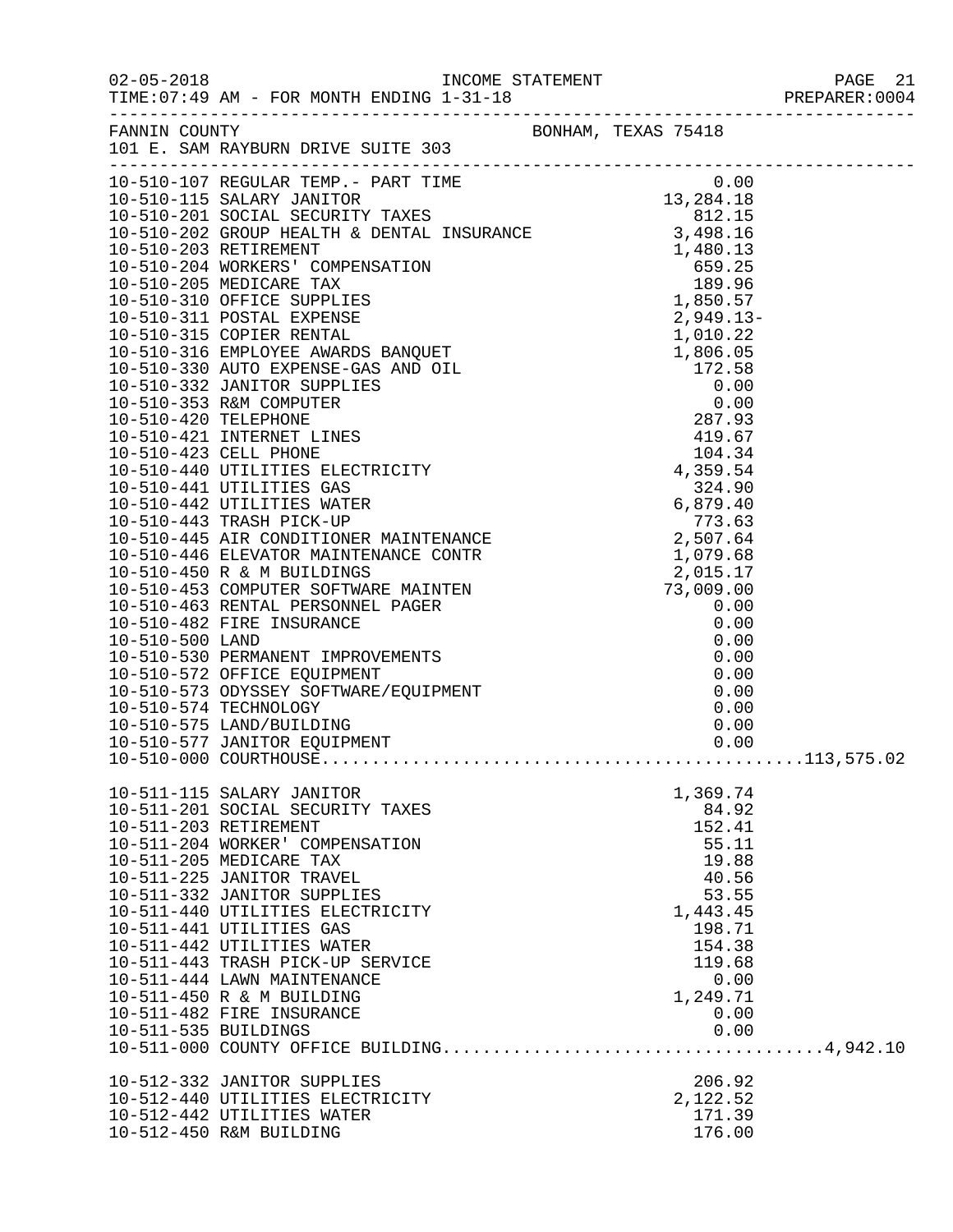FANNIN COUNTY BONHAM, TEXAS 75418
101 E. SAM RAYBURN DRIVE SUITE 303

| | | |
|---|---|---|
| 10-510-107 REGULAR TEMP.- PART TIME | 0.00 | |
| 10-510-115 SALARY JANITOR | 13,284.18 | |
| 10-510-201 SOCIAL SECURITY TAXES | 812.15 | |
| 10-510-202 GROUP HEALTH & DENTAL INSURANCE | 3,498.16 | |
| 10-510-203 RETIREMENT | 1,480.13 | |
| 10-510-204 WORKERS' COMPENSATION | 659.25 | |
| 10-510-205 MEDICARE TAX | 189.96 | |
| 10-510-310 OFFICE SUPPLIES | 1,850.57 | |
| 10-510-311 POSTAL EXPENSE | 2,949.13- | |
| 10-510-315 COPIER RENTAL | 1,010.22 | |
| 10-510-316 EMPLOYEE AWARDS BANQUET | 1,806.05 | |
| 10-510-330 AUTO EXPENSE-GAS AND OIL | 172.58 | |
| 10-510-332 JANITOR SUPPLIES | 0.00 | |
| 10-510-353 R&M COMPUTER | 0.00 | |
| 10-510-420 TELEPHONE | 287.93 | |
| 10-510-421 INTERNET LINES | 419.67 | |
| 10-510-423 CELL PHONE | 104.34 | |
| 10-510-440 UTILITIES ELECTRICITY | 4,359.54 | |
| 10-510-441 UTILITIES GAS | 324.90 | |
| 10-510-442 UTILITIES WATER | 6,879.40 | |
| 10-510-443 TRASH PICK-UP | 773.63 | |
| 10-510-445 AIR CONDITIONER MAINTENANCE | 2,507.64 | |
| 10-510-446 ELEVATOR MAINTENANCE CONTR | 1,079.68 | |
| 10-510-450 R & M BUILDINGS | 2,015.17 | |
| 10-510-453 COMPUTER SOFTWARE MAINTEN | 73,009.00 | |
| 10-510-463 RENTAL PERSONNEL PAGER | 0.00 | |
| 10-510-482 FIRE INSURANCE | 0.00 | |
| 10-510-500 LAND | 0.00 | |
| 10-510-530 PERMANENT IMPROVEMENTS | 0.00 | |
| 10-510-572 OFFICE EQUIPMENT | 0.00 | |
| 10-510-573 ODYSSEY SOFTWARE/EQUIPMENT | 0.00 | |
| 10-510-574 TECHNOLOGY | 0.00 | |
| 10-510-575 LAND/BUILDING | 0.00 | |
| 10-510-577 JANITOR EQUIPMENT | 0.00 | |
| 10-510-000 COURTHOUSE | | 113,575.02 |
| 10-511-115 SALARY JANITOR | 1,369.74 | |
| 10-511-201 SOCIAL SECURITY TAXES | 84.92 | |
| 10-511-203 RETIREMENT | 152.41 | |
| 10-511-204 WORKER' COMPENSATION | 55.11 | |
| 10-511-205 MEDICARE TAX | 19.88 | |
| 10-511-225 JANITOR TRAVEL | 40.56 | |
| 10-511-332 JANITOR SUPPLIES | 53.55 | |
| 10-511-440 UTILITIES ELECTRICITY | 1,443.45 | |
| 10-511-441 UTILITIES GAS | 198.71 | |
| 10-511-442 UTILITIES WATER | 154.38 | |
| 10-511-443 TRASH PICK-UP SERVICE | 119.68 | |
| 10-511-444 LAWN MAINTENANCE | 0.00 | |
| 10-511-450 R & M BUILDING | 1,249.71 | |
| 10-511-482 FIRE INSURANCE | 0.00 | |
| 10-511-535 BUILDINGS | 0.00 | |
| 10-511-000 COUNTY OFFICE BUILDING | | 4,942.10 |
| 10-512-332 JANITOR SUPPLIES | 206.92 | |
| 10-512-440 UTILITIES ELECTRICITY | 2,122.52 | |
| 10-512-442 UTILITIES WATER | 171.39 | |
| 10-512-450 R&M BUILDING | 176.00 | |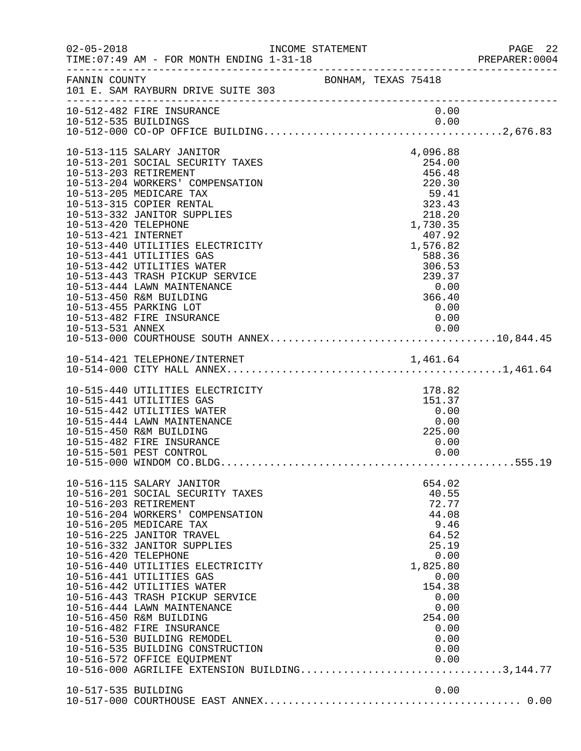FANNIN COUNTY — BONHAM, TEXAS 75418
101 E. SAM RAYBURN DRIVE SUITE 303

INCOME STATEMENT
TIME:07:49 AM - FOR MONTH ENDING 1-31-18

| Account | Description | Amount | Total |
|---|---|---|---|
| 10-512-482 | FIRE INSURANCE | 0.00 | |
| 10-512-535 | BUILDINGS | 0.00 | |
| 10-512-000 | CO-OP OFFICE BUILDING | | 2,676.83 |
| 10-513-115 | SALARY JANITOR | 4,096.88 | |
| 10-513-201 | SOCIAL SECURITY TAXES | 254.00 | |
| 10-513-203 | RETIREMENT | 456.48 | |
| 10-513-204 | WORKERS' COMPENSATION | 220.30 | |
| 10-513-205 | MEDICARE TAX | 59.41 | |
| 10-513-315 | COPIER RENTAL | 323.43 | |
| 10-513-332 | JANITOR SUPPLIES | 218.20 | |
| 10-513-420 | TELEPHONE | 1,730.35 | |
| 10-513-421 | INTERNET | 407.92 | |
| 10-513-440 | UTILITIES ELECTRICITY | 1,576.82 | |
| 10-513-441 | UTILITIES GAS | 588.36 | |
| 10-513-442 | UTILITIES WATER | 306.53 | |
| 10-513-443 | TRASH PICKUP SERVICE | 239.37 | |
| 10-513-444 | LAWN MAINTENANCE | 0.00 | |
| 10-513-450 | R&M BUILDING | 366.40 | |
| 10-513-455 | PARKING LOT | 0.00 | |
| 10-513-482 | FIRE INSURANCE | 0.00 | |
| 10-513-531 | ANNEX | 0.00 | |
| 10-513-000 | COURTHOUSE SOUTH ANNEX | | 10,844.45 |
| 10-514-421 | TELEPHONE/INTERNET | 1,461.64 | |
| 10-514-000 | CITY HALL ANNEX | | 1,461.64 |
| 10-515-440 | UTILITIES ELECTRICITY | 178.82 | |
| 10-515-441 | UTILITIES GAS | 151.37 | |
| 10-515-442 | UTILITIES WATER | 0.00 | |
| 10-515-444 | LAWN MAINTENANCE | 0.00 | |
| 10-515-450 | R&M BUILDING | 225.00 | |
| 10-515-482 | FIRE INSURANCE | 0.00 | |
| 10-515-501 | PEST CONTROL | 0.00 | |
| 10-515-000 | WINDOM CO.BLDG. | | 555.19 |
| 10-516-115 | SALARY JANITOR | 654.02 | |
| 10-516-201 | SOCIAL SECURITY TAXES | 40.55 | |
| 10-516-203 | RETIREMENT | 72.77 | |
| 10-516-204 | WORKERS' COMPENSATION | 44.08 | |
| 10-516-205 | MEDICARE TAX | 9.46 | |
| 10-516-225 | JANITOR TRAVEL | 64.52 | |
| 10-516-332 | JANITOR SUPPLIES | 25.19 | |
| 10-516-420 | TELEPHONE | 0.00 | |
| 10-516-440 | UTILITIES ELECTRICITY | 1,825.80 | |
| 10-516-441 | UTILITIES GAS | 0.00 | |
| 10-516-442 | UTILITIES WATER | 154.38 | |
| 10-516-443 | TRASH PICKUP SERVICE | 0.00 | |
| 10-516-444 | LAWN MAINTENANCE | 0.00 | |
| 10-516-450 | R&M BUILDING | 254.00 | |
| 10-516-482 | FIRE INSURANCE | 0.00 | |
| 10-516-530 | BUILDING REMODEL | 0.00 | |
| 10-516-535 | BUILDING CONSTRUCTION | 0.00 | |
| 10-516-572 | OFFICE EQUIPMENT | 0.00 | |
| 10-516-000 | AGRILIFE EXTENSION BUILDING | | 3,144.77 |
| 10-517-535 | BUILDING | 0.00 | |
| 10-517-000 | COURTHOUSE EAST ANNEX | | 0.00 |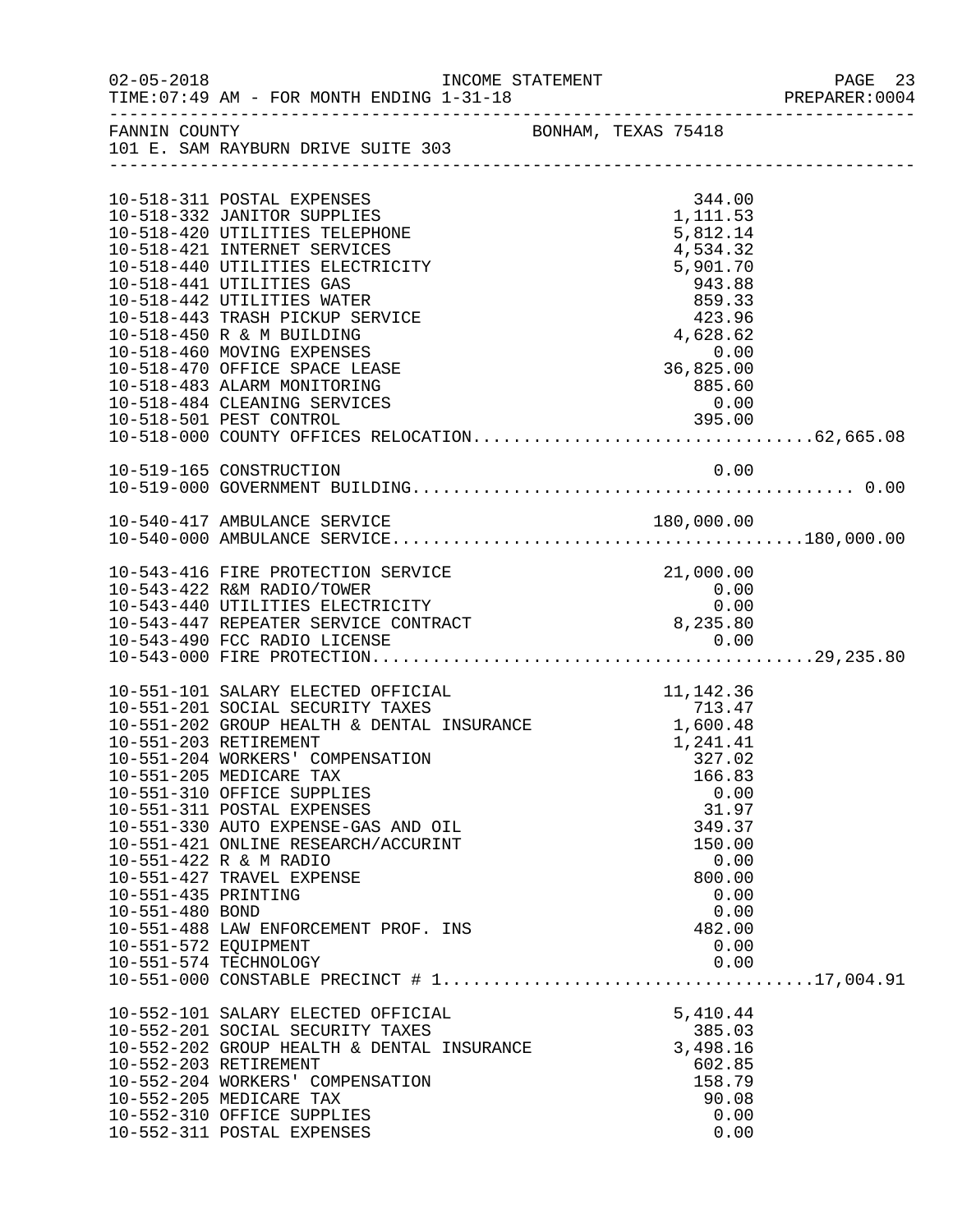02-05-2018 INCOME STATEMENT
TIME:07:49 AM - FOR MONTH ENDING 1-31-18

FANNIN COUNTY BONHAM, TEXAS 75418
101 E. SAM RAYBURN DRIVE SUITE 303

| Account | Description | Amount | Total |
|---|---|---|---|
| 10-518-311 | POSTAL EXPENSES | 344.00 | |
| 10-518-332 | JANITOR SUPPLIES | 1,111.53 | |
| 10-518-420 | UTILITIES TELEPHONE | 5,812.14 | |
| 10-518-421 | INTERNET SERVICES | 4,534.32 | |
| 10-518-440 | UTILITIES ELECTRICITY | 5,901.70 | |
| 10-518-441 | UTILITIES GAS | 943.88 | |
| 10-518-442 | UTILITIES WATER | 859.33 | |
| 10-518-443 | TRASH PICKUP SERVICE | 423.96 | |
| 10-518-450 | R & M BUILDING | 4,628.62 | |
| 10-518-460 | MOVING EXPENSES | 0.00 | |
| 10-518-470 | OFFICE SPACE LEASE | 36,825.00 | |
| 10-518-483 | ALARM MONITORING | 885.60 | |
| 10-518-484 | CLEANING SERVICES | 0.00 | |
| 10-518-501 | PEST CONTROL | 395.00 | |
| 10-518-000 | COUNTY OFFICES RELOCATION | | 62,665.08 |
| 10-519-165 | CONSTRUCTION | 0.00 | |
| 10-519-000 | GOVERNMENT BUILDING | | 0.00 |
| 10-540-417 | AMBULANCE SERVICE | 180,000.00 | |
| 10-540-000 | AMBULANCE SERVICE | | 180,000.00 |
| 10-543-416 | FIRE PROTECTION SERVICE | 21,000.00 | |
| 10-543-422 | R&M RADIO/TOWER | 0.00 | |
| 10-543-440 | UTILITIES ELECTRICITY | 0.00 | |
| 10-543-447 | REPEATER SERVICE CONTRACT | 8,235.80 | |
| 10-543-490 | FCC RADIO LICENSE | 0.00 | |
| 10-543-000 | FIRE PROTECTION | | 29,235.80 |
| 10-551-101 | SALARY ELECTED OFFICIAL | 11,142.36 | |
| 10-551-201 | SOCIAL SECURITY TAXES | 713.47 | |
| 10-551-202 | GROUP HEALTH & DENTAL INSURANCE | 1,600.48 | |
| 10-551-203 | RETIREMENT | 1,241.41 | |
| 10-551-204 | WORKERS' COMPENSATION | 327.02 | |
| 10-551-205 | MEDICARE TAX | 166.83 | |
| 10-551-310 | OFFICE SUPPLIES | 0.00 | |
| 10-551-311 | POSTAL EXPENSES | 31.97 | |
| 10-551-330 | AUTO EXPENSE-GAS AND OIL | 349.37 | |
| 10-551-421 | ONLINE RESEARCH/ACCURINT | 150.00 | |
| 10-551-422 | R & M RADIO | 0.00 | |
| 10-551-427 | TRAVEL EXPENSE | 800.00 | |
| 10-551-435 | PRINTING | 0.00 | |
| 10-551-480 | BOND | 0.00 | |
| 10-551-488 | LAW ENFORCEMENT PROF. INS | 482.00 | |
| 10-551-572 | EQUIPMENT | 0.00 | |
| 10-551-574 | TECHNOLOGY | 0.00 | |
| 10-551-000 | CONSTABLE PRECINCT # 1 | | 17,004.91 |
| 10-552-101 | SALARY ELECTED OFFICIAL | 5,410.44 | |
| 10-552-201 | SOCIAL SECURITY TAXES | 385.03 | |
| 10-552-202 | GROUP HEALTH & DENTAL INSURANCE | 3,498.16 | |
| 10-552-203 | RETIREMENT | 602.85 | |
| 10-552-204 | WORKERS' COMPENSATION | 158.79 | |
| 10-552-205 | MEDICARE TAX | 90.08 | |
| 10-552-310 | OFFICE SUPPLIES | 0.00 | |
| 10-552-311 | POSTAL EXPENSES | 0.00 | |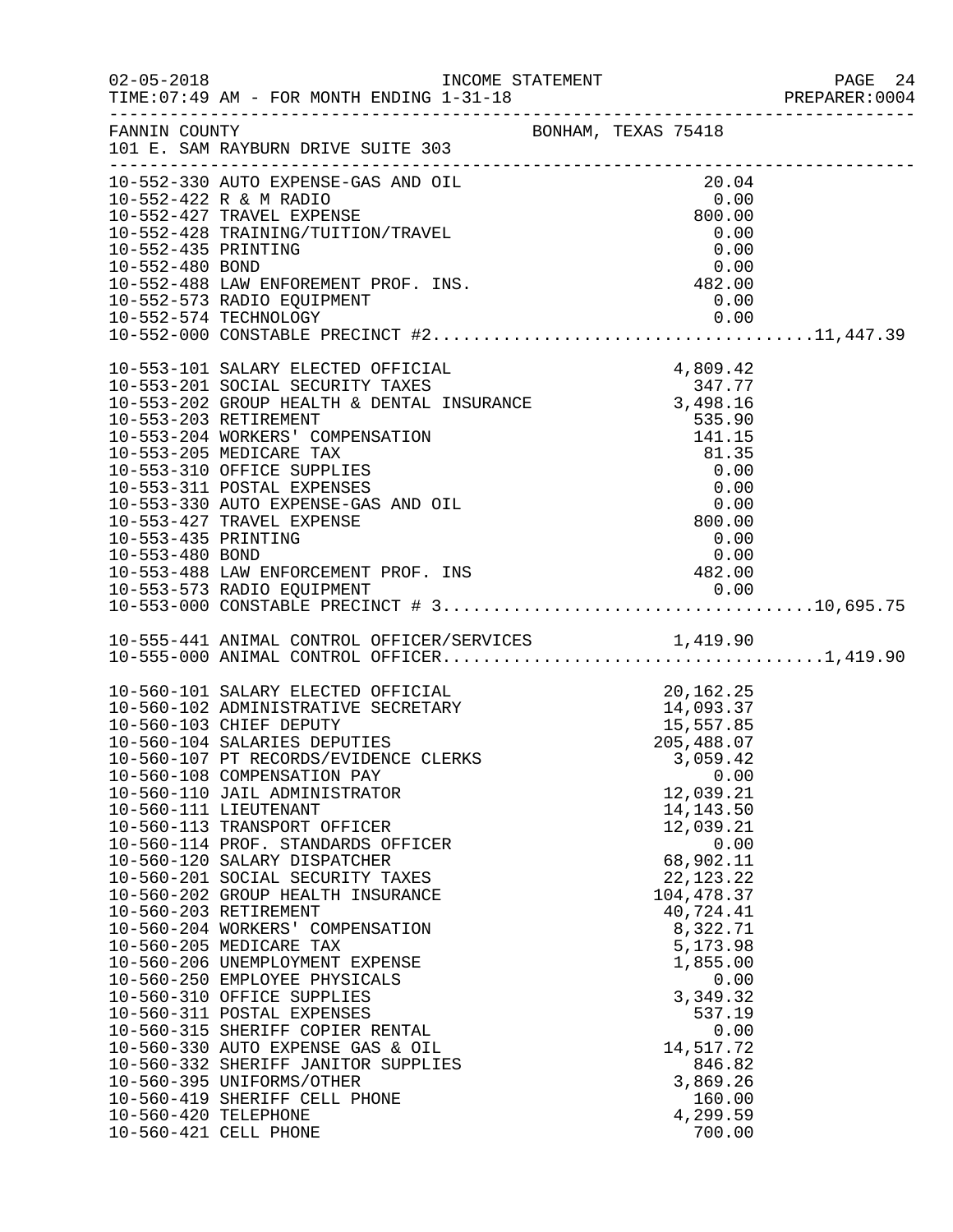FANNIN COUNTY BONHAM, TEXAS 75418
101 E. SAM RAYBURN DRIVE SUITE 303

INCOME STATEMENT
TIME:07:49 AM - FOR MONTH ENDING 1-31-18

| | | |
|---|---|---|
| 10-552-330 AUTO EXPENSE-GAS AND OIL | 20.04 | |
| 10-552-422 R & M RADIO | 0.00 | |
| 10-552-427 TRAVEL EXPENSE | 800.00 | |
| 10-552-428 TRAINING/TUITION/TRAVEL | 0.00 | |
| 10-552-435 PRINTING | 0.00 | |
| 10-552-480 BOND | 0.00 | |
| 10-552-488 LAW ENFOREMENT PROF. INS. | 482.00 | |
| 10-552-573 RADIO EQUIPMENT | 0.00 | |
| 10-552-574 TECHNOLOGY | 0.00 | |
| 10-552-000 CONSTABLE PRECINCT #2 | | 11,447.39 |
| 10-553-101 SALARY ELECTED OFFICIAL | 4,809.42 | |
| 10-553-201 SOCIAL SECURITY TAXES | 347.77 | |
| 10-553-202 GROUP HEALTH & DENTAL INSURANCE | 3,498.16 | |
| 10-553-203 RETIREMENT | 535.90 | |
| 10-553-204 WORKERS' COMPENSATION | 141.15 | |
| 10-553-205 MEDICARE TAX | 81.35 | |
| 10-553-310 OFFICE SUPPLIES | 0.00 | |
| 10-553-311 POSTAL EXPENSES | 0.00 | |
| 10-553-330 AUTO EXPENSE-GAS AND OIL | 0.00 | |
| 10-553-427 TRAVEL EXPENSE | 800.00 | |
| 10-553-435 PRINTING | 0.00 | |
| 10-553-480 BOND | 0.00 | |
| 10-553-488 LAW ENFORCEMENT PROF. INS | 482.00 | |
| 10-553-573 RADIO EQUIPMENT | 0.00 | |
| 10-553-000 CONSTABLE PRECINCT # 3 | | 10,695.75 |
| 10-555-441 ANIMAL CONTROL OFFICER/SERVICES | 1,419.90 | |
| 10-555-000 ANIMAL CONTROL OFFICER | | 1,419.90 |
| 10-560-101 SALARY ELECTED OFFICIAL | 20,162.25 | |
| 10-560-102 ADMINISTRATIVE SECRETARY | 14,093.37 | |
| 10-560-103 CHIEF DEPUTY | 15,557.85 | |
| 10-560-104 SALARIES DEPUTIES | 205,488.07 | |
| 10-560-107 PT RECORDS/EVIDENCE CLERKS | 3,059.42 | |
| 10-560-108 COMPENSATION PAY | 0.00 | |
| 10-560-110 JAIL ADMINISTRATOR | 12,039.21 | |
| 10-560-111 LIEUTENANT | 14,143.50 | |
| 10-560-113 TRANSPORT OFFICER | 12,039.21 | |
| 10-560-114 PROF. STANDARDS OFFICER | 0.00 | |
| 10-560-120 SALARY DISPATCHER | 68,902.11 | |
| 10-560-201 SOCIAL SECURITY TAXES | 22,123.22 | |
| 10-560-202 GROUP HEALTH INSURANCE | 104,478.37 | |
| 10-560-203 RETIREMENT | 40,724.41 | |
| 10-560-204 WORKERS' COMPENSATION | 8,322.71 | |
| 10-560-205 MEDICARE TAX | 5,173.98 | |
| 10-560-206 UNEMPLOYMENT EXPENSE | 1,855.00 | |
| 10-560-250 EMPLOYEE PHYSICALS | 0.00 | |
| 10-560-310 OFFICE SUPPLIES | 3,349.32 | |
| 10-560-311 POSTAL EXPENSES | 537.19 | |
| 10-560-315 SHERIFF COPIER RENTAL | 0.00 | |
| 10-560-330 AUTO EXPENSE GAS & OIL | 14,517.72 | |
| 10-560-332 SHERIFF JANITOR SUPPLIES | 846.82 | |
| 10-560-395 UNIFORMS/OTHER | 3,869.26 | |
| 10-560-419 SHERIFF CELL PHONE | 160.00 | |
| 10-560-420 TELEPHONE | 4,299.59 | |
| 10-560-421 CELL PHONE | 700.00 | |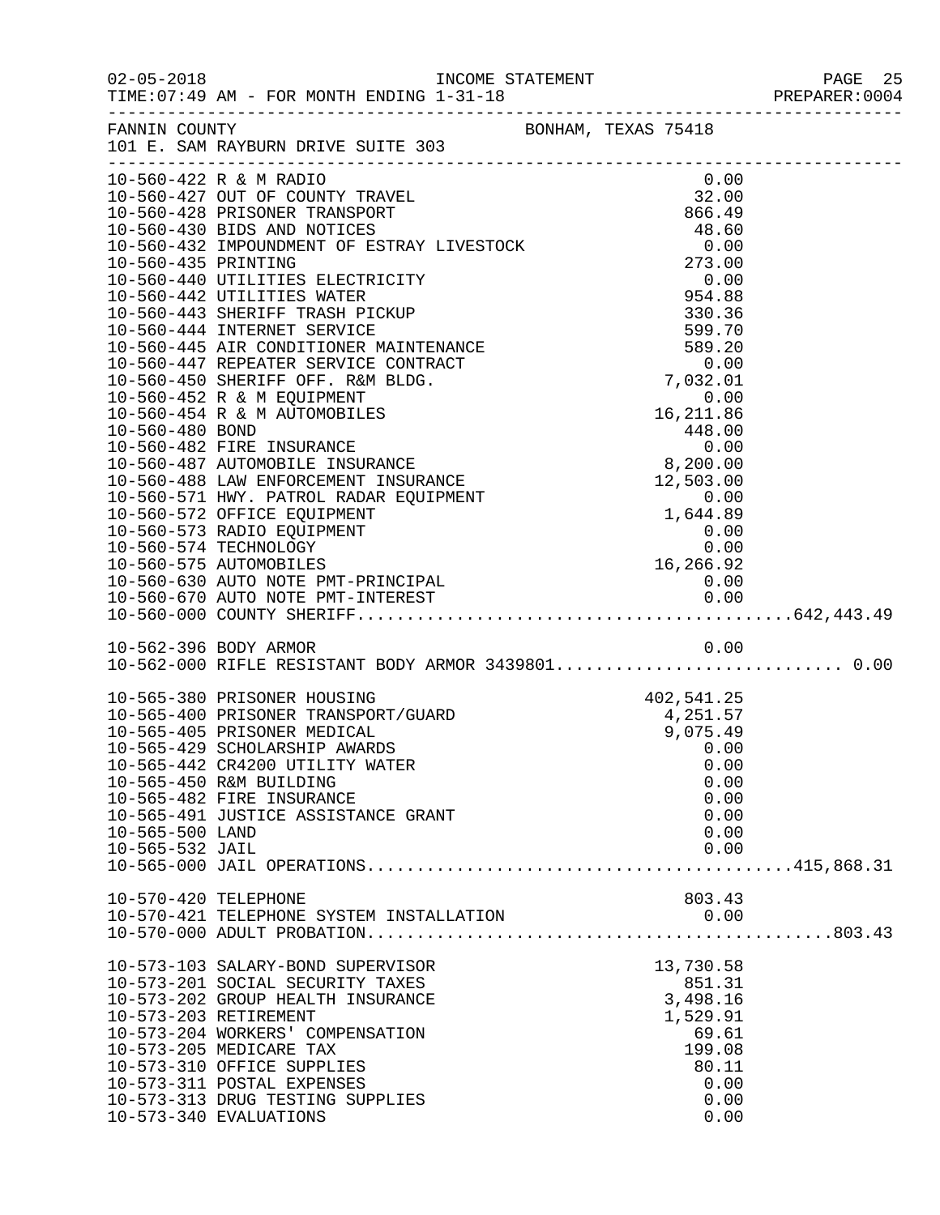02-05-2018 INCOME STATEMENT
TIME:07:49 AM - FOR MONTH ENDING 1-31-18 PREPARER:0004

FANNIN COUNTY BONHAM, TEXAS 75418
101 E. SAM RAYBURN DRIVE SUITE 303

| | | | |
|---|---|---|---|
| 10-560-422 | R & M RADIO | 0.00 | |
| 10-560-427 | OUT OF COUNTY TRAVEL | 32.00 | |
| 10-560-428 | PRISONER TRANSPORT | 866.49 | |
| 10-560-430 | BIDS AND NOTICES | 48.60 | |
| 10-560-432 | IMPOUNDMENT OF ESTRAY LIVESTOCK | 0.00 | |
| 10-560-435 | PRINTING | 273.00 | |
| 10-560-440 | UTILITIES ELECTRICITY | 0.00 | |
| 10-560-442 | UTILITIES WATER | 954.88 | |
| 10-560-443 | SHERIFF TRASH PICKUP | 330.36 | |
| 10-560-444 | INTERNET SERVICE | 599.70 | |
| 10-560-445 | AIR CONDITIONER MAINTENANCE | 589.20 | |
| 10-560-447 | REPEATER SERVICE CONTRACT | 0.00 | |
| 10-560-450 | SHERIFF OFF. R&M BLDG. | 7,032.01 | |
| 10-560-452 | R & M EQUIPMENT | 0.00 | |
| 10-560-454 | R & M AUTOMOBILES | 16,211.86 | |
| 10-560-480 | BOND | 448.00 | |
| 10-560-482 | FIRE INSURANCE | 0.00 | |
| 10-560-487 | AUTOMOBILE INSURANCE | 8,200.00 | |
| 10-560-488 | LAW ENFORCEMENT INSURANCE | 12,503.00 | |
| 10-560-571 | HWY. PATROL RADAR EQUIPMENT | 0.00 | |
| 10-560-572 | OFFICE EQUIPMENT | 1,644.89 | |
| 10-560-573 | RADIO EQUIPMENT | 0.00 | |
| 10-560-574 | TECHNOLOGY | 0.00 | |
| 10-560-575 | AUTOMOBILES | 16,266.92 | |
| 10-560-630 | AUTO NOTE PMT-PRINCIPAL | 0.00 | |
| 10-560-670 | AUTO NOTE PMT-INTEREST | 0.00 | |
| 10-560-000 | COUNTY SHERIFF | | 642,443.49 |
| 10-562-396 | BODY ARMOR | 0.00 | |
| 10-562-000 | RIFLE RESISTANT BODY ARMOR 3439801 | | 0.00 |
| 10-565-380 | PRISONER HOUSING | 402,541.25 | |
| 10-565-400 | PRISONER TRANSPORT/GUARD | 4,251.57 | |
| 10-565-405 | PRISONER MEDICAL | 9,075.49 | |
| 10-565-429 | SCHOLARSHIP AWARDS | 0.00 | |
| 10-565-442 | CR4200 UTILITY WATER | 0.00 | |
| 10-565-450 | R&M BUILDING | 0.00 | |
| 10-565-482 | FIRE INSURANCE | 0.00 | |
| 10-565-491 | JUSTICE ASSISTANCE GRANT | 0.00 | |
| 10-565-500 | LAND | 0.00 | |
| 10-565-532 | JAIL | 0.00 | |
| 10-565-000 | JAIL OPERATIONS | | 415,868.31 |
| 10-570-420 | TELEPHONE | 803.43 | |
| 10-570-421 | TELEPHONE SYSTEM INSTALLATION | 0.00 | |
| 10-570-000 | ADULT PROBATION | | 803.43 |
| 10-573-103 | SALARY-BOND SUPERVISOR | 13,730.58 | |
| 10-573-201 | SOCIAL SECURITY TAXES | 851.31 | |
| 10-573-202 | GROUP HEALTH INSURANCE | 3,498.16 | |
| 10-573-203 | RETIREMENT | 1,529.91 | |
| 10-573-204 | WORKERS' COMPENSATION | 69.61 | |
| 10-573-205 | MEDICARE TAX | 199.08 | |
| 10-573-310 | OFFICE SUPPLIES | 80.11 | |
| 10-573-311 | POSTAL EXPENSES | 0.00 | |
| 10-573-313 | DRUG TESTING SUPPLIES | 0.00 | |
| 10-573-340 | EVALUATIONS | 0.00 | |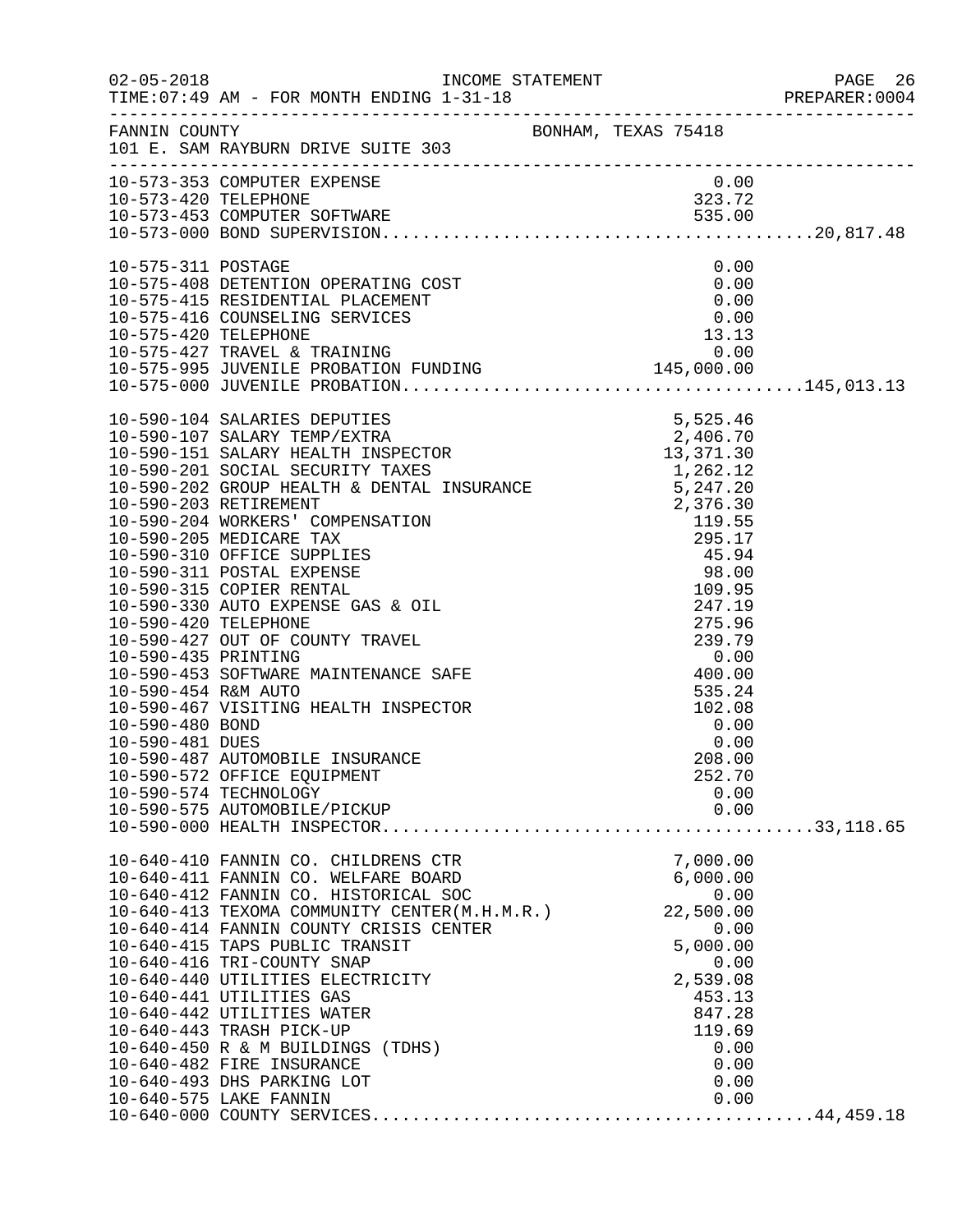02-05-2018 INCOME STATEMENT
TIME:07:49 AM - FOR MONTH ENDING 1-31-18

FANNIN COUNTY BONHAM, TEXAS 75418
101 E. SAM RAYBURN DRIVE SUITE 303

| Account | Description | Amount | Total |
|---|---|---|---|
| 10-573-353 | COMPUTER EXPENSE | 0.00 | |
| 10-573-420 | TELEPHONE | 323.72 | |
| 10-573-453 | COMPUTER SOFTWARE | 535.00 | |
| 10-573-000 | BOND SUPERVISION | | 20,817.48 |
| 10-575-311 | POSTAGE | 0.00 | |
| 10-575-408 | DETENTION OPERATING COST | 0.00 | |
| 10-575-415 | RESIDENTIAL PLACEMENT | 0.00 | |
| 10-575-416 | COUNSELING SERVICES | 0.00 | |
| 10-575-420 | TELEPHONE | 13.13 | |
| 10-575-427 | TRAVEL & TRAINING | 0.00 | |
| 10-575-995 | JUVENILE PROBATION FUNDING | 145,000.00 | |
| 10-575-000 | JUVENILE PROBATION | | 145,013.13 |
| 10-590-104 | SALARIES DEPUTIES | 5,525.46 | |
| 10-590-107 | SALARY TEMP/EXTRA | 2,406.70 | |
| 10-590-151 | SALARY HEALTH INSPECTOR | 13,371.30 | |
| 10-590-201 | SOCIAL SECURITY TAXES | 1,262.12 | |
| 10-590-202 | GROUP HEALTH & DENTAL INSURANCE | 5,247.20 | |
| 10-590-203 | RETIREMENT | 2,376.30 | |
| 10-590-204 | WORKERS' COMPENSATION | 119.55 | |
| 10-590-205 | MEDICARE TAX | 295.17 | |
| 10-590-310 | OFFICE SUPPLIES | 45.94 | |
| 10-590-311 | POSTAL EXPENSE | 98.00 | |
| 10-590-315 | COPIER RENTAL | 109.95 | |
| 10-590-330 | AUTO EXPENSE GAS & OIL | 247.19 | |
| 10-590-420 | TELEPHONE | 275.96 | |
| 10-590-427 | OUT OF COUNTY TRAVEL | 239.79 | |
| 10-590-435 | PRINTING | 0.00 | |
| 10-590-453 | SOFTWARE MAINTENANCE SAFE | 400.00 | |
| 10-590-454 | R&M AUTO | 535.24 | |
| 10-590-467 | VISITING HEALTH INSPECTOR | 102.08 | |
| 10-590-480 | BOND | 0.00 | |
| 10-590-481 | DUES | 0.00 | |
| 10-590-487 | AUTOMOBILE INSURANCE | 208.00 | |
| 10-590-572 | OFFICE EQUIPMENT | 252.70 | |
| 10-590-574 | TECHNOLOGY | 0.00 | |
| 10-590-575 | AUTOMOBILE/PICKUP | 0.00 | |
| 10-590-000 | HEALTH INSPECTOR | | 33,118.65 |
| 10-640-410 | FANNIN CO. CHILDRENS CTR | 7,000.00 | |
| 10-640-411 | FANNIN CO. WELFARE BOARD | 6,000.00 | |
| 10-640-412 | FANNIN CO. HISTORICAL SOC | 0.00 | |
| 10-640-413 | TEXOMA COMMUNITY CENTER(M.H.M.R.) | 22,500.00 | |
| 10-640-414 | FANNIN COUNTY CRISIS CENTER | 0.00 | |
| 10-640-415 | TAPS PUBLIC TRANSIT | 5,000.00 | |
| 10-640-416 | TRI-COUNTY SNAP | 0.00 | |
| 10-640-440 | UTILITIES ELECTRICITY | 2,539.08 | |
| 10-640-441 | UTILITIES GAS | 453.13 | |
| 10-640-442 | UTILITIES WATER | 847.28 | |
| 10-640-443 | TRASH PICK-UP | 119.69 | |
| 10-640-450 | R & M BUILDINGS (TDHS) | 0.00 | |
| 10-640-482 | FIRE INSURANCE | 0.00 | |
| 10-640-493 | DHS PARKING LOT | 0.00 | |
| 10-640-575 | LAKE FANNIN | 0.00 | |
| 10-640-000 | COUNTY SERVICES | | 44,459.18 |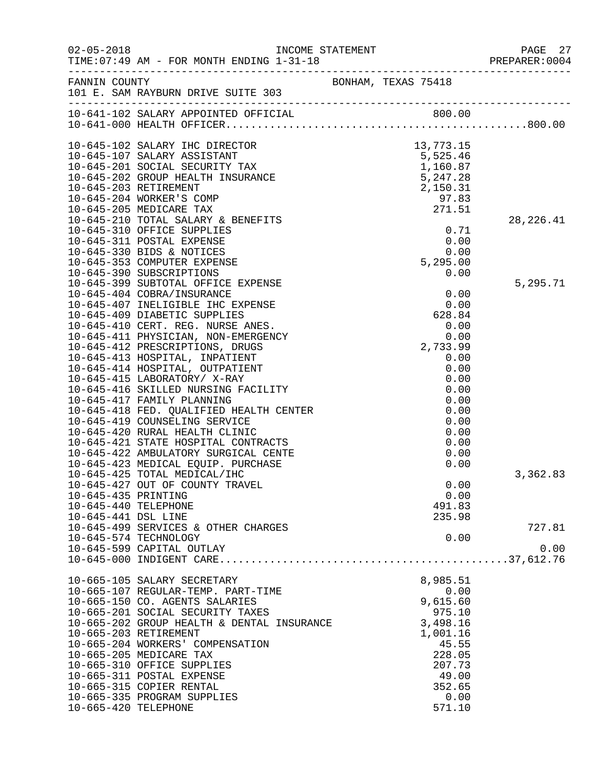02-05-2018 INCOME STATEMENT
TIME:07:49 AM - FOR MONTH ENDING 1-31-18 PREPARER:0004

FANNIN COUNTY BONHAM, TEXAS 75418
101 E. SAM RAYBURN DRIVE SUITE 303

| | | |
|---|---|---|
| 10-641-102 SALARY APPOINTED OFFICIAL | 800.00 | |
| 10-641-000 HEALTH OFFICER | | 800.00 |
| | | |
| 10-645-102 SALARY IHC DIRECTOR | 13,773.15 | |
| 10-645-107 SALARY ASSISTANT | 5,525.46 | |
| 10-645-201 SOCIAL SECURITY TAX | 1,160.87 | |
| 10-645-202 GROUP HEALTH INSURANCE | 5,247.28 | |
| 10-645-203 RETIREMENT | 2,150.31 | |
| 10-645-204 WORKER'S COMP | 97.83 | |
| 10-645-205 MEDICARE TAX | 271.51 | |
| 10-645-210 TOTAL SALARY & BENEFITS | | 28,226.41 |
| 10-645-310 OFFICE SUPPLIES | 0.71 | |
| 10-645-311 POSTAL EXPENSE | 0.00 | |
| 10-645-330 BIDS & NOTICES | 0.00 | |
| 10-645-353 COMPUTER EXPENSE | 5,295.00 | |
| 10-645-390 SUBSCRIPTIONS | 0.00 | |
| 10-645-399 SUBTOTAL OFFICE EXPENSE | | 5,295.71 |
| 10-645-404 COBRA/INSURANCE | 0.00 | |
| 10-645-407 INELIGIBLE IHC EXPENSE | 0.00 | |
| 10-645-409 DIABETIC SUPPLIES | 628.84 | |
| 10-645-410 CERT. REG. NURSE ANES. | 0.00 | |
| 10-645-411 PHYSICIAN, NON-EMERGENCY | 0.00 | |
| 10-645-412 PRESCRIPTIONS, DRUGS | 2,733.99 | |
| 10-645-413 HOSPITAL, INPATIENT | 0.00 | |
| 10-645-414 HOSPITAL, OUTPATIENT | 0.00 | |
| 10-645-415 LABORATORY/ X-RAY | 0.00 | |
| 10-645-416 SKILLED NURSING FACILITY | 0.00 | |
| 10-645-417 FAMILY PLANNING | 0.00 | |
| 10-645-418 FED. QUALIFIED HEALTH CENTER | 0.00 | |
| 10-645-419 COUNSELING SERVICE | 0.00 | |
| 10-645-420 RURAL HEALTH CLINIC | 0.00 | |
| 10-645-421 STATE HOSPITAL CONTRACTS | 0.00 | |
| 10-645-422 AMBULATORY SURGICAL CENTE | 0.00 | |
| 10-645-423 MEDICAL EQUIP. PURCHASE | 0.00 | |
| 10-645-425 TOTAL MEDICAL/IHC | | 3,362.83 |
| 10-645-427 OUT OF COUNTY TRAVEL | 0.00 | |
| 10-645-435 PRINTING | 0.00 | |
| 10-645-440 TELEPHONE | 491.83 | |
| 10-645-441 DSL LINE | 235.98 | |
| 10-645-499 SERVICES & OTHER CHARGES | | 727.81 |
| 10-645-574 TECHNOLOGY | 0.00 | |
| 10-645-599 CAPITAL OUTLAY | | 0.00 |
| 10-645-000 INDIGENT CARE | | 37,612.76 |
| | | |
| 10-665-105 SALARY SECRETARY | 8,985.51 | |
| 10-665-107 REGULAR-TEMP. PART-TIME | 0.00 | |
| 10-665-150 CO. AGENTS SALARIES | 9,615.60 | |
| 10-665-201 SOCIAL SECURITY TAXES | 975.10 | |
| 10-665-202 GROUP HEALTH & DENTAL INSURANCE | 3,498.16 | |
| 10-665-203 RETIREMENT | 1,001.16 | |
| 10-665-204 WORKERS' COMPENSATION | 45.55 | |
| 10-665-205 MEDICARE TAX | 228.05 | |
| 10-665-310 OFFICE SUPPLIES | 207.73 | |
| 10-665-311 POSTAL EXPENSE | 49.00 | |
| 10-665-315 COPIER RENTAL | 352.65 | |
| 10-665-335 PROGRAM SUPPLIES | 0.00 | |
| 10-665-420 TELEPHONE | 571.10 | |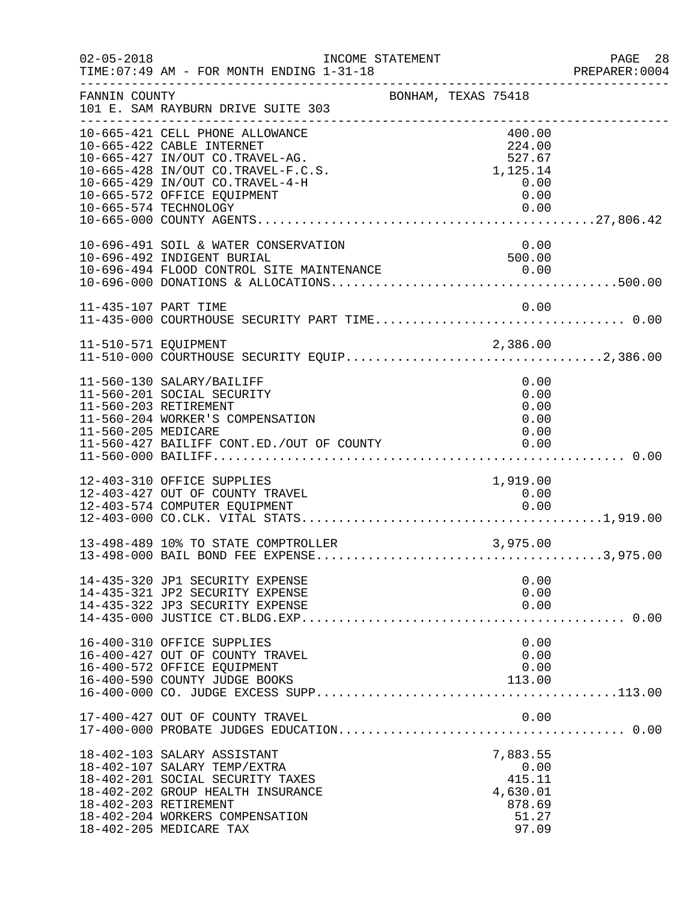02-05-2018 INCOME STATEMENT
TIME:07:49 AM - FOR MONTH ENDING 1-31-18 PREPARER:0004

FANNIN COUNTY BONHAM, TEXAS 75418
101 E. SAM RAYBURN DRIVE SUITE 303

| Account | Description | Amount | Total |
|---|---|---|---|
| 10-665-421 | CELL PHONE ALLOWANCE | 400.00 | |
| 10-665-422 | CABLE INTERNET | 224.00 | |
| 10-665-427 | IN/OUT CO.TRAVEL-AG. | 527.67 | |
| 10-665-428 | IN/OUT CO.TRAVEL-F.C.S. | 1,125.14 | |
| 10-665-429 | IN/OUT CO.TRAVEL-4-H | 0.00 | |
| 10-665-572 | OFFICE EQUIPMENT | 0.00 | |
| 10-665-574 | TECHNOLOGY | 0.00 | |
| 10-665-000 | COUNTY AGENTS | | 27,806.42 |
| 10-696-491 | SOIL & WATER CONSERVATION | 0.00 | |
| 10-696-492 | INDIGENT BURIAL | 500.00 | |
| 10-696-494 | FLOOD CONTROL SITE MAINTENANCE | 0.00 | |
| 10-696-000 | DONATIONS & ALLOCATIONS | | 500.00 |
| 11-435-107 | PART TIME | 0.00 | |
| 11-435-000 | COURTHOUSE SECURITY PART TIME | | 0.00 |
| 11-510-571 | EQUIPMENT | 2,386.00 | |
| 11-510-000 | COURTHOUSE SECURITY EQUIP | | 2,386.00 |
| 11-560-130 | SALARY/BAILIFF | 0.00 | |
| 11-560-201 | SOCIAL SECURITY | 0.00 | |
| 11-560-203 | RETIREMENT | 0.00 | |
| 11-560-204 | WORKER'S COMPENSATION | 0.00 | |
| 11-560-205 | MEDICARE | 0.00 | |
| 11-560-427 | BAILIFF CONT.ED./OUT OF COUNTY | 0.00 | |
| 11-560-000 | BAILIFF | | 0.00 |
| 12-403-310 | OFFICE SUPPLIES | 1,919.00 | |
| 12-403-427 | OUT OF COUNTY TRAVEL | 0.00 | |
| 12-403-574 | COMPUTER EQUIPMENT | 0.00 | |
| 12-403-000 | CO.CLK. VITAL STATS | | 1,919.00 |
| 13-498-489 | 10% TO STATE COMPTROLLER | 3,975.00 | |
| 13-498-000 | BAIL BOND FEE EXPENSE | | 3,975.00 |
| 14-435-320 | JP1 SECURITY EXPENSE | 0.00 | |
| 14-435-321 | JP2 SECURITY EXPENSE | 0.00 | |
| 14-435-322 | JP3 SECURITY EXPENSE | 0.00 | |
| 14-435-000 | JUSTICE CT.BLDG.EXP | | 0.00 |
| 16-400-310 | OFFICE SUPPLIES | 0.00 | |
| 16-400-427 | OUT OF COUNTY TRAVEL | 0.00 | |
| 16-400-572 | OFFICE EQUIPMENT | 0.00 | |
| 16-400-590 | COUNTY JUDGE BOOKS | 113.00 | |
| 16-400-000 | CO. JUDGE EXCESS SUPP | | 113.00 |
| 17-400-427 | OUT OF COUNTY TRAVEL | 0.00 | |
| 17-400-000 | PROBATE JUDGES EDUCATION | | 0.00 |
| 18-402-103 | SALARY ASSISTANT | 7,883.55 | |
| 18-402-107 | SALARY TEMP/EXTRA | 0.00 | |
| 18-402-201 | SOCIAL SECURITY TAXES | 415.11 | |
| 18-402-202 | GROUP HEALTH INSURANCE | 4,630.01 | |
| 18-402-203 | RETIREMENT | 878.69 | |
| 18-402-204 | WORKERS COMPENSATION | 51.27 | |
| 18-402-205 | MEDICARE TAX | 97.09 | |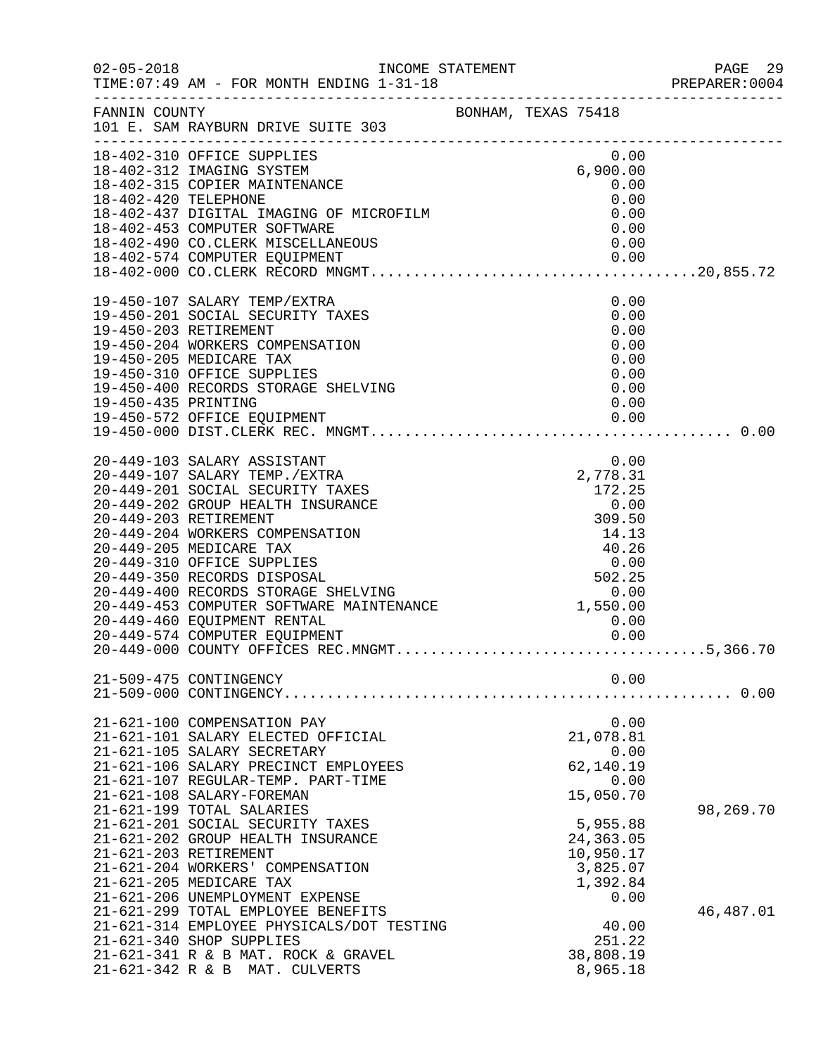INCOME STATEMENT

02-05-2018
TIME:07:49 AM - FOR MONTH ENDING 1-31-18
PREPARER:0004

FANNIN COUNTY — BONHAM, TEXAS 75418
101 E. SAM RAYBURN DRIVE SUITE 303

| Account | Description | Amount | Total |
|---|---|---|---|
| 18-402-310 | OFFICE SUPPLIES | 0.00 | |
| 18-402-312 | IMAGING SYSTEM | 6,900.00 | |
| 18-402-315 | COPIER MAINTENANCE | 0.00 | |
| 18-402-420 | TELEPHONE | 0.00 | |
| 18-402-437 | DIGITAL IMAGING OF MICROFILM | 0.00 | |
| 18-402-453 | COMPUTER SOFTWARE | 0.00 | |
| 18-402-490 | CO.CLERK MISCELLANEOUS | 0.00 | |
| 18-402-574 | COMPUTER EQUIPMENT | 0.00 | |
| 18-402-000 | CO.CLERK RECORD MNGMT. | | 20,855.72 |
| 19-450-107 | SALARY TEMP/EXTRA | 0.00 | |
| 19-450-201 | SOCIAL SECURITY TAXES | 0.00 | |
| 19-450-203 | RETIREMENT | 0.00 | |
| 19-450-204 | WORKERS COMPENSATION | 0.00 | |
| 19-450-205 | MEDICARE TAX | 0.00 | |
| 19-450-310 | OFFICE SUPPLIES | 0.00 | |
| 19-450-400 | RECORDS STORAGE SHELVING | 0.00 | |
| 19-450-435 | PRINTING | 0.00 | |
| 19-450-572 | OFFICE EQUIPMENT | 0.00 | |
| 19-450-000 | DIST.CLERK REC. MNGMT. | | 0.00 |
| 20-449-103 | SALARY ASSISTANT | 0.00 | |
| 20-449-107 | SALARY TEMP./EXTRA | 2,778.31 | |
| 20-449-201 | SOCIAL SECURITY TAXES | 172.25 | |
| 20-449-202 | GROUP HEALTH INSURANCE | 0.00 | |
| 20-449-203 | RETIREMENT | 309.50 | |
| 20-449-204 | WORKERS COMPENSATION | 14.13 | |
| 20-449-205 | MEDICARE TAX | 40.26 | |
| 20-449-310 | OFFICE SUPPLIES | 0.00 | |
| 20-449-350 | RECORDS DISPOSAL | 502.25 | |
| 20-449-400 | RECORDS STORAGE SHELVING | 0.00 | |
| 20-449-453 | COMPUTER SOFTWARE MAINTENANCE | 1,550.00 | |
| 20-449-460 | EQUIPMENT RENTAL | 0.00 | |
| 20-449-574 | COMPUTER EQUIPMENT | 0.00 | |
| 20-449-000 | COUNTY OFFICES REC.MNGMT. | | 5,366.70 |
| 21-509-475 | CONTINGENCY | 0.00 | |
| 21-509-000 | CONTINGENCY | | 0.00 |
| 21-621-100 | COMPENSATION PAY | 0.00 | |
| 21-621-101 | SALARY ELECTED OFFICIAL | 21,078.81 | |
| 21-621-105 | SALARY SECRETARY | 0.00 | |
| 21-621-106 | SALARY PRECINCT EMPLOYEES | 62,140.19 | |
| 21-621-107 | REGULAR-TEMP. PART-TIME | 0.00 | |
| 21-621-108 | SALARY-FOREMAN | 15,050.70 | |
| 21-621-199 | TOTAL SALARIES | | 98,269.70 |
| 21-621-201 | SOCIAL SECURITY TAXES | 5,955.88 | |
| 21-621-202 | GROUP HEALTH INSURANCE | 24,363.05 | |
| 21-621-203 | RETIREMENT | 10,950.17 | |
| 21-621-204 | WORKERS' COMPENSATION | 3,825.07 | |
| 21-621-205 | MEDICARE TAX | 1,392.84 | |
| 21-621-206 | UNEMPLOYMENT EXPENSE | 0.00 | |
| 21-621-299 | TOTAL EMPLOYEE BENEFITS | | 46,487.01 |
| 21-621-314 | EMPLOYEE PHYSICALS/DOT TESTING | 40.00 | |
| 21-621-340 | SHOP SUPPLIES | 251.22 | |
| 21-621-341 | R & B MAT. ROCK & GRAVEL | 38,808.19 | |
| 21-621-342 | R & B MAT. CULVERTS | 8,965.18 | |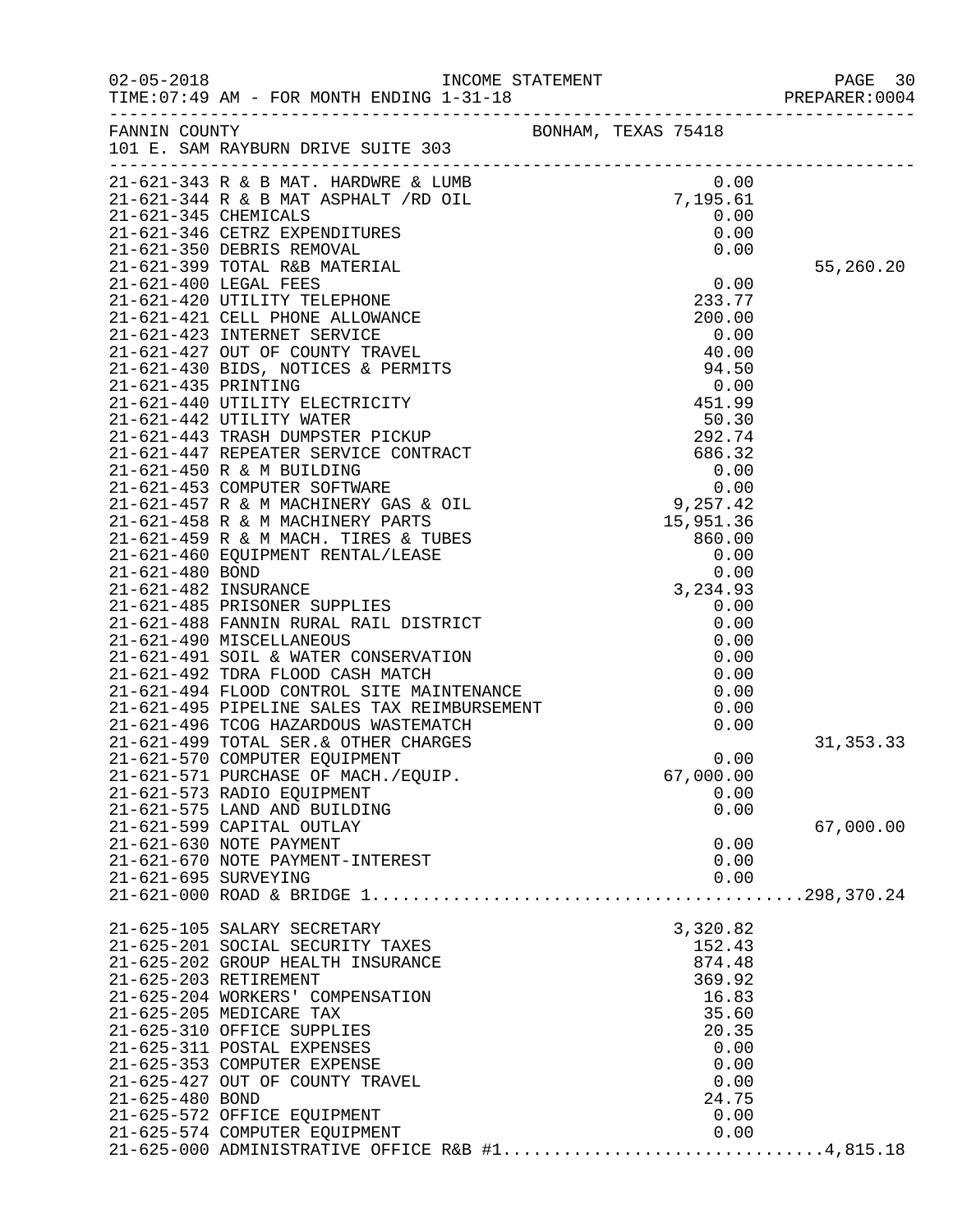02-05-2018 INCOME STATEMENT
TIME:07:49 AM - FOR MONTH ENDING 1-31-18 PREPARER:0004

FANNIN COUNTY BONHAM, TEXAS 75418
101 E. SAM RAYBURN DRIVE SUITE 303

| | | |
|---|---|---|
| 21-621-343 R & B MAT. HARDWRE & LUMB | 0.00 | |
| 21-621-344 R & B MAT ASPHALT /RD OIL | 7,195.61 | |
| 21-621-345 CHEMICALS | 0.00 | |
| 21-621-346 CETRZ EXPENDITURES | 0.00 | |
| 21-621-350 DEBRIS REMOVAL | 0.00 | |
| 21-621-399 TOTAL R&B MATERIAL | | 55,260.20 |
| 21-621-400 LEGAL FEES | 0.00 | |
| 21-621-420 UTILITY TELEPHONE | 233.77 | |
| 21-621-421 CELL PHONE ALLOWANCE | 200.00 | |
| 21-621-423 INTERNET SERVICE | 0.00 | |
| 21-621-427 OUT OF COUNTY TRAVEL | 40.00 | |
| 21-621-430 BIDS, NOTICES & PERMITS | 94.50 | |
| 21-621-435 PRINTING | 0.00 | |
| 21-621-440 UTILITY ELECTRICITY | 451.99 | |
| 21-621-442 UTILITY WATER | 50.30 | |
| 21-621-443 TRASH DUMPSTER PICKUP | 292.74 | |
| 21-621-447 REPEATER SERVICE CONTRACT | 686.32 | |
| 21-621-450 R & M BUILDING | 0.00 | |
| 21-621-453 COMPUTER SOFTWARE | 0.00 | |
| 21-621-457 R & M MACHINERY GAS & OIL | 9,257.42 | |
| 21-621-458 R & M MACHINERY PARTS | 15,951.36 | |
| 21-621-459 R & M MACH. TIRES & TUBES | 860.00 | |
| 21-621-460 EQUIPMENT RENTAL/LEASE | 0.00 | |
| 21-621-480 BOND | 0.00 | |
| 21-621-482 INSURANCE | 3,234.93 | |
| 21-621-485 PRISONER SUPPLIES | 0.00 | |
| 21-621-488 FANNIN RURAL RAIL DISTRICT | 0.00 | |
| 21-621-490 MISCELLANEOUS | 0.00 | |
| 21-621-491 SOIL & WATER CONSERVATION | 0.00 | |
| 21-621-492 TDRA FLOOD CASH MATCH | 0.00 | |
| 21-621-494 FLOOD CONTROL SITE MAINTENANCE | 0.00 | |
| 21-621-495 PIPELINE SALES TAX REIMBURSEMENT | 0.00 | |
| 21-621-496 TCOG HAZARDOUS WASTEMATCH | 0.00 | |
| 21-621-499 TOTAL SER.& OTHER CHARGES | | 31,353.33 |
| 21-621-570 COMPUTER EQUIPMENT | 0.00 | |
| 21-621-571 PURCHASE OF MACH./EQUIP. | 67,000.00 | |
| 21-621-573 RADIO EQUIPMENT | 0.00 | |
| 21-621-575 LAND AND BUILDING | 0.00 | |
| 21-621-599 CAPITAL OUTLAY | | 67,000.00 |
| 21-621-630 NOTE PAYMENT | 0.00 | |
| 21-621-670 NOTE PAYMENT-INTEREST | 0.00 | |
| 21-621-695 SURVEYING | 0.00 | |
| 21-621-000 ROAD & BRIDGE 1 | | 298,370.24 |
| | | |
| 21-625-105 SALARY SECRETARY | 3,320.82 | |
| 21-625-201 SOCIAL SECURITY TAXES | 152.43 | |
| 21-625-202 GROUP HEALTH INSURANCE | 874.48 | |
| 21-625-203 RETIREMENT | 369.92 | |
| 21-625-204 WORKERS' COMPENSATION | 16.83 | |
| 21-625-205 MEDICARE TAX | 35.60 | |
| 21-625-310 OFFICE SUPPLIES | 20.35 | |
| 21-625-311 POSTAL EXPENSES | 0.00 | |
| 21-625-353 COMPUTER EXPENSE | 0.00 | |
| 21-625-427 OUT OF COUNTY TRAVEL | 0.00 | |
| 21-625-480 BOND | 24.75 | |
| 21-625-572 OFFICE EQUIPMENT | 0.00 | |
| 21-625-574 COMPUTER EQUIPMENT | 0.00 | |
| 21-625-000 ADMINISTRATIVE OFFICE R&B #1 | | 4,815.18 |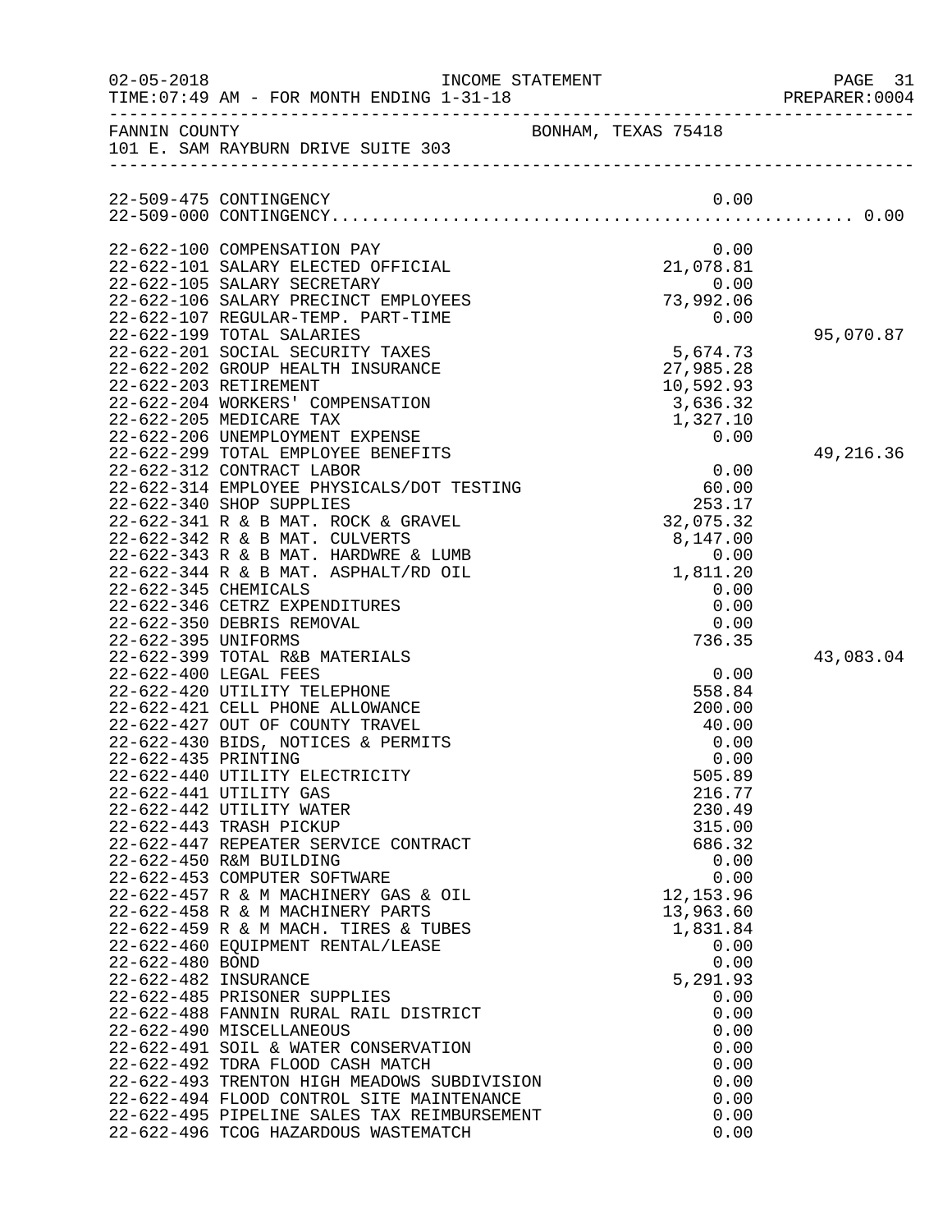02-05-2018 INCOME STATEMENT
TIME:07:49 AM - FOR MONTH ENDING 1-31-18 PREPARER:0004

FANNIN COUNTY BONHAM, TEXAS 75418
101 E. SAM RAYBURN DRIVE SUITE 303

| Account | Description | Amount | Total |
|---|---|---|---|
| 22-509-475 | CONTINGENCY | 0.00 | |
| 22-509-000 | CONTINGENCY.................................................... | | 0.00 |
| 22-622-100 | COMPENSATION PAY | 0.00 | |
| 22-622-101 | SALARY ELECTED OFFICIAL | 21,078.81 | |
| 22-622-105 | SALARY SECRETARY | 0.00 | |
| 22-622-106 | SALARY PRECINCT EMPLOYEES | 73,992.06 | |
| 22-622-107 | REGULAR-TEMP. PART-TIME | 0.00 | |
| 22-622-199 | TOTAL SALARIES | | 95,070.87 |
| 22-622-201 | SOCIAL SECURITY TAXES | 5,674.73 | |
| 22-622-202 | GROUP HEALTH INSURANCE | 27,985.28 | |
| 22-622-203 | RETIREMENT | 10,592.93 | |
| 22-622-204 | WORKERS' COMPENSATION | 3,636.32 | |
| 22-622-205 | MEDICARE TAX | 1,327.10 | |
| 22-622-206 | UNEMPLOYMENT EXPENSE | 0.00 | |
| 22-622-299 | TOTAL EMPLOYEE BENEFITS | | 49,216.36 |
| 22-622-312 | CONTRACT LABOR | 0.00 | |
| 22-622-314 | EMPLOYEE PHYSICALS/DOT TESTING | 60.00 | |
| 22-622-340 | SHOP SUPPLIES | 253.17 | |
| 22-622-341 | R & B MAT. ROCK & GRAVEL | 32,075.32 | |
| 22-622-342 | R & B MAT. CULVERTS | 8,147.00 | |
| 22-622-343 | R & B MAT. HARDWRE & LUMB | 0.00 | |
| 22-622-344 | R & B MAT. ASPHALT/RD OIL | 1,811.20 | |
| 22-622-345 | CHEMICALS | 0.00 | |
| 22-622-346 | CETRZ EXPENDITURES | 0.00 | |
| 22-622-350 | DEBRIS REMOVAL | 0.00 | |
| 22-622-395 | UNIFORMS | 736.35 | |
| 22-622-399 | TOTAL R&B MATERIALS | | 43,083.04 |
| 22-622-400 | LEGAL FEES | 0.00 | |
| 22-622-420 | UTILITY TELEPHONE | 558.84 | |
| 22-622-421 | CELL PHONE ALLOWANCE | 200.00 | |
| 22-622-427 | OUT OF COUNTY TRAVEL | 40.00 | |
| 22-622-430 | BIDS, NOTICES & PERMITS | 0.00 | |
| 22-622-435 | PRINTING | 0.00 | |
| 22-622-440 | UTILITY ELECTRICITY | 505.89 | |
| 22-622-441 | UTILITY GAS | 216.77 | |
| 22-622-442 | UTILITY WATER | 230.49 | |
| 22-622-443 | TRASH PICKUP | 315.00 | |
| 22-622-447 | REPEATER SERVICE CONTRACT | 686.32 | |
| 22-622-450 | R&M BUILDING | 0.00 | |
| 22-622-453 | COMPUTER SOFTWARE | 0.00 | |
| 22-622-457 | R & M MACHINERY GAS & OIL | 12,153.96 | |
| 22-622-458 | R & M MACHINERY PARTS | 13,963.60 | |
| 22-622-459 | R & M MACH. TIRES & TUBES | 1,831.84 | |
| 22-622-460 | EQUIPMENT RENTAL/LEASE | 0.00 | |
| 22-622-480 | BOND | 0.00 | |
| 22-622-482 | INSURANCE | 5,291.93 | |
| 22-622-485 | PRISONER SUPPLIES | 0.00 | |
| 22-622-488 | FANNIN RURAL RAIL DISTRICT | 0.00 | |
| 22-622-490 | MISCELLANEOUS | 0.00 | |
| 22-622-491 | SOIL & WATER CONSERVATION | 0.00 | |
| 22-622-492 | TDRA FLOOD CASH MATCH | 0.00 | |
| 22-622-493 | TRENTON HIGH MEADOWS SUBDIVISION | 0.00 | |
| 22-622-494 | FLOOD CONTROL SITE MAINTENANCE | 0.00 | |
| 22-622-495 | PIPELINE SALES TAX REIMBURSEMENT | 0.00 | |
| 22-622-496 | TCOG HAZARDOUS WASTEMATCH | 0.00 | |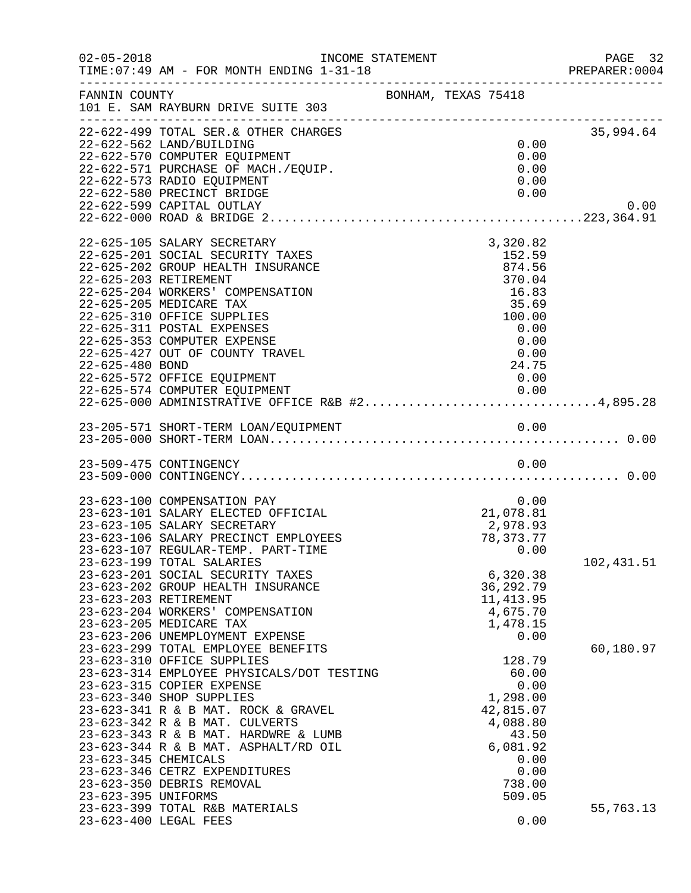02-05-2018 INCOME STATEMENT PAGE 32
TIME:07:49 AM - FOR MONTH ENDING 1-31-18 PREPARER:0004

FANNIN COUNTY BONHAM, TEXAS 75418
101 E. SAM RAYBURN DRIVE SUITE 303

| | | | |
|---|---|---|---|
| 22-622-499 | TOTAL SER.& OTHER CHARGES | | 35,994.64 |
| 22-622-562 | LAND/BUILDING | 0.00 | |
| 22-622-570 | COMPUTER EQUIPMENT | 0.00 | |
| 22-622-571 | PURCHASE OF MACH./EQUIP. | 0.00 | |
| 22-622-573 | RADIO EQUIPMENT | 0.00 | |
| 22-622-580 | PRECINCT BRIDGE | 0.00 | |
| 22-622-599 | CAPITAL OUTLAY | | 0.00 |
| 22-622-000 | ROAD & BRIDGE 2 | | 223,364.91 |
| 22-625-105 | SALARY SECRETARY | 3,320.82 | |
| 22-625-201 | SOCIAL SECURITY TAXES | 152.59 | |
| 22-625-202 | GROUP HEALTH INSURANCE | 874.56 | |
| 22-625-203 | RETIREMENT | 370.04 | |
| 22-625-204 | WORKERS' COMPENSATION | 16.83 | |
| 22-625-205 | MEDICARE TAX | 35.69 | |
| 22-625-310 | OFFICE SUPPLIES | 100.00 | |
| 22-625-311 | POSTAL EXPENSES | 0.00 | |
| 22-625-353 | COMPUTER EXPENSE | 0.00 | |
| 22-625-427 | OUT OF COUNTY TRAVEL | 0.00 | |
| 22-625-480 | BOND | 24.75 | |
| 22-625-572 | OFFICE EQUIPMENT | 0.00 | |
| 22-625-574 | COMPUTER EQUIPMENT | 0.00 | |
| 22-625-000 | ADMINISTRATIVE OFFICE R&B #2 | | 4,895.28 |
| 23-205-571 | SHORT-TERM LOAN/EQUIPMENT | 0.00 | |
| 23-205-000 | SHORT-TERM LOAN | | 0.00 |
| 23-509-475 | CONTINGENCY | 0.00 | |
| 23-509-000 | CONTINGENCY | | 0.00 |
| 23-623-100 | COMPENSATION PAY | 0.00 | |
| 23-623-101 | SALARY ELECTED OFFICIAL | 21,078.81 | |
| 23-623-105 | SALARY SECRETARY | 2,978.93 | |
| 23-623-106 | SALARY PRECINCT EMPLOYEES | 78,373.77 | |
| 23-623-107 | REGULAR-TEMP. PART-TIME | 0.00 | |
| 23-623-199 | TOTAL SALARIES | | 102,431.51 |
| 23-623-201 | SOCIAL SECURITY TAXES | 6,320.38 | |
| 23-623-202 | GROUP HEALTH INSURANCE | 36,292.79 | |
| 23-623-203 | RETIREMENT | 11,413.95 | |
| 23-623-204 | WORKERS' COMPENSATION | 4,675.70 | |
| 23-623-205 | MEDICARE TAX | 1,478.15 | |
| 23-623-206 | UNEMPLOYMENT EXPENSE | 0.00 | |
| 23-623-299 | TOTAL EMPLOYEE BENEFITS | | 60,180.97 |
| 23-623-310 | OFFICE SUPPLIES | 128.79 | |
| 23-623-314 | EMPLOYEE PHYSICALS/DOT TESTING | 60.00 | |
| 23-623-315 | COPIER EXPENSE | 0.00 | |
| 23-623-340 | SHOP SUPPLIES | 1,298.00 | |
| 23-623-341 | R & B MAT. ROCK & GRAVEL | 42,815.07 | |
| 23-623-342 | R & B MAT. CULVERTS | 4,088.80 | |
| 23-623-343 | R & B MAT. HARDWRE & LUMB | 43.50 | |
| 23-623-344 | R & B MAT. ASPHALT/RD OIL | 6,081.92 | |
| 23-623-345 | CHEMICALS | 0.00 | |
| 23-623-346 | CETRZ EXPENDITURES | 0.00 | |
| 23-623-350 | DEBRIS REMOVAL | 738.00 | |
| 23-623-395 | UNIFORMS | 509.05 | |
| 23-623-399 | TOTAL R&B MATERIALS | | 55,763.13 |
| 23-623-400 | LEGAL FEES | 0.00 | |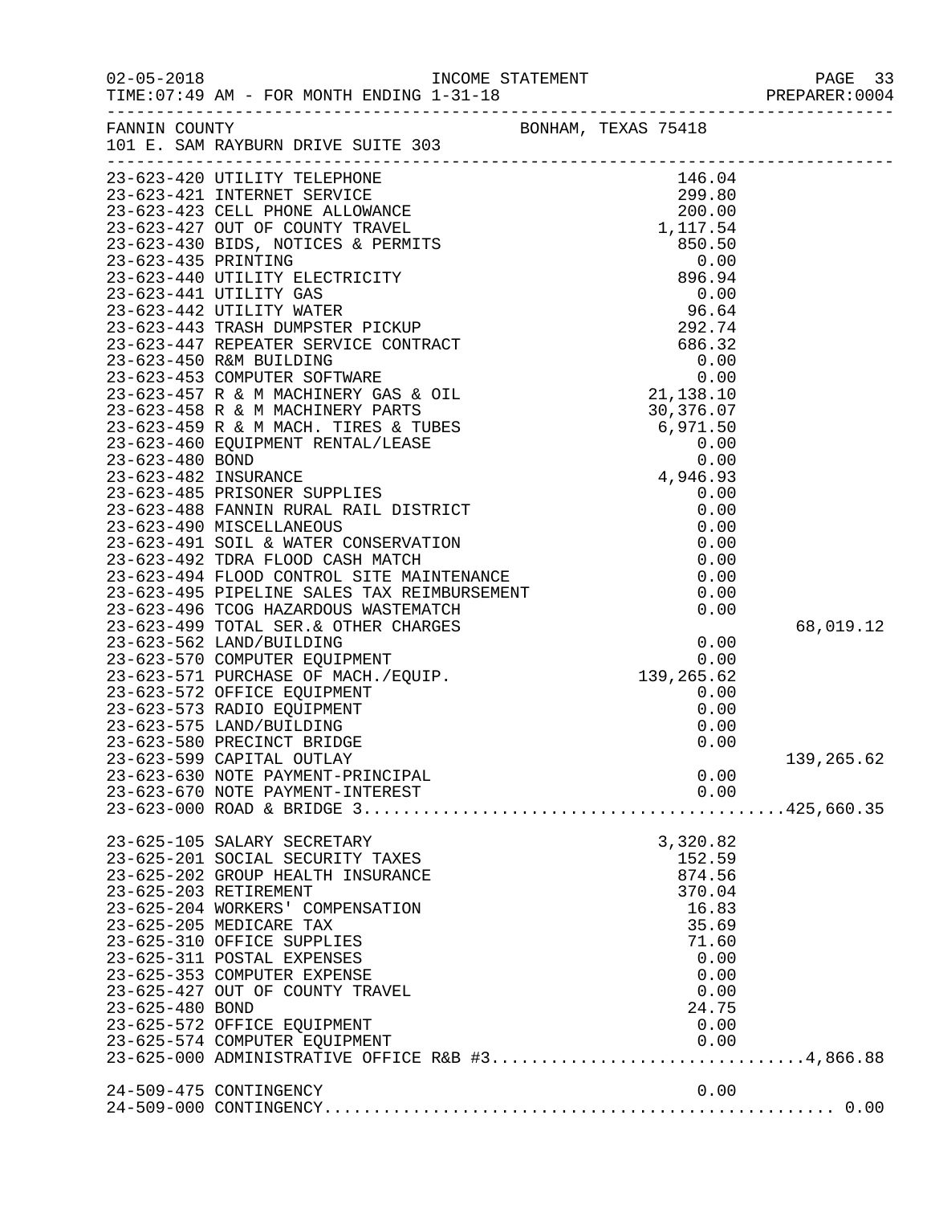INCOME STATEMENT

TIME:07:49 AM - FOR MONTH ENDING 1-31-18

PREPARER:0004

FANNIN COUNTY BONHAM, TEXAS 75418
101 E. SAM RAYBURN DRIVE SUITE 303

| | | |
|---|---|---|
| 23-623-420 UTILITY TELEPHONE | 146.04 | |
| 23-623-421 INTERNET SERVICE | 299.80 | |
| 23-623-423 CELL PHONE ALLOWANCE | 200.00 | |
| 23-623-427 OUT OF COUNTY TRAVEL | 1,117.54 | |
| 23-623-430 BIDS, NOTICES & PERMITS | 850.50 | |
| 23-623-435 PRINTING | 0.00 | |
| 23-623-440 UTILITY ELECTRICITY | 896.94 | |
| 23-623-441 UTILITY GAS | 0.00 | |
| 23-623-442 UTILITY WATER | 96.64 | |
| 23-623-443 TRASH DUMPSTER PICKUP | 292.74 | |
| 23-623-447 REPEATER SERVICE CONTRACT | 686.32 | |
| 23-623-450 R&M BUILDING | 0.00 | |
| 23-623-453 COMPUTER SOFTWARE | 0.00 | |
| 23-623-457 R & M MACHINERY GAS & OIL | 21,138.10 | |
| 23-623-458 R & M MACHINERY PARTS | 30,376.07 | |
| 23-623-459 R & M MACH. TIRES & TUBES | 6,971.50 | |
| 23-623-460 EQUIPMENT RENTAL/LEASE | 0.00 | |
| 23-623-480 BOND | 0.00 | |
| 23-623-482 INSURANCE | 4,946.93 | |
| 23-623-485 PRISONER SUPPLIES | 0.00 | |
| 23-623-488 FANNIN RURAL RAIL DISTRICT | 0.00 | |
| 23-623-490 MISCELLANEOUS | 0.00 | |
| 23-623-491 SOIL & WATER CONSERVATION | 0.00 | |
| 23-623-492 TDRA FLOOD CASH MATCH | 0.00 | |
| 23-623-494 FLOOD CONTROL SITE MAINTENANCE | 0.00 | |
| 23-623-495 PIPELINE SALES TAX REIMBURSEMENT | 0.00 | |
| 23-623-496 TCOG HAZARDOUS WASTEMATCH | 0.00 | |
| 23-623-499 TOTAL SER.& OTHER CHARGES | | 68,019.12 |
| 23-623-562 LAND/BUILDING | 0.00 | |
| 23-623-570 COMPUTER EQUIPMENT | 0.00 | |
| 23-623-571 PURCHASE OF MACH./EQUIP. | 139,265.62 | |
| 23-623-572 OFFICE EQUIPMENT | 0.00 | |
| 23-623-573 RADIO EQUIPMENT | 0.00 | |
| 23-623-575 LAND/BUILDING | 0.00 | |
| 23-623-580 PRECINCT BRIDGE | 0.00 | |
| 23-623-599 CAPITAL OUTLAY | | 139,265.62 |
| 23-623-630 NOTE PAYMENT-PRINCIPAL | 0.00 | |
| 23-623-670 NOTE PAYMENT-INTEREST | 0.00 | |
| 23-623-000 ROAD & BRIDGE 3 | | 425,660.35 |
| 23-625-105 SALARY SECRETARY | 3,320.82 | |
| 23-625-201 SOCIAL SECURITY TAXES | 152.59 | |
| 23-625-202 GROUP HEALTH INSURANCE | 874.56 | |
| 23-625-203 RETIREMENT | 370.04 | |
| 23-625-204 WORKERS' COMPENSATION | 16.83 | |
| 23-625-205 MEDICARE TAX | 35.69 | |
| 23-625-310 OFFICE SUPPLIES | 71.60 | |
| 23-625-311 POSTAL EXPENSES | 0.00 | |
| 23-625-353 COMPUTER EXPENSE | 0.00 | |
| 23-625-427 OUT OF COUNTY TRAVEL | 0.00 | |
| 23-625-480 BOND | 24.75 | |
| 23-625-572 OFFICE EQUIPMENT | 0.00 | |
| 23-625-574 COMPUTER EQUIPMENT | 0.00 | |
| 23-625-000 ADMINISTRATIVE OFFICE R&B #3 | | 4,866.88 |
| 24-509-475 CONTINGENCY | 0.00 | |
| 24-509-000 CONTINGENCY | | 0.00 |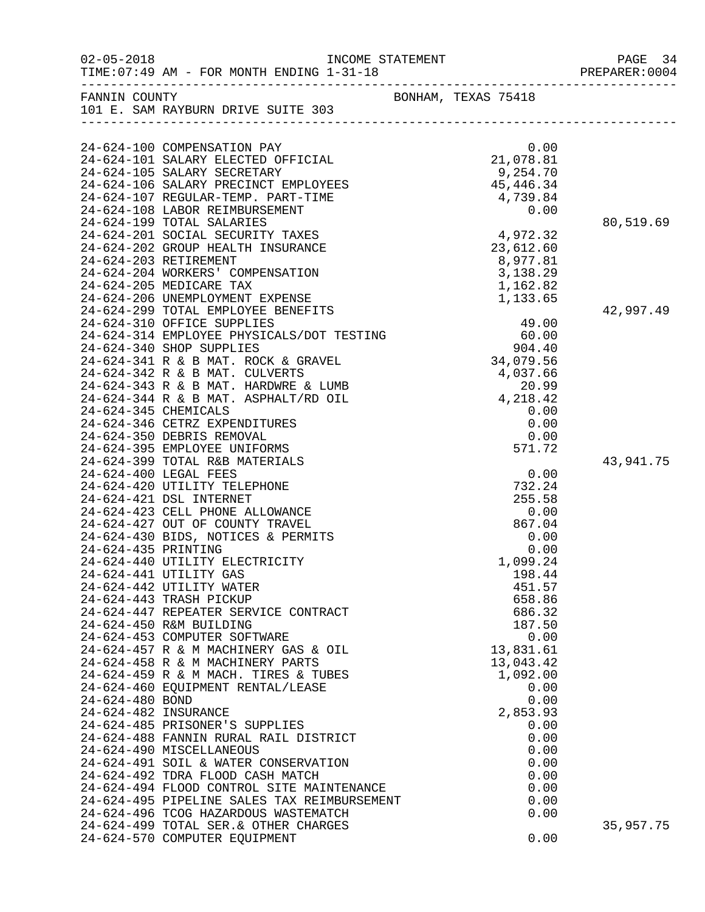02-05-2018 INCOME STATEMENT
TIME:07:49 AM - FOR MONTH ENDING 1-31-18

FANNIN COUNTY BONHAM, TEXAS 75418
101 E. SAM RAYBURN DRIVE SUITE 303

| | | |
|---|---|---|
| 24-624-100 COMPENSATION PAY | 0.00 | |
| 24-624-101 SALARY ELECTED OFFICIAL | 21,078.81 | |
| 24-624-105 SALARY SECRETARY | 9,254.70 | |
| 24-624-106 SALARY PRECINCT EMPLOYEES | 45,446.34 | |
| 24-624-107 REGULAR-TEMP. PART-TIME | 4,739.84 | |
| 24-624-108 LABOR REIMBURSEMENT | 0.00 | |
| 24-624-199 TOTAL SALARIES | | 80,519.69 |
| 24-624-201 SOCIAL SECURITY TAXES | 4,972.32 | |
| 24-624-202 GROUP HEALTH INSURANCE | 23,612.60 | |
| 24-624-203 RETIREMENT | 8,977.81 | |
| 24-624-204 WORKERS' COMPENSATION | 3,138.29 | |
| 24-624-205 MEDICARE TAX | 1,162.82 | |
| 24-624-206 UNEMPLOYMENT EXPENSE | 1,133.65 | |
| 24-624-299 TOTAL EMPLOYEE BENEFITS | | 42,997.49 |
| 24-624-310 OFFICE SUPPLIES | 49.00 | |
| 24-624-314 EMPLOYEE PHYSICALS/DOT TESTING | 60.00 | |
| 24-624-340 SHOP SUPPLIES | 904.40 | |
| 24-624-341 R & B MAT. ROCK & GRAVEL | 34,079.56 | |
| 24-624-342 R & B MAT. CULVERTS | 4,037.66 | |
| 24-624-343 R & B MAT. HARDWRE & LUMB | 20.99 | |
| 24-624-344 R & B MAT. ASPHALT/RD OIL | 4,218.42 | |
| 24-624-345 CHEMICALS | 0.00 | |
| 24-624-346 CETRZ EXPENDITURES | 0.00 | |
| 24-624-350 DEBRIS REMOVAL | 0.00 | |
| 24-624-395 EMPLOYEE UNIFORMS | 571.72 | |
| 24-624-399 TOTAL R&B MATERIALS | | 43,941.75 |
| 24-624-400 LEGAL FEES | 0.00 | |
| 24-624-420 UTILITY TELEPHONE | 732.24 | |
| 24-624-421 DSL INTERNET | 255.58 | |
| 24-624-423 CELL PHONE ALLOWANCE | 0.00 | |
| 24-624-427 OUT OF COUNTY TRAVEL | 867.04 | |
| 24-624-430 BIDS, NOTICES & PERMITS | 0.00 | |
| 24-624-435 PRINTING | 0.00 | |
| 24-624-440 UTILITY ELECTRICITY | 1,099.24 | |
| 24-624-441 UTILITY GAS | 198.44 | |
| 24-624-442 UTILITY WATER | 451.57 | |
| 24-624-443 TRASH PICKUP | 658.86 | |
| 24-624-447 REPEATER SERVICE CONTRACT | 686.32 | |
| 24-624-450 R&M BUILDING | 187.50 | |
| 24-624-453 COMPUTER SOFTWARE | 0.00 | |
| 24-624-457 R & M MACHINERY GAS & OIL | 13,831.61 | |
| 24-624-458 R & M MACHINERY PARTS | 13,043.42 | |
| 24-624-459 R & M MACH. TIRES & TUBES | 1,092.00 | |
| 24-624-460 EQUIPMENT RENTAL/LEASE | 0.00 | |
| 24-624-480 BOND | 0.00 | |
| 24-624-482 INSURANCE | 2,853.93 | |
| 24-624-485 PRISONER'S SUPPLIES | 0.00 | |
| 24-624-488 FANNIN RURAL RAIL DISTRICT | 0.00 | |
| 24-624-490 MISCELLANEOUS | 0.00 | |
| 24-624-491 SOIL & WATER CONSERVATION | 0.00 | |
| 24-624-492 TDRA FLOOD CASH MATCH | 0.00 | |
| 24-624-494 FLOOD CONTROL SITE MAINTENANCE | 0.00 | |
| 24-624-495 PIPELINE SALES TAX REIMBURSEMENT | 0.00 | |
| 24-624-496 TCOG HAZARDOUS WASTEMATCH | 0.00 | |
| 24-624-499 TOTAL SER.& OTHER CHARGES | | 35,957.75 |
| 24-624-570 COMPUTER EQUIPMENT | 0.00 | |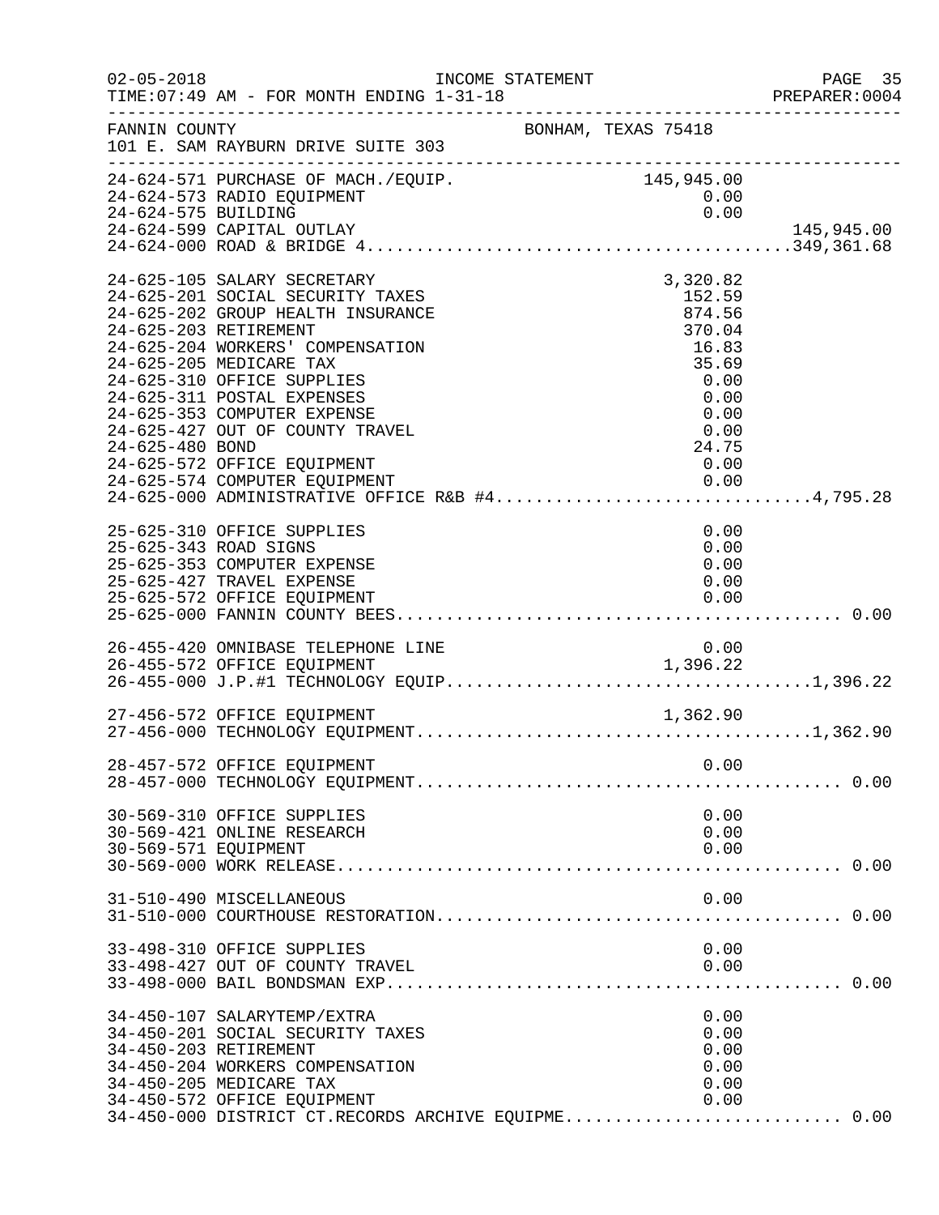FANNIN COUNTY BONHAM, TEXAS 75418
101 E. SAM RAYBURN DRIVE SUITE 303

| | | |
|---|---|---|
| 24-624-571 PURCHASE OF MACH./EQUIP. | 145,945.00 | |
| 24-624-573 RADIO EQUIPMENT | 0.00 | |
| 24-624-575 BUILDING | 0.00 | |
| 24-624-599 CAPITAL OUTLAY | | 145,945.00 |
| 24-624-000 ROAD & BRIDGE 4 | | 349,361.68 |
| 24-625-105 SALARY SECRETARY | 3,320.82 | |
| 24-625-201 SOCIAL SECURITY TAXES | 152.59 | |
| 24-625-202 GROUP HEALTH INSURANCE | 874.56 | |
| 24-625-203 RETIREMENT | 370.04 | |
| 24-625-204 WORKERS' COMPENSATION | 16.83 | |
| 24-625-205 MEDICARE TAX | 35.69 | |
| 24-625-310 OFFICE SUPPLIES | 0.00 | |
| 24-625-311 POSTAL EXPENSES | 0.00 | |
| 24-625-353 COMPUTER EXPENSE | 0.00 | |
| 24-625-427 OUT OF COUNTY TRAVEL | 0.00 | |
| 24-625-480 BOND | 24.75 | |
| 24-625-572 OFFICE EQUIPMENT | 0.00 | |
| 24-625-574 COMPUTER EQUIPMENT | 0.00 | |
| 24-625-000 ADMINISTRATIVE OFFICE R&B #4 | | 4,795.28 |
| 25-625-310 OFFICE SUPPLIES | 0.00 | |
| 25-625-343 ROAD SIGNS | 0.00 | |
| 25-625-353 COMPUTER EXPENSE | 0.00 | |
| 25-625-427 TRAVEL EXPENSE | 0.00 | |
| 25-625-572 OFFICE EQUIPMENT | 0.00 | |
| 25-625-000 FANNIN COUNTY BEES | | 0.00 |
| 26-455-420 OMNIBASE TELEPHONE LINE | 0.00 | |
| 26-455-572 OFFICE EQUIPMENT | 1,396.22 | |
| 26-455-000 J.P.#1 TECHNOLOGY EQUIP | | 1,396.22 |
| 27-456-572 OFFICE EQUIPMENT | 1,362.90 | |
| 27-456-000 TECHNOLOGY EQUIPMENT | | 1,362.90 |
| 28-457-572 OFFICE EQUIPMENT | 0.00 | |
| 28-457-000 TECHNOLOGY EQUIPMENT | | 0.00 |
| 30-569-310 OFFICE SUPPLIES | 0.00 | |
| 30-569-421 ONLINE RESEARCH | 0.00 | |
| 30-569-571 EQUIPMENT | 0.00 | |
| 30-569-000 WORK RELEASE | | 0.00 |
| 31-510-490 MISCELLANEOUS | 0.00 | |
| 31-510-000 COURTHOUSE RESTORATION | | 0.00 |
| 33-498-310 OFFICE SUPPLIES | 0.00 | |
| 33-498-427 OUT OF COUNTY TRAVEL | 0.00 | |
| 33-498-000 BAIL BONDSMAN EXP | | 0.00 |
| 34-450-107 SALARYTEMP/EXTRA | 0.00 | |
| 34-450-201 SOCIAL SECURITY TAXES | 0.00 | |
| 34-450-203 RETIREMENT | 0.00 | |
| 34-450-204 WORKERS COMPENSATION | 0.00 | |
| 34-450-205 MEDICARE TAX | 0.00 | |
| 34-450-572 OFFICE EQUIPMENT | 0.00 | |
| 34-450-000 DISTRICT CT.RECORDS ARCHIVE EQUIPME | | 0.00 |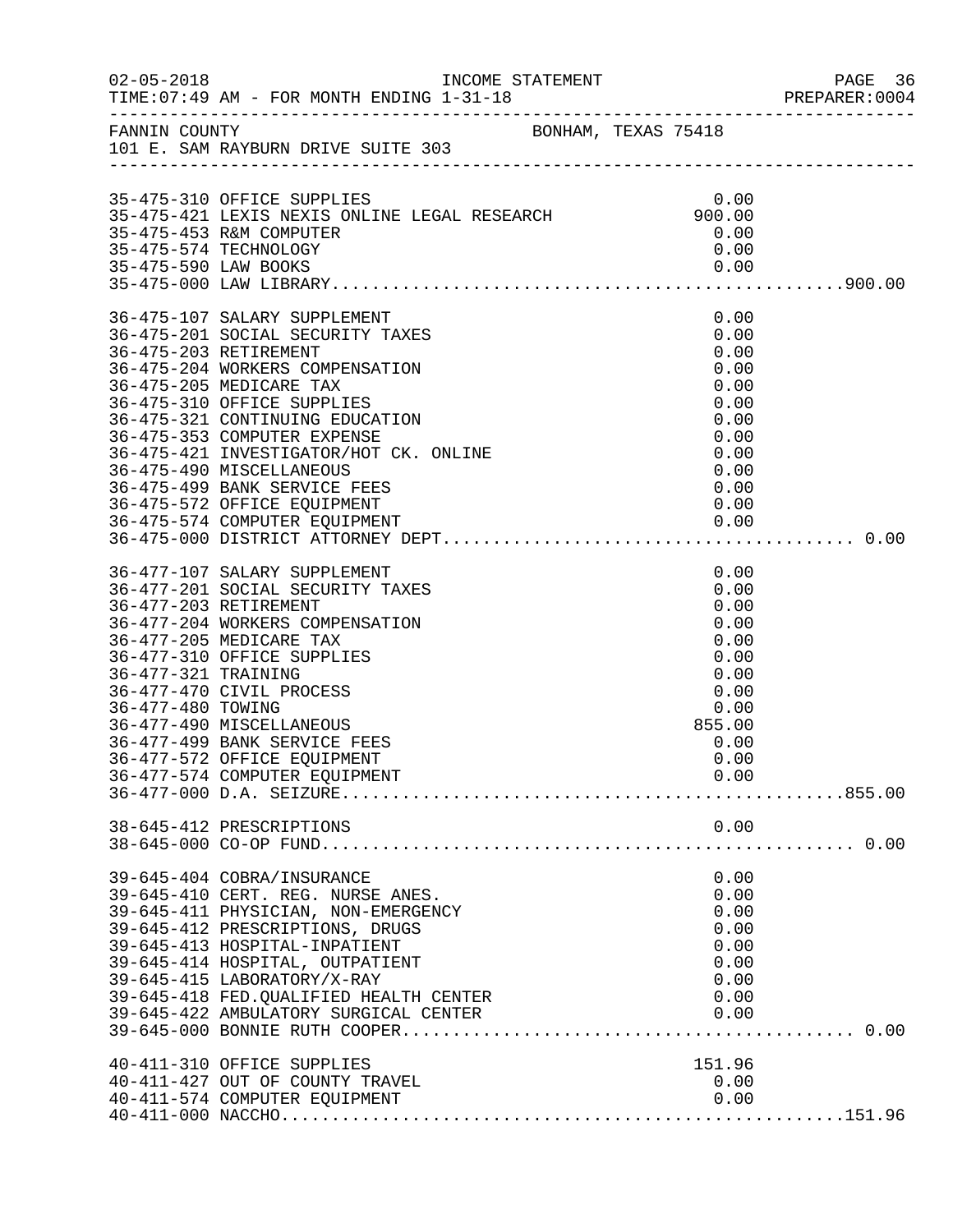02-05-2018 INCOME STATEMENT
TIME:07:49 AM - FOR MONTH ENDING 1-31-18 PREPARER:0004

FANNIN COUNTY BONHAM, TEXAS 75418
101 E. SAM RAYBURN DRIVE SUITE 303

| Account | Description | Amount | Total |
|---|---|---|---|
| 35-475-310 | OFFICE SUPPLIES | 0.00 | |
| 35-475-421 | LEXIS NEXIS ONLINE LEGAL RESEARCH | 900.00 | |
| 35-475-453 | R&M COMPUTER | 0.00 | |
| 35-475-574 | TECHNOLOGY | 0.00 | |
| 35-475-590 | LAW BOOKS | 0.00 | |
| 35-475-000 | LAW LIBRARY | | 900.00 |
| 36-475-107 | SALARY SUPPLEMENT | 0.00 | |
| 36-475-201 | SOCIAL SECURITY TAXES | 0.00 | |
| 36-475-203 | RETIREMENT | 0.00 | |
| 36-475-204 | WORKERS COMPENSATION | 0.00 | |
| 36-475-205 | MEDICARE TAX | 0.00 | |
| 36-475-310 | OFFICE SUPPLIES | 0.00 | |
| 36-475-321 | CONTINUING EDUCATION | 0.00 | |
| 36-475-353 | COMPUTER EXPENSE | 0.00 | |
| 36-475-421 | INVESTIGATOR/HOT CK. ONLINE | 0.00 | |
| 36-475-490 | MISCELLANEOUS | 0.00 | |
| 36-475-499 | BANK SERVICE FEES | 0.00 | |
| 36-475-572 | OFFICE EQUIPMENT | 0.00 | |
| 36-475-574 | COMPUTER EQUIPMENT | 0.00 | |
| 36-475-000 | DISTRICT ATTORNEY DEPT. | | 0.00 |
| 36-477-107 | SALARY SUPPLEMENT | 0.00 | |
| 36-477-201 | SOCIAL SECURITY TAXES | 0.00 | |
| 36-477-203 | RETIREMENT | 0.00 | |
| 36-477-204 | WORKERS COMPENSATION | 0.00 | |
| 36-477-205 | MEDICARE TAX | 0.00 | |
| 36-477-310 | OFFICE SUPPLIES | 0.00 | |
| 36-477-321 | TRAINING | 0.00 | |
| 36-477-470 | CIVIL PROCESS | 0.00 | |
| 36-477-480 | TOWING | 0.00 | |
| 36-477-490 | MISCELLANEOUS | 855.00 | |
| 36-477-499 | BANK SERVICE FEES | 0.00 | |
| 36-477-572 | OFFICE EQUIPMENT | 0.00 | |
| 36-477-574 | COMPUTER EQUIPMENT | 0.00 | |
| 36-477-000 | D.A. SEIZURE | | 855.00 |
| 38-645-412 | PRESCRIPTIONS | 0.00 | |
| 38-645-000 | CO-OP FUND | | 0.00 |
| 39-645-404 | COBRA/INSURANCE | 0.00 | |
| 39-645-410 | CERT. REG. NURSE ANES. | 0.00 | |
| 39-645-411 | PHYSICIAN, NON-EMERGENCY | 0.00 | |
| 39-645-412 | PRESCRIPTIONS, DRUGS | 0.00 | |
| 39-645-413 | HOSPITAL-INPATIENT | 0.00 | |
| 39-645-414 | HOSPITAL, OUTPATIENT | 0.00 | |
| 39-645-415 | LABORATORY/X-RAY | 0.00 | |
| 39-645-418 | FED.QUALIFIED HEALTH CENTER | 0.00 | |
| 39-645-422 | AMBULATORY SURGICAL CENTER | 0.00 | |
| 39-645-000 | BONNIE RUTH COOPER | | 0.00 |
| 40-411-310 | OFFICE SUPPLIES | 151.96 | |
| 40-411-427 | OUT OF COUNTY TRAVEL | 0.00 | |
| 40-411-574 | COMPUTER EQUIPMENT | 0.00 | |
| 40-411-000 | NACCHO | | 151.96 |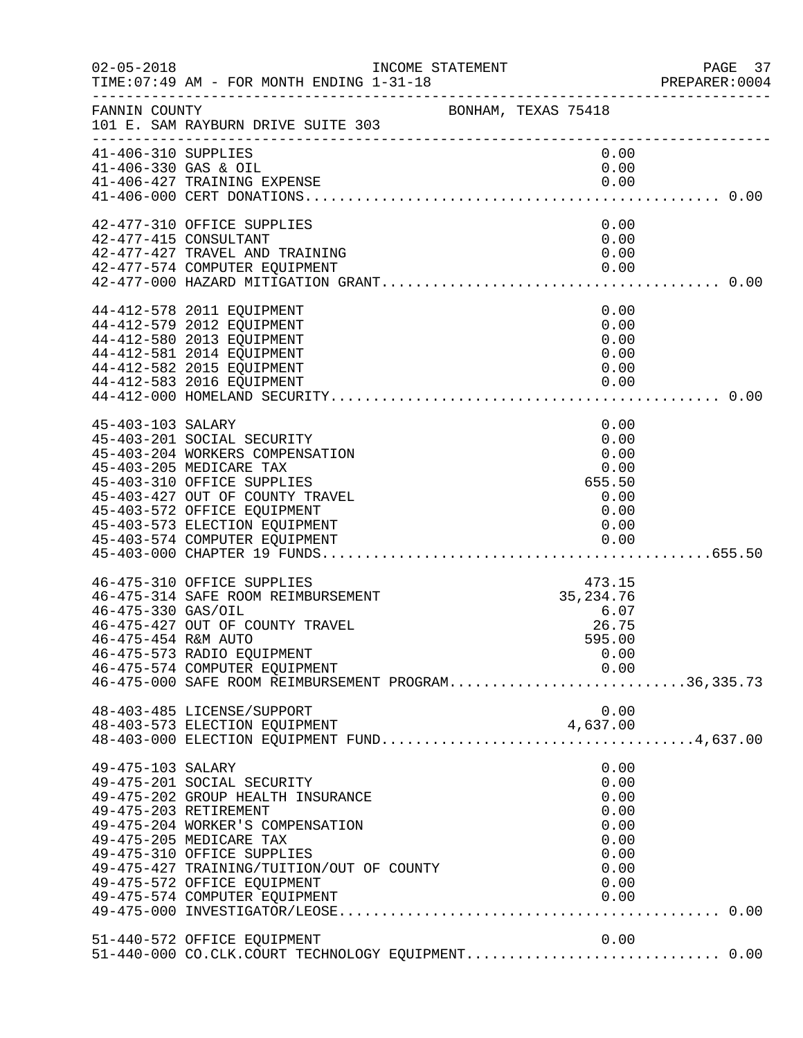02-05-2018 INCOME STATEMENT
TIME:07:49 AM - FOR MONTH ENDING 1-31-18 PREPARER:0004

FANNIN COUNTY BONHAM, TEXAS 75418
101 E. SAM RAYBURN DRIVE SUITE 303

| | | |
|---|---|---|
| 41-406-310 SUPPLIES | 0.00 | |
| 41-406-330 GAS & OIL | 0.00 | |
| 41-406-427 TRAINING EXPENSE | 0.00 | |
| 41-406-000 CERT DONATIONS | | 0.00 |
| 42-477-310 OFFICE SUPPLIES | 0.00 | |
| 42-477-415 CONSULTANT | 0.00 | |
| 42-477-427 TRAVEL AND TRAINING | 0.00 | |
| 42-477-574 COMPUTER EQUIPMENT | 0.00 | |
| 42-477-000 HAZARD MITIGATION GRANT | | 0.00 |
| 44-412-578 2011 EQUIPMENT | 0.00 | |
| 44-412-579 2012 EQUIPMENT | 0.00 | |
| 44-412-580 2013 EQUIPMENT | 0.00 | |
| 44-412-581 2014 EQUIPMENT | 0.00 | |
| 44-412-582 2015 EQUIPMENT | 0.00 | |
| 44-412-583 2016 EQUIPMENT | 0.00 | |
| 44-412-000 HOMELAND SECURITY | | 0.00 |
| 45-403-103 SALARY | 0.00 | |
| 45-403-201 SOCIAL SECURITY | 0.00 | |
| 45-403-204 WORKERS COMPENSATION | 0.00 | |
| 45-403-205 MEDICARE TAX | 0.00 | |
| 45-403-310 OFFICE SUPPLIES | 655.50 | |
| 45-403-427 OUT OF COUNTY TRAVEL | 0.00 | |
| 45-403-572 OFFICE EQUIPMENT | 0.00 | |
| 45-403-573 ELECTION EQUIPMENT | 0.00 | |
| 45-403-574 COMPUTER EQUIPMENT | 0.00 | |
| 45-403-000 CHAPTER 19 FUNDS | | 655.50 |
| 46-475-310 OFFICE SUPPLIES | 473.15 | |
| 46-475-314 SAFE ROOM REIMBURSEMENT | 35,234.76 | |
| 46-475-330 GAS/OIL | 6.07 | |
| 46-475-427 OUT OF COUNTY TRAVEL | 26.75 | |
| 46-475-454 R&M AUTO | 595.00 | |
| 46-475-573 RADIO EQUIPMENT | 0.00 | |
| 46-475-574 COMPUTER EQUIPMENT | 0.00 | |
| 46-475-000 SAFE ROOM REIMBURSEMENT PROGRAM | | 36,335.73 |
| 48-403-485 LICENSE/SUPPORT | 0.00 | |
| 48-403-573 ELECTION EQUIPMENT | 4,637.00 | |
| 48-403-000 ELECTION EQUIPMENT FUND | | 4,637.00 |
| 49-475-103 SALARY | 0.00 | |
| 49-475-201 SOCIAL SECURITY | 0.00 | |
| 49-475-202 GROUP HEALTH INSURANCE | 0.00 | |
| 49-475-203 RETIREMENT | 0.00 | |
| 49-475-204 WORKER'S COMPENSATION | 0.00 | |
| 49-475-205 MEDICARE TAX | 0.00 | |
| 49-475-310 OFFICE SUPPLIES | 0.00 | |
| 49-475-427 TRAINING/TUITION/OUT OF COUNTY | 0.00 | |
| 49-475-572 OFFICE EQUIPMENT | 0.00 | |
| 49-475-574 COMPUTER EQUIPMENT | 0.00 | |
| 49-475-000 INVESTIGATOR/LEOSE | | 0.00 |
| 51-440-572 OFFICE EQUIPMENT | 0.00 | |
| 51-440-000 CO.CLK.COURT TECHNOLOGY EQUIPMENT | | 0.00 |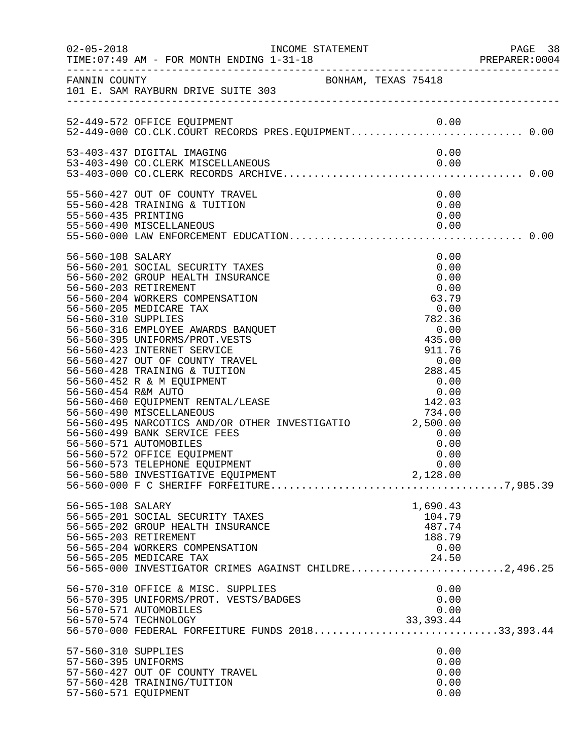02-05-2018 INCOME STATEMENT
TIME:07:49 AM - FOR MONTH ENDING 1-31-18 PREPARER:0004

FANNIN COUNTY BONHAM, TEXAS 75418
101 E. SAM RAYBURN DRIVE SUITE 303

| | | | |
|---|---|---|---|
| 52-449-572 | OFFICE EQUIPMENT | 0.00 | |
| 52-449-000 | CO.CLK.COURT RECORDS PRES.EQUIPMENT | | 0.00 |
| 53-403-437 | DIGITAL IMAGING | 0.00 | |
| 53-403-490 | CO.CLERK MISCELLANEOUS | 0.00 | |
| 53-403-000 | CO.CLERK RECORDS ARCHIVE | | 0.00 |
| 55-560-427 | OUT OF COUNTY TRAVEL | 0.00 | |
| 55-560-428 | TRAINING & TUITION | 0.00 | |
| 55-560-435 | PRINTING | 0.00 | |
| 55-560-490 | MISCELLANEOUS | 0.00 | |
| 55-560-000 | LAW ENFORCEMENT EDUCATION | | 0.00 |
| 56-560-108 | SALARY | 0.00 | |
| 56-560-201 | SOCIAL SECURITY TAXES | 0.00 | |
| 56-560-202 | GROUP HEALTH INSURANCE | 0.00 | |
| 56-560-203 | RETIREMENT | 0.00 | |
| 56-560-204 | WORKERS COMPENSATION | 63.79 | |
| 56-560-205 | MEDICARE TAX | 0.00 | |
| 56-560-310 | SUPPLIES | 782.36 | |
| 56-560-316 | EMPLOYEE AWARDS BANQUET | 0.00 | |
| 56-560-395 | UNIFORMS/PROT.VESTS | 435.00 | |
| 56-560-423 | INTERNET SERVICE | 911.76 | |
| 56-560-427 | OUT OF COUNTY TRAVEL | 0.00 | |
| 56-560-428 | TRAINING & TUITION | 288.45 | |
| 56-560-452 | R & M EQUIPMENT | 0.00 | |
| 56-560-454 | R&M AUTO | 0.00 | |
| 56-560-460 | EQUIPMENT RENTAL/LEASE | 142.03 | |
| 56-560-490 | MISCELLANEOUS | 734.00 | |
| 56-560-495 | NARCOTICS AND/OR OTHER INVESTIGATIO | 2,500.00 | |
| 56-560-499 | BANK SERVICE FEES | 0.00 | |
| 56-560-571 | AUTOMOBILES | 0.00 | |
| 56-560-572 | OFFICE EQUIPMENT | 0.00 | |
| 56-560-573 | TELEPHONE EQUIPMENT | 0.00 | |
| 56-560-580 | INVESTIGATIVE EQUIPMENT | 2,128.00 | |
| 56-560-000 | F C SHERIFF FORFEITURE | | 7,985.39 |
| 56-565-108 | SALARY | 1,690.43 | |
| 56-565-201 | SOCIAL SECURITY TAXES | 104.79 | |
| 56-565-202 | GROUP HEALTH INSURANCE | 487.74 | |
| 56-565-203 | RETIREMENT | 188.79 | |
| 56-565-204 | WORKERS COMPENSATION | 0.00 | |
| 56-565-205 | MEDICARE TAX | 24.50 | |
| 56-565-000 | INVESTIGATOR CRIMES AGAINST CHILDRE | | 2,496.25 |
| 56-570-310 | OFFICE & MISC. SUPPLIES | 0.00 | |
| 56-570-395 | UNIFORMS/PROT. VESTS/BADGES | 0.00 | |
| 56-570-571 | AUTOMOBILES | 0.00 | |
| 56-570-574 | TECHNOLOGY | 33,393.44 | |
| 56-570-000 | FEDERAL FORFEITURE FUNDS 2018 | | 33,393.44 |
| 57-560-310 | SUPPLIES | 0.00 | |
| 57-560-395 | UNIFORMS | 0.00 | |
| 57-560-427 | OUT OF COUNTY TRAVEL | 0.00 | |
| 57-560-428 | TRAINING/TUITION | 0.00 | |
| 57-560-571 | EQUIPMENT | 0.00 | |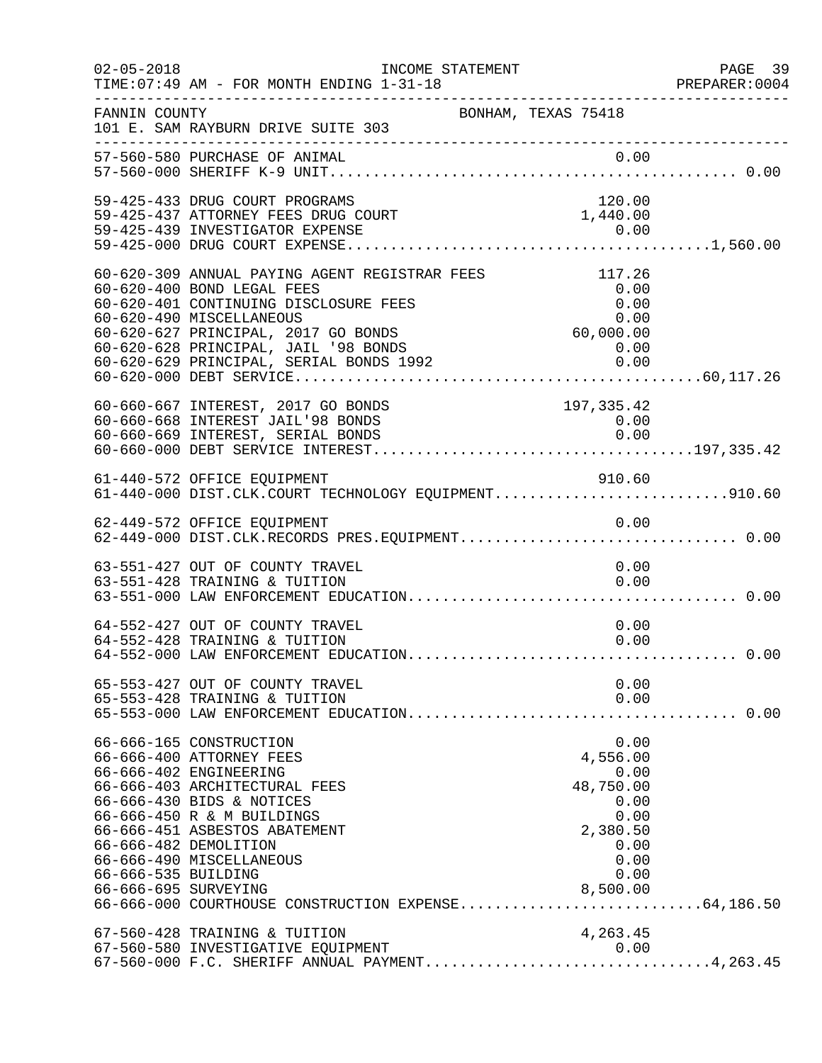INCOME STATEMENT

TIME:07:49 AM - FOR MONTH ENDING 1-31-18

FANNIN COUNTY — BONHAM, TEXAS 75418

101 E. SAM RAYBURN DRIVE SUITE 303

| Account | Description | Amount | Total |
|---|---|---|---|
| 57-560-580 | PURCHASE OF ANIMAL | 0.00 | |
| 57-560-000 | SHERIFF K-9 UNIT | | 0.00 |
| 59-425-433 | DRUG COURT PROGRAMS | 120.00 | |
| 59-425-437 | ATTORNEY FEES DRUG COURT | 1,440.00 | |
| 59-425-439 | INVESTIGATOR EXPENSE | 0.00 | |
| 59-425-000 | DRUG COURT EXPENSE | | 1,560.00 |
| 60-620-309 | ANNUAL PAYING AGENT REGISTRAR FEES | 117.26 | |
| 60-620-400 | BOND LEGAL FEES | 0.00 | |
| 60-620-401 | CONTINUING DISCLOSURE FEES | 0.00 | |
| 60-620-490 | MISCELLANEOUS | 0.00 | |
| 60-620-627 | PRINCIPAL, 2017 GO BONDS | 60,000.00 | |
| 60-620-628 | PRINCIPAL, JAIL '98 BONDS | 0.00 | |
| 60-620-629 | PRINCIPAL, SERIAL BONDS 1992 | 0.00 | |
| 60-620-000 | DEBT SERVICE | | 60,117.26 |
| 60-660-667 | INTEREST, 2017 GO BONDS | 197,335.42 | |
| 60-660-668 | INTEREST JAIL'98 BONDS | 0.00 | |
| 60-660-669 | INTEREST, SERIAL BONDS | 0.00 | |
| 60-660-000 | DEBT SERVICE INTEREST | | 197,335.42 |
| 61-440-572 | OFFICE EQUIPMENT | 910.60 | |
| 61-440-000 | DIST.CLK.COURT TECHNOLOGY EQUIPMENT | | 910.60 |
| 62-449-572 | OFFICE EQUIPMENT | 0.00 | |
| 62-449-000 | DIST.CLK.RECORDS PRES.EQUIPMENT | | 0.00 |
| 63-551-427 | OUT OF COUNTY TRAVEL | 0.00 | |
| 63-551-428 | TRAINING & TUITION | 0.00 | |
| 63-551-000 | LAW ENFORCEMENT EDUCATION | | 0.00 |
| 64-552-427 | OUT OF COUNTY TRAVEL | 0.00 | |
| 64-552-428 | TRAINING & TUITION | 0.00 | |
| 64-552-000 | LAW ENFORCEMENT EDUCATION | | 0.00 |
| 65-553-427 | OUT OF COUNTY TRAVEL | 0.00 | |
| 65-553-428 | TRAINING & TUITION | 0.00 | |
| 65-553-000 | LAW ENFORCEMENT EDUCATION | | 0.00 |
| 66-666-165 | CONSTRUCTION | 0.00 | |
| 66-666-400 | ATTORNEY FEES | 4,556.00 | |
| 66-666-402 | ENGINEERING | 0.00 | |
| 66-666-403 | ARCHITECTURAL FEES | 48,750.00 | |
| 66-666-430 | BIDS & NOTICES | 0.00 | |
| 66-666-450 | R & M BUILDINGS | 0.00 | |
| 66-666-451 | ASBESTOS ABATEMENT | 2,380.50 | |
| 66-666-482 | DEMOLITION | 0.00 | |
| 66-666-490 | MISCELLANEOUS | 0.00 | |
| 66-666-535 | BUILDING | 0.00 | |
| 66-666-695 | SURVEYING | 8,500.00 | |
| 66-666-000 | COURTHOUSE CONSTRUCTION EXPENSE | | 64,186.50 |
| 67-560-428 | TRAINING & TUITION | 4,263.45 | |
| 67-560-580 | INVESTIGATIVE EQUIPMENT | 0.00 | |
| 67-560-000 | F.C. SHERIFF ANNUAL PAYMENT | | 4,263.45 |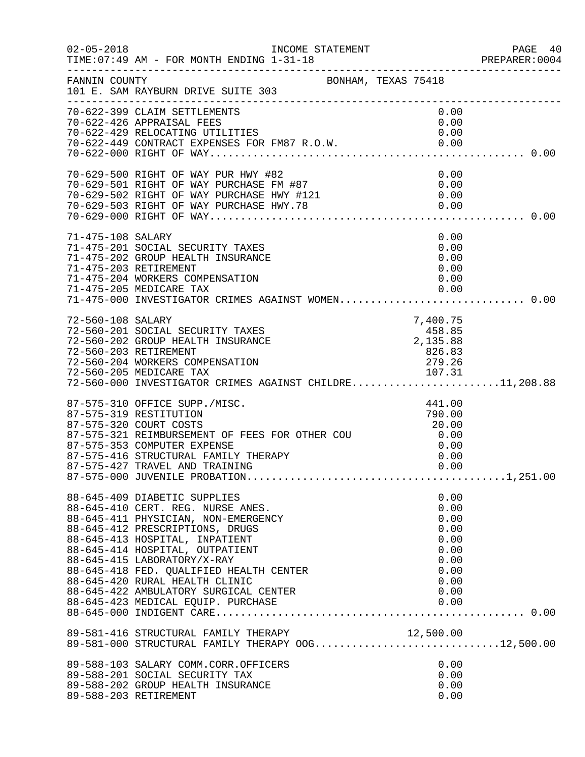02-05-2018 INCOME STATEMENT
TIME:07:49 AM - FOR MONTH ENDING 1-31-18 PREPARER:0004

FANNIN COUNTY BONHAM, TEXAS 75418
101 E. SAM RAYBURN DRIVE SUITE 303

| | | |
|---|---|---|
| 70-622-399 CLAIM SETTLEMENTS | 0.00 | |
| 70-622-426 APPRAISAL FEES | 0.00 | |
| 70-622-429 RELOCATING UTILITIES | 0.00 | |
| 70-622-449 CONTRACT EXPENSES FOR FM87 R.O.W. | 0.00 | |
| 70-622-000 RIGHT OF WAY | | 0.00 |
| 70-629-500 RIGHT OF WAY PUR HWY #82 | 0.00 | |
| 70-629-501 RIGHT OF WAY PURCHASE FM #87 | 0.00 | |
| 70-629-502 RIGHT OF WAY PURCHASE HWY #121 | 0.00 | |
| 70-629-503 RIGHT OF WAY PURCHASE HWY.78 | 0.00 | |
| 70-629-000 RIGHT OF WAY | | 0.00 |
| 71-475-108 SALARY | 0.00 | |
| 71-475-201 SOCIAL SECURITY TAXES | 0.00 | |
| 71-475-202 GROUP HEALTH INSURANCE | 0.00 | |
| 71-475-203 RETIREMENT | 0.00 | |
| 71-475-204 WORKERS COMPENSATION | 0.00 | |
| 71-475-205 MEDICARE TAX | 0.00 | |
| 71-475-000 INVESTIGATOR CRIMES AGAINST WOMEN | | 0.00 |
| 72-560-108 SALARY | 7,400.75 | |
| 72-560-201 SOCIAL SECURITY TAXES | 458.85 | |
| 72-560-202 GROUP HEALTH INSURANCE | 2,135.88 | |
| 72-560-203 RETIREMENT | 826.83 | |
| 72-560-204 WORKERS COMPENSATION | 279.26 | |
| 72-560-205 MEDICARE TAX | 107.31 | |
| 72-560-000 INVESTIGATOR CRIMES AGAINST CHILDRE | | 11,208.88 |
| 87-575-310 OFFICE SUPP./MISC. | 441.00 | |
| 87-575-319 RESTITUTION | 790.00 | |
| 87-575-320 COURT COSTS | 20.00 | |
| 87-575-321 REIMBURSEMENT OF FEES FOR OTHER COU | 0.00 | |
| 87-575-353 COMPUTER EXPENSE | 0.00 | |
| 87-575-416 STRUCTURAL FAMILY THERAPY | 0.00 | |
| 87-575-427 TRAVEL AND TRAINING | 0.00 | |
| 87-575-000 JUVENILE PROBATION | | 1,251.00 |
| 88-645-409 DIABETIC SUPPLIES | 0.00 | |
| 88-645-410 CERT. REG. NURSE ANES. | 0.00 | |
| 88-645-411 PHYSICIAN, NON-EMERGENCY | 0.00 | |
| 88-645-412 PRESCRIPTIONS, DRUGS | 0.00 | |
| 88-645-413 HOSPITAL, INPATIENT | 0.00 | |
| 88-645-414 HOSPITAL, OUTPATIENT | 0.00 | |
| 88-645-415 LABORATORY/X-RAY | 0.00 | |
| 88-645-418 FED. QUALIFIED HEALTH CENTER | 0.00 | |
| 88-645-420 RURAL HEALTH CLINIC | 0.00 | |
| 88-645-422 AMBULATORY SURGICAL CENTER | 0.00 | |
| 88-645-423 MEDICAL EQUIP. PURCHASE | 0.00 | |
| 88-645-000 INDIGENT CARE | | 0.00 |
| 89-581-416 STRUCTURAL FAMILY THERAPY | 12,500.00 | |
| 89-581-000 STRUCTURAL FAMILY THERAPY OOG | | 12,500.00 |
| 89-588-103 SALARY COMM.CORR.OFFICERS | 0.00 | |
| 89-588-201 SOCIAL SECURITY TAX | 0.00 | |
| 89-588-202 GROUP HEALTH INSURANCE | 0.00 | |
| 89-588-203 RETIREMENT | 0.00 | |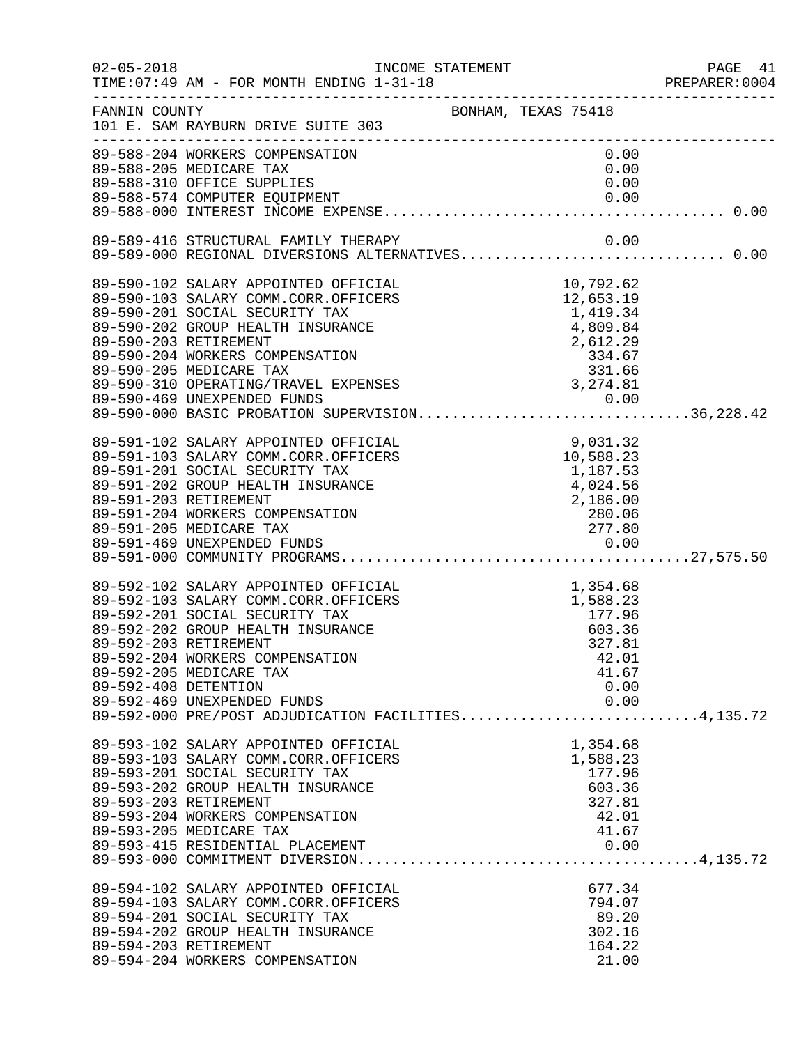02-05-2018 INCOME STATEMENT PAGE 41
TIME:07:49 AM - FOR MONTH ENDING 1-31-18 PREPARER:0004

FANNIN COUNTY BONHAM, TEXAS 75418
101 E. SAM RAYBURN DRIVE SUITE 303

| | | | |
|---|---|---|---|
| 89-588-204 | WORKERS COMPENSATION | 0.00 | |
| 89-588-205 | MEDICARE TAX | 0.00 | |
| 89-588-310 | OFFICE SUPPLIES | 0.00 | |
| 89-588-574 | COMPUTER EQUIPMENT | 0.00 | |
| 89-588-000 | INTEREST INCOME EXPENSE | | 0.00 |
| 89-589-416 | STRUCTURAL FAMILY THERAPY | 0.00 | |
| 89-589-000 | REGIONAL DIVERSIONS ALTERNATIVES | | 0.00 |
| 89-590-102 | SALARY APPOINTED OFFICIAL | 10,792.62 | |
| 89-590-103 | SALARY COMM.CORR.OFFICERS | 12,653.19 | |
| 89-590-201 | SOCIAL SECURITY TAX | 1,419.34 | |
| 89-590-202 | GROUP HEALTH INSURANCE | 4,809.84 | |
| 89-590-203 | RETIREMENT | 2,612.29 | |
| 89-590-204 | WORKERS COMPENSATION | 334.67 | |
| 89-590-205 | MEDICARE TAX | 331.66 | |
| 89-590-310 | OPERATING/TRAVEL EXPENSES | 3,274.81 | |
| 89-590-469 | UNEXPENDED FUNDS | 0.00 | |
| 89-590-000 | BASIC PROBATION SUPERVISION | | 36,228.42 |
| 89-591-102 | SALARY APPOINTED OFFICIAL | 9,031.32 | |
| 89-591-103 | SALARY COMM.CORR.OFFICERS | 10,588.23 | |
| 89-591-201 | SOCIAL SECURITY TAX | 1,187.53 | |
| 89-591-202 | GROUP HEALTH INSURANCE | 4,024.56 | |
| 89-591-203 | RETIREMENT | 2,186.00 | |
| 89-591-204 | WORKERS COMPENSATION | 280.06 | |
| 89-591-205 | MEDICARE TAX | 277.80 | |
| 89-591-469 | UNEXPENDED FUNDS | 0.00 | |
| 89-591-000 | COMMUNITY PROGRAMS | | 27,575.50 |
| 89-592-102 | SALARY APPOINTED OFFICIAL | 1,354.68 | |
| 89-592-103 | SALARY COMM.CORR.OFFICERS | 1,588.23 | |
| 89-592-201 | SOCIAL SECURITY TAX | 177.96 | |
| 89-592-202 | GROUP HEALTH INSURANCE | 603.36 | |
| 89-592-203 | RETIREMENT | 327.81 | |
| 89-592-204 | WORKERS COMPENSATION | 42.01 | |
| 89-592-205 | MEDICARE TAX | 41.67 | |
| 89-592-408 | DETENTION | 0.00 | |
| 89-592-469 | UNEXPENDED FUNDS | 0.00 | |
| 89-592-000 | PRE/POST ADJUDICATION FACILITIES | | 4,135.72 |
| 89-593-102 | SALARY APPOINTED OFFICIAL | 1,354.68 | |
| 89-593-103 | SALARY COMM.CORR.OFFICERS | 1,588.23 | |
| 89-593-201 | SOCIAL SECURITY TAX | 177.96 | |
| 89-593-202 | GROUP HEALTH INSURANCE | 603.36 | |
| 89-593-203 | RETIREMENT | 327.81 | |
| 89-593-204 | WORKERS COMPENSATION | 42.01 | |
| 89-593-205 | MEDICARE TAX | 41.67 | |
| 89-593-415 | RESIDENTIAL PLACEMENT | 0.00 | |
| 89-593-000 | COMMITMENT DIVERSION | | 4,135.72 |
| 89-594-102 | SALARY APPOINTED OFFICIAL | 677.34 | |
| 89-594-103 | SALARY COMM.CORR.OFFICERS | 794.07 | |
| 89-594-201 | SOCIAL SECURITY TAX | 89.20 | |
| 89-594-202 | GROUP HEALTH INSURANCE | 302.16 | |
| 89-594-203 | RETIREMENT | 164.22 | |
| 89-594-204 | WORKERS COMPENSATION | 21.00 | |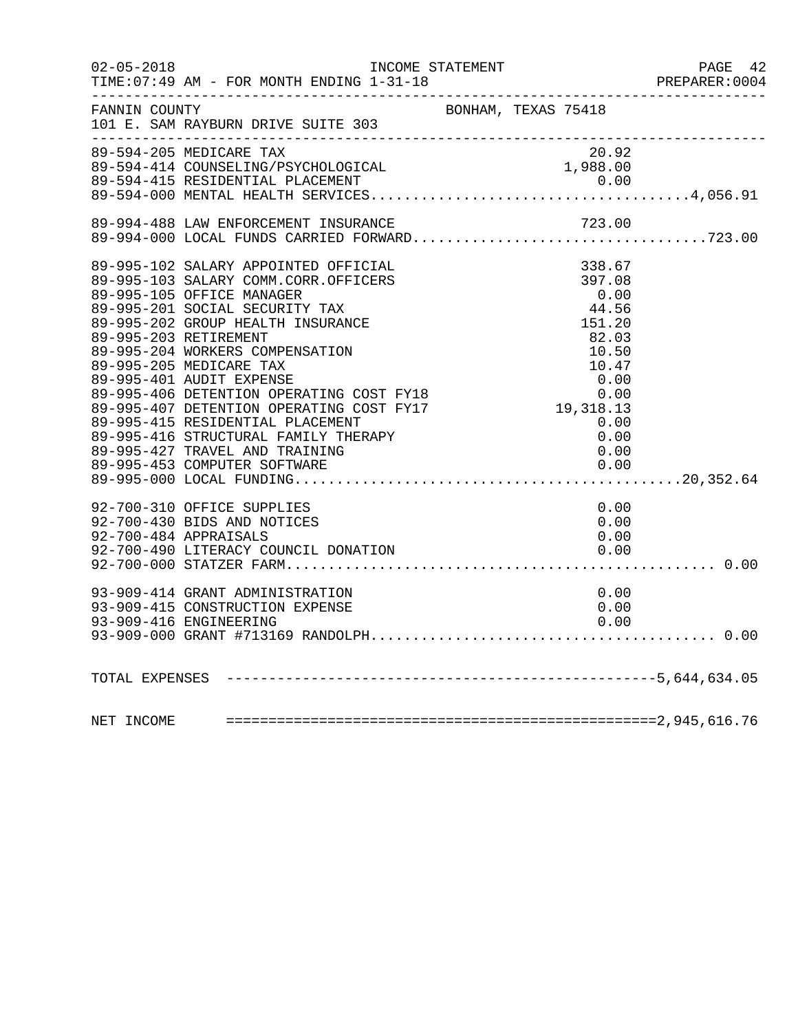INCOME STATEMENT

TIME:07:49 AM - FOR MONTH ENDING 1-31-18

FANNIN COUNTY — BONHAM, TEXAS 75418

101 E. SAM RAYBURN DRIVE SUITE 303

| | | |
|---|---|---|
| 89-594-205 MEDICARE TAX | 20.92 | |
| 89-594-414 COUNSELING/PSYCHOLOGICAL | 1,988.00 | |
| 89-594-415 RESIDENTIAL PLACEMENT | 0.00 | |
| 89-594-000 MENTAL HEALTH SERVICES | | 4,056.91 |
| 89-994-488 LAW ENFORCEMENT INSURANCE | 723.00 | |
| 89-994-000 LOCAL FUNDS CARRIED FORWARD | | 723.00 |
| 89-995-102 SALARY APPOINTED OFFICIAL | 338.67 | |
| 89-995-103 SALARY COMM.CORR.OFFICERS | 397.08 | |
| 89-995-105 OFFICE MANAGER | 0.00 | |
| 89-995-201 SOCIAL SECURITY TAX | 44.56 | |
| 89-995-202 GROUP HEALTH INSURANCE | 151.20 | |
| 89-995-203 RETIREMENT | 82.03 | |
| 89-995-204 WORKERS COMPENSATION | 10.50 | |
| 89-995-205 MEDICARE TAX | 10.47 | |
| 89-995-401 AUDIT EXPENSE | 0.00 | |
| 89-995-406 DETENTION OPERATING COST FY18 | 0.00 | |
| 89-995-407 DETENTION OPERATING COST FY17 | 19,318.13 | |
| 89-995-415 RESIDENTIAL PLACEMENT | 0.00 | |
| 89-995-416 STRUCTURAL FAMILY THERAPY | 0.00 | |
| 89-995-427 TRAVEL AND TRAINING | 0.00 | |
| 89-995-453 COMPUTER SOFTWARE | 0.00 | |
| 89-995-000 LOCAL FUNDING | | 20,352.64 |
| 92-700-310 OFFICE SUPPLIES | 0.00 | |
| 92-700-430 BIDS AND NOTICES | 0.00 | |
| 92-700-484 APPRAISALS | 0.00 | |
| 92-700-490 LITERACY COUNCIL DONATION | 0.00 | |
| 92-700-000 STATZER FARM | | 0.00 |
| 93-909-414 GRANT ADMINISTRATION | 0.00 | |
| 93-909-415 CONSTRUCTION EXPENSE | 0.00 | |
| 93-909-416 ENGINEERING | 0.00 | |
| 93-909-000 GRANT #713169 RANDOLPH | | 0.00 |
| TOTAL EXPENSES | | 5,644,634.05 |
| NET INCOME | | 2,945,616.76 |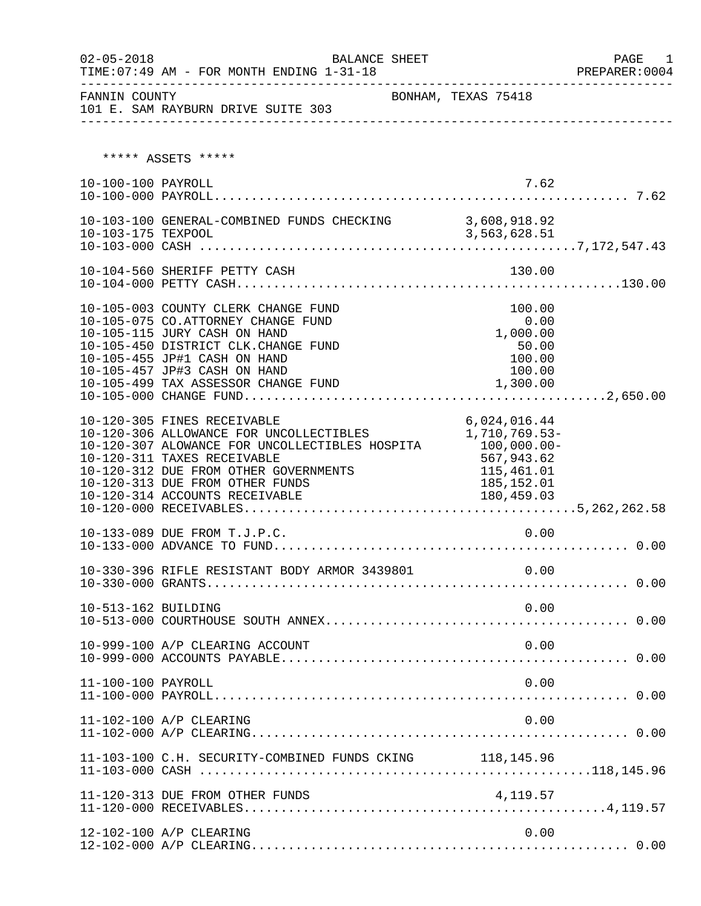02-05-2018 BALANCE SHEET PAGE 1
TIME:07:49 AM - FOR MONTH ENDING 1-31-18 PREPARER:0004

FANNIN COUNTY BONHAM, TEXAS 75418
101 E. SAM RAYBURN DRIVE SUITE 303

***** ASSETS *****

| | | |
|---|---|---|
| 10-100-100 PAYROLL | 7.62 | |
| 10-100-000 PAYROLL | | 7.62 |
| 10-103-100 GENERAL-COMBINED FUNDS CHECKING | 3,608,918.92 | |
| 10-103-175 TEXPOOL | 3,563,628.51 | |
| 10-103-000 CASH | | 7,172,547.43 |
| 10-104-560 SHERIFF PETTY CASH | 130.00 | |
| 10-104-000 PETTY CASH | | 130.00 |
| 10-105-003 COUNTY CLERK CHANGE FUND | 100.00 | |
| 10-105-075 CO.ATTORNEY CHANGE FUND | 0.00 | |
| 10-105-115 JURY CASH ON HAND | 1,000.00 | |
| 10-105-450 DISTRICT CLK.CHANGE FUND | 50.00 | |
| 10-105-455 JP#1 CASH ON HAND | 100.00 | |
| 10-105-457 JP#3 CASH ON HAND | 100.00 | |
| 10-105-499 TAX ASSESSOR CHANGE FUND | 1,300.00 | |
| 10-105-000 CHANGE FUND | | 2,650.00 |
| 10-120-305 FINES RECEIVABLE | 6,024,016.44 | |
| 10-120-306 ALLOWANCE FOR UNCOLLECTIBLES | 1,710,769.53- | |
| 10-120-307 ALOWANCE FOR UNCOLLECTIBLES HOSPITA | 100,000.00- | |
| 10-120-311 TAXES RECEIVABLE | 567,943.62 | |
| 10-120-312 DUE FROM OTHER GOVERNMENTS | 115,461.01 | |
| 10-120-313 DUE FROM OTHER FUNDS | 185,152.01 | |
| 10-120-314 ACCOUNTS RECEIVABLE | 180,459.03 | |
| 10-120-000 RECEIVABLES | | 5,262,262.58 |
| 10-133-089 DUE FROM T.J.P.C. | 0.00 | |
| 10-133-000 ADVANCE TO FUND | | 0.00 |
| 10-330-396 RIFLE RESISTANT BODY ARMOR 3439801 | 0.00 | |
| 10-330-000 GRANTS | | 0.00 |
| 10-513-162 BUILDING | 0.00 | |
| 10-513-000 COURTHOUSE SOUTH ANNEX | | 0.00 |
| 10-999-100 A/P CLEARING ACCOUNT | 0.00 | |
| 10-999-000 ACCOUNTS PAYABLE | | 0.00 |
| 11-100-100 PAYROLL | 0.00 | |
| 11-100-000 PAYROLL | | 0.00 |
| 11-102-100 A/P CLEARING | 0.00 | |
| 11-102-000 A/P CLEARING | | 0.00 |
| 11-103-100 C.H. SECURITY-COMBINED FUNDS CKING | 118,145.96 | |
| 11-103-000 CASH | | 118,145.96 |
| 11-120-313 DUE FROM OTHER FUNDS | 4,119.57 | |
| 11-120-000 RECEIVABLES | | 4,119.57 |
| 12-102-100 A/P CLEARING | 0.00 | |
| 12-102-000 A/P CLEARING | | 0.00 |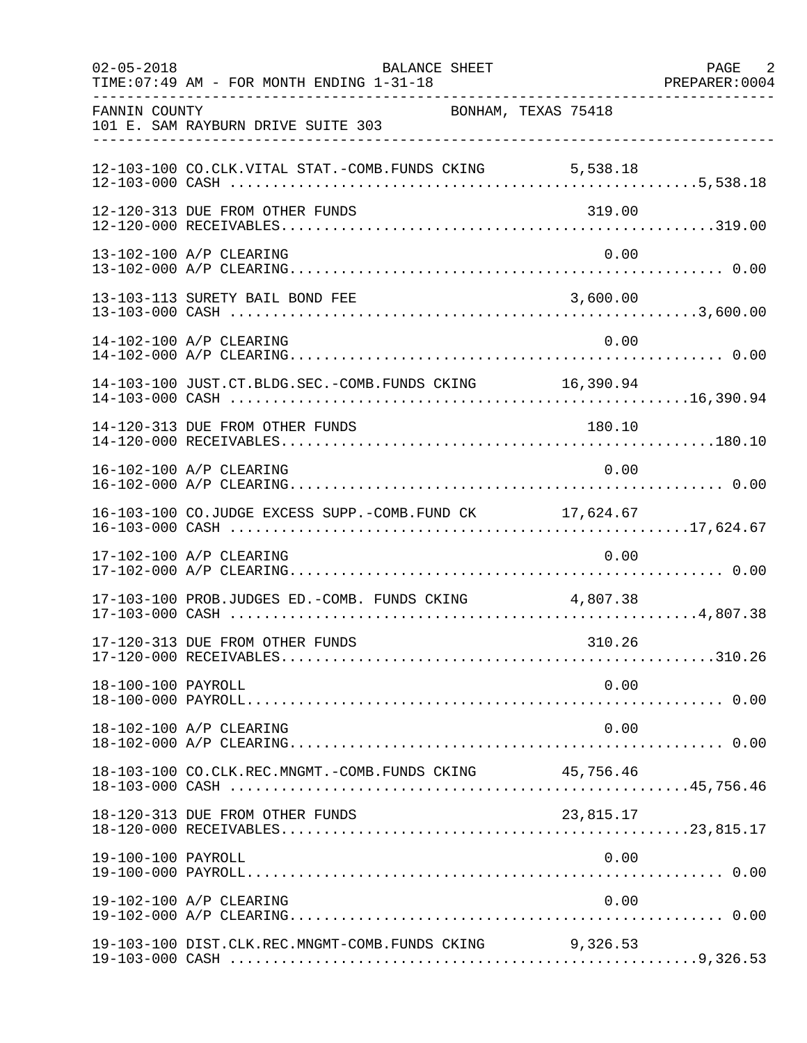FANNIN COUNTY BONHAM, TEXAS 75418
101 E. SAM RAYBURN DRIVE SUITE 303

BALANCE SHEET
FOR MONTH ENDING 1-31-18

| | | |
|---|---|---|
| 12-103-100 CO.CLK.VITAL STAT.-COMB.FUNDS CKING | 5,538.18 | |
| 12-103-000 CASH | | 5,538.18 |
| 12-120-313 DUE FROM OTHER FUNDS | 319.00 | |
| 12-120-000 RECEIVABLES | | 319.00 |
| 13-102-100 A/P CLEARING | 0.00 | |
| 13-102-000 A/P CLEARING | | 0.00 |
| 13-103-113 SURETY BAIL BOND FEE | 3,600.00 | |
| 13-103-000 CASH | | 3,600.00 |
| 14-102-100 A/P CLEARING | 0.00 | |
| 14-102-000 A/P CLEARING | | 0.00 |
| 14-103-100 JUST.CT.BLDG.SEC.-COMB.FUNDS CKING | 16,390.94 | |
| 14-103-000 CASH | | 16,390.94 |
| 14-120-313 DUE FROM OTHER FUNDS | 180.10 | |
| 14-120-000 RECEIVABLES | | 180.10 |
| 16-102-100 A/P CLEARING | 0.00 | |
| 16-102-000 A/P CLEARING | | 0.00 |
| 16-103-100 CO.JUDGE EXCESS SUPP.-COMB.FUND CK | 17,624.67 | |
| 16-103-000 CASH | | 17,624.67 |
| 17-102-100 A/P CLEARING | 0.00 | |
| 17-102-000 A/P CLEARING | | 0.00 |
| 17-103-100 PROB.JUDGES ED.-COMB. FUNDS CKING | 4,807.38 | |
| 17-103-000 CASH | | 4,807.38 |
| 17-120-313 DUE FROM OTHER FUNDS | 310.26 | |
| 17-120-000 RECEIVABLES | | 310.26 |
| 18-100-100 PAYROLL | 0.00 | |
| 18-100-000 PAYROLL | | 0.00 |
| 18-102-100 A/P CLEARING | 0.00 | |
| 18-102-000 A/P CLEARING | | 0.00 |
| 18-103-100 CO.CLK.REC.MNGMT.-COMB.FUNDS CKING | 45,756.46 | |
| 18-103-000 CASH | | 45,756.46 |
| 18-120-313 DUE FROM OTHER FUNDS | 23,815.17 | |
| 18-120-000 RECEIVABLES | | 23,815.17 |
| 19-100-100 PAYROLL | 0.00 | |
| 19-100-000 PAYROLL | | 0.00 |
| 19-102-100 A/P CLEARING | 0.00 | |
| 19-102-000 A/P CLEARING | | 0.00 |
| 19-103-100 DIST.CLK.REC.MNGMT-COMB.FUNDS CKING | 9,326.53 | |
| 19-103-000 CASH | | 9,326.53 |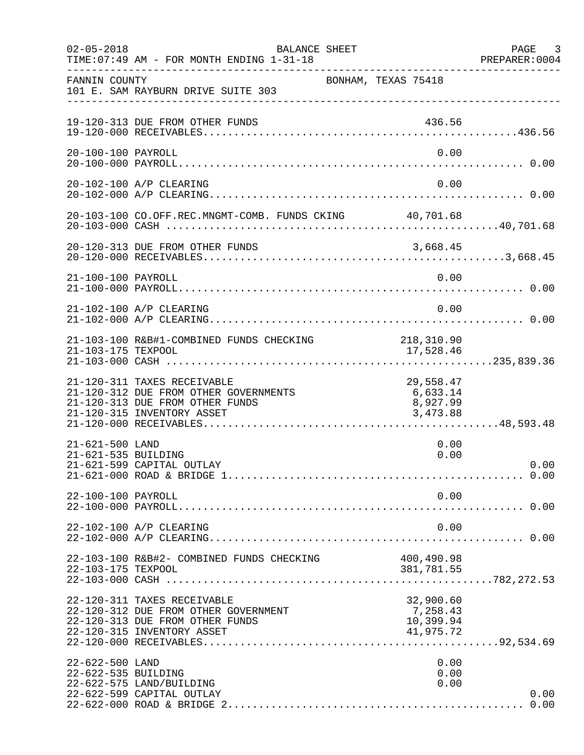FANNIN COUNTY BONHAM, TEXAS 75418
101 E. SAM RAYBURN DRIVE SUITE 303

BALANCE SHEET
TIME:07:49 AM - FOR MONTH ENDING 1-31-18

| | | |
|---|---|---|
| 19-120-313 DUE FROM OTHER FUNDS | 436.56 | |
| 19-120-000 RECEIVABLES | | 436.56 |
| 20-100-100 PAYROLL | 0.00 | |
| 20-100-000 PAYROLL | | 0.00 |
| 20-102-100 A/P CLEARING | 0.00 | |
| 20-102-000 A/P CLEARING | | 0.00 |
| 20-103-100 CO.OFF.REC.MNGMT-COMB. FUNDS CKING | 40,701.68 | |
| 20-103-000 CASH | | 40,701.68 |
| 20-120-313 DUE FROM OTHER FUNDS | 3,668.45 | |
| 20-120-000 RECEIVABLES | | 3,668.45 |
| 21-100-100 PAYROLL | 0.00 | |
| 21-100-000 PAYROLL | | 0.00 |
| 21-102-100 A/P CLEARING | 0.00 | |
| 21-102-000 A/P CLEARING | | 0.00 |
| 21-103-100 R&B#1-COMBINED FUNDS CHECKING | 218,310.90 | |
| 21-103-175 TEXPOOL | 17,528.46 | |
| 21-103-000 CASH | | 235,839.36 |
| 21-120-311 TAXES RECEIVABLE | 29,558.47 | |
| 21-120-312 DUE FROM OTHER GOVERNMENTS | 6,633.14 | |
| 21-120-313 DUE FROM OTHER FUNDS | 8,927.99 | |
| 21-120-315 INVENTORY ASSET | 3,473.88 | |
| 21-120-000 RECEIVABLES | | 48,593.48 |
| 21-621-500 LAND | 0.00 | |
| 21-621-535 BUILDING | 0.00 | |
| 21-621-599 CAPITAL OUTLAY | | 0.00 |
| 21-621-000 ROAD & BRIDGE 1 | | 0.00 |
| 22-100-100 PAYROLL | 0.00 | |
| 22-100-000 PAYROLL | | 0.00 |
| 22-102-100 A/P CLEARING | 0.00 | |
| 22-102-000 A/P CLEARING | | 0.00 |
| 22-103-100 R&B#2- COMBINED FUNDS CHECKING | 400,490.98 | |
| 22-103-175 TEXPOOL | 381,781.55 | |
| 22-103-000 CASH | | 782,272.53 |
| 22-120-311 TAXES RECEIVABLE | 32,900.60 | |
| 22-120-312 DUE FROM OTHER GOVERNMENT | 7,258.43 | |
| 22-120-313 DUE FROM OTHER FUNDS | 10,399.94 | |
| 22-120-315 INVENTORY ASSET | 41,975.72 | |
| 22-120-000 RECEIVABLES | | 92,534.69 |
| 22-622-500 LAND | 0.00 | |
| 22-622-535 BUILDING | 0.00 | |
| 22-622-575 LAND/BUILDING | 0.00 | |
| 22-622-599 CAPITAL OUTLAY | | 0.00 |
| 22-622-000 ROAD & BRIDGE 2 | | 0.00 |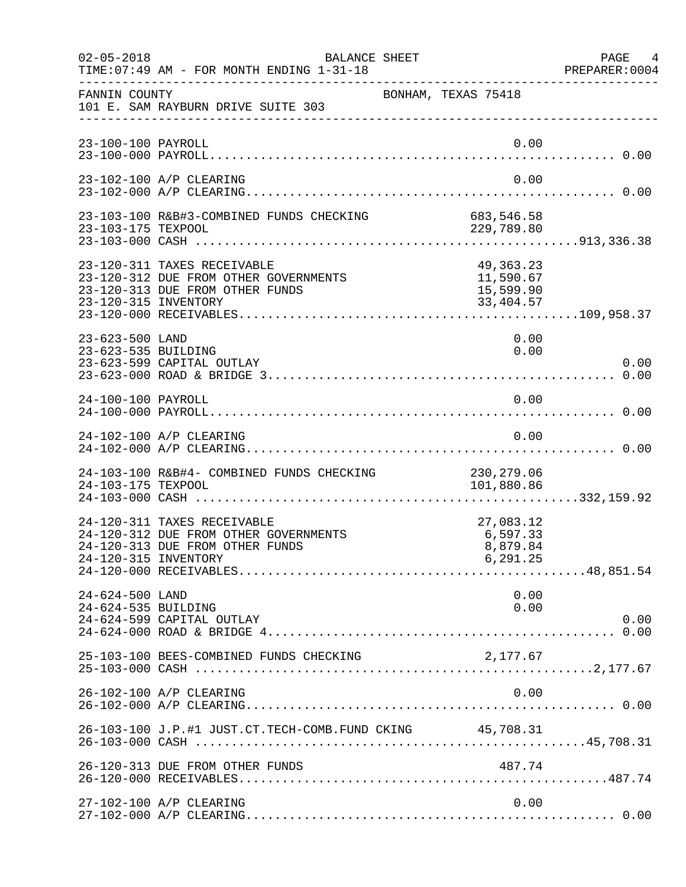FANNIN COUNTY BONHAM, TEXAS 75418
101 E. SAM RAYBURN DRIVE SUITE 303

| | | | |
|---|---|---|---|
| 23-100-100 | PAYROLL | 0.00 | |
| 23-100-000 | PAYROLL | | 0.00 |
| 23-102-100 | A/P CLEARING | 0.00 | |
| 23-102-000 | A/P CLEARING | | 0.00 |
| 23-103-100 | R&B#3-COMBINED FUNDS CHECKING | 683,546.58 | |
| 23-103-175 | TEXPOOL | 229,789.80 | |
| 23-103-000 | CASH | | 913,336.38 |
| 23-120-311 | TAXES RECEIVABLE | 49,363.23 | |
| 23-120-312 | DUE FROM OTHER GOVERNMENTS | 11,590.67 | |
| 23-120-313 | DUE FROM OTHER FUNDS | 15,599.90 | |
| 23-120-315 | INVENTORY | 33,404.57 | |
| 23-120-000 | RECEIVABLES | | 109,958.37 |
| 23-623-500 | LAND | 0.00 | |
| 23-623-535 | BUILDING | 0.00 | |
| 23-623-599 | CAPITAL OUTLAY | | 0.00 |
| 23-623-000 | ROAD & BRIDGE 3 | | 0.00 |
| 24-100-100 | PAYROLL | 0.00 | |
| 24-100-000 | PAYROLL | | 0.00 |
| 24-102-100 | A/P CLEARING | 0.00 | |
| 24-102-000 | A/P CLEARING | | 0.00 |
| 24-103-100 | R&B#4- COMBINED FUNDS CHECKING | 230,279.06 | |
| 24-103-175 | TEXPOOL | 101,880.86 | |
| 24-103-000 | CASH | | 332,159.92 |
| 24-120-311 | TAXES RECEIVABLE | 27,083.12 | |
| 24-120-312 | DUE FROM OTHER GOVERNMENTS | 6,597.33 | |
| 24-120-313 | DUE FROM OTHER FUNDS | 8,879.84 | |
| 24-120-315 | INVENTORY | 6,291.25 | |
| 24-120-000 | RECEIVABLES | | 48,851.54 |
| 24-624-500 | LAND | 0.00 | |
| 24-624-535 | BUILDING | 0.00 | |
| 24-624-599 | CAPITAL OUTLAY | | 0.00 |
| 24-624-000 | ROAD & BRIDGE 4 | | 0.00 |
| 25-103-100 | BEES-COMBINED FUNDS CHECKING | 2,177.67 | |
| 25-103-000 | CASH | | 2,177.67 |
| 26-102-100 | A/P CLEARING | 0.00 | |
| 26-102-000 | A/P CLEARING | | 0.00 |
| 26-103-100 | J.P.#1 JUST.CT.TECH-COMB.FUND CKING | 45,708.31 | |
| 26-103-000 | CASH | | 45,708.31 |
| 26-120-313 | DUE FROM OTHER FUNDS | 487.74 | |
| 26-120-000 | RECEIVABLES | | 487.74 |
| 27-102-100 | A/P CLEARING | 0.00 | |
| 27-102-000 | A/P CLEARING | | 0.00 |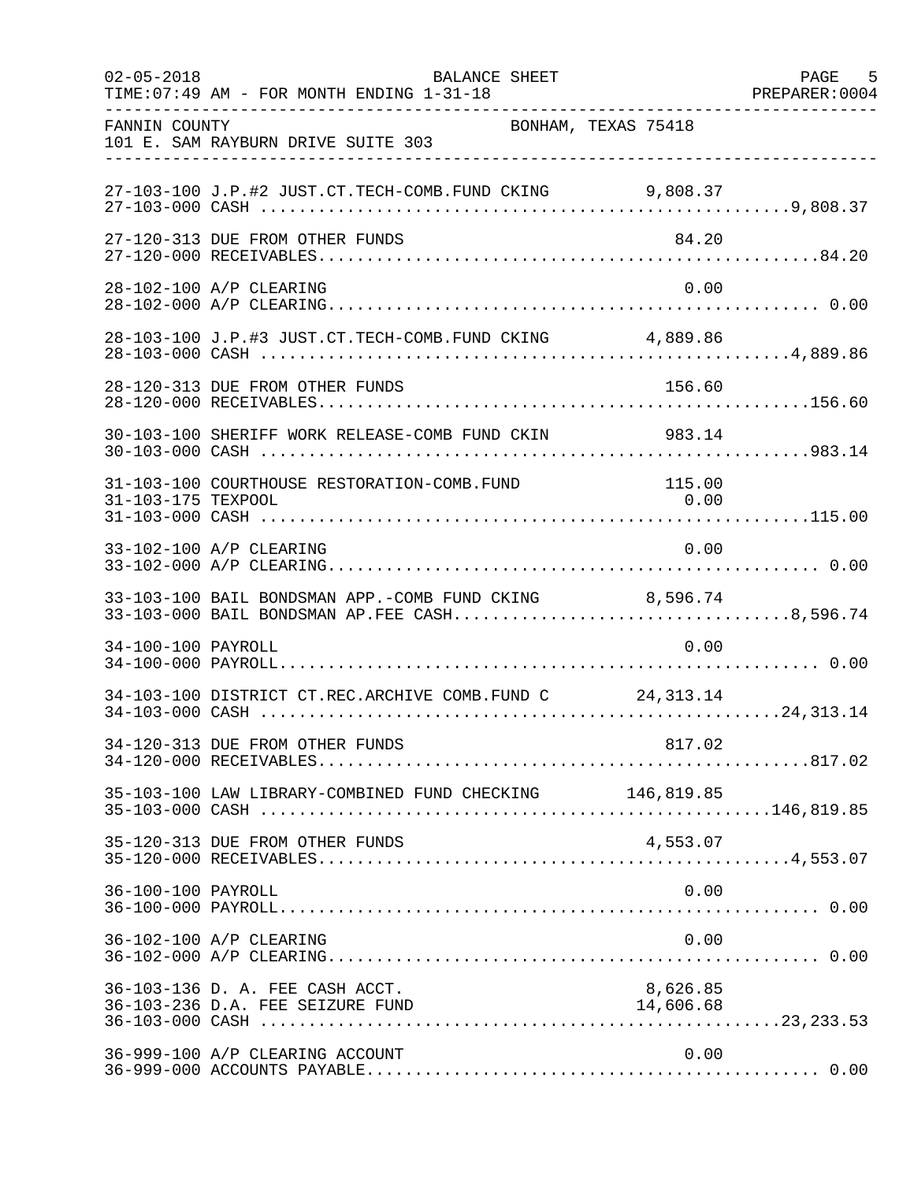FANNIN COUNTY BONHAM, TEXAS 75418
101 E. SAM RAYBURN DRIVE SUITE 303

BALANCE SHEET
FOR MONTH ENDING 1-31-18

| Account | Description | Detail | Total |
|---|---|---|---|
| 27-103-100 | J.P.#2 JUST.CT.TECH-COMB.FUND CKING | 9,808.37 | |
| 27-103-000 | CASH | | 9,808.37 |
| 27-120-313 | DUE FROM OTHER FUNDS | 84.20 | |
| 27-120-000 | RECEIVABLES | | 84.20 |
| 28-102-100 | A/P CLEARING | 0.00 | |
| 28-102-000 | A/P CLEARING | | 0.00 |
| 28-103-100 | J.P.#3 JUST.CT.TECH-COMB.FUND CKING | 4,889.86 | |
| 28-103-000 | CASH | | 4,889.86 |
| 28-120-313 | DUE FROM OTHER FUNDS | 156.60 | |
| 28-120-000 | RECEIVABLES | | 156.60 |
| 30-103-100 | SHERIFF WORK RELEASE-COMB FUND CKIN | 983.14 | |
| 30-103-000 | CASH | | 983.14 |
| 31-103-100 | COURTHOUSE RESTORATION-COMB.FUND | 115.00 | |
| 31-103-175 | TEXPOOL | 0.00 | |
| 31-103-000 | CASH | | 115.00 |
| 33-102-100 | A/P CLEARING | 0.00 | |
| 33-102-000 | A/P CLEARING | | 0.00 |
| 33-103-100 | BAIL BONDSMAN APP.-COMB FUND CKING | 8,596.74 | |
| 33-103-000 | BAIL BONDSMAN AP.FEE CASH | | 8,596.74 |
| 34-100-100 | PAYROLL | 0.00 | |
| 34-100-000 | PAYROLL | | 0.00 |
| 34-103-100 | DISTRICT CT.REC.ARCHIVE COMB.FUND C | 24,313.14 | |
| 34-103-000 | CASH | | 24,313.14 |
| 34-120-313 | DUE FROM OTHER FUNDS | 817.02 | |
| 34-120-000 | RECEIVABLES | | 817.02 |
| 35-103-100 | LAW LIBRARY-COMBINED FUND CHECKING | 146,819.85 | |
| 35-103-000 | CASH | | 146,819.85 |
| 35-120-313 | DUE FROM OTHER FUNDS | 4,553.07 | |
| 35-120-000 | RECEIVABLES | | 4,553.07 |
| 36-100-100 | PAYROLL | 0.00 | |
| 36-100-000 | PAYROLL | | 0.00 |
| 36-102-100 | A/P CLEARING | 0.00 | |
| 36-102-000 | A/P CLEARING | | 0.00 |
| 36-103-136 | D. A. FEE CASH ACCT. | 8,626.85 | |
| 36-103-236 | D.A. FEE SEIZURE FUND | 14,606.68 | |
| 36-103-000 | CASH | | 23,233.53 |
| 36-999-100 | A/P CLEARING ACCOUNT | 0.00 | |
| 36-999-000 | ACCOUNTS PAYABLE | | 0.00 |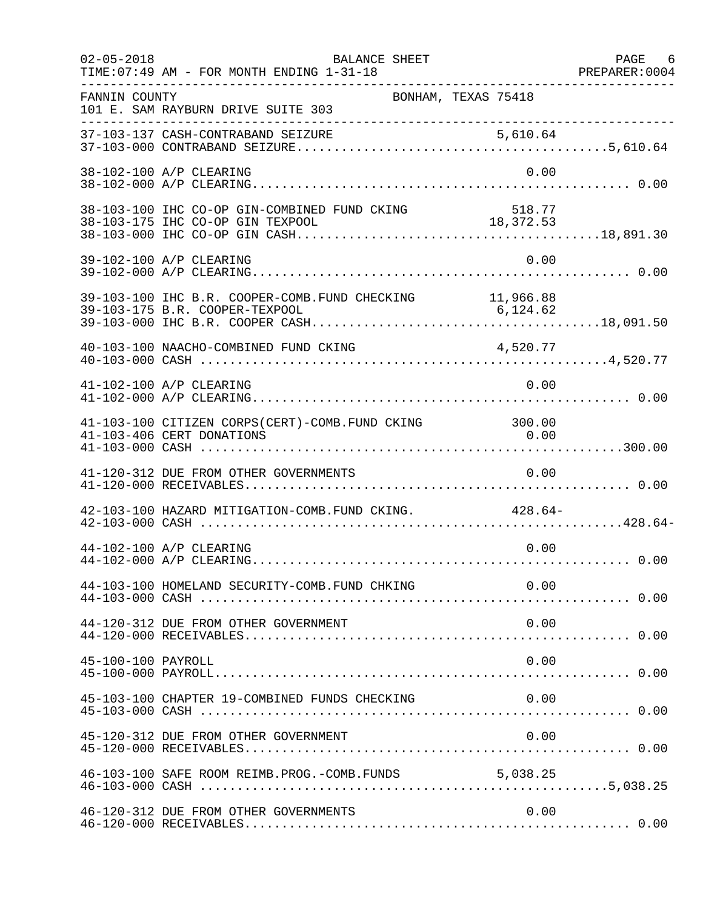02-05-2018 BALANCE SHEET
TIME:07:49 AM - FOR MONTH ENDING 1-31-18 PREPARER:0004

FANNIN COUNTY BONHAM, TEXAS 75418
101 E. SAM RAYBURN DRIVE SUITE 303

| | | | |
|---|---|---|---|
| 37-103-137 | CASH-CONTRABAND SEIZURE | 5,610.64 | |
| 37-103-000 | CONTRABAND SEIZURE | | 5,610.64 |
| 38-102-100 | A/P CLEARING | 0.00 | |
| 38-102-000 | A/P CLEARING | | 0.00 |
| 38-103-100 | IHC CO-OP GIN-COMBINED FUND CKING | 518.77 | |
| 38-103-175 | IHC CO-OP GIN TEXPOOL | 18,372.53 | |
| 38-103-000 | IHC CO-OP GIN CASH | | 18,891.30 |
| 39-102-100 | A/P CLEARING | 0.00 | |
| 39-102-000 | A/P CLEARING | | 0.00 |
| 39-103-100 | IHC B.R. COOPER-COMB.FUND CHECKING | 11,966.88 | |
| 39-103-175 | B.R. COOPER-TEXPOOL | 6,124.62 | |
| 39-103-000 | IHC B.R. COOPER CASH | | 18,091.50 |
| 40-103-100 | NAACHO-COMBINED FUND CKING | 4,520.77 | |
| 40-103-000 | CASH | | 4,520.77 |
| 41-102-100 | A/P CLEARING | 0.00 | |
| 41-102-000 | A/P CLEARING | | 0.00 |
| 41-103-100 | CITIZEN CORPS(CERT)-COMB.FUND CKING | 300.00 | |
| 41-103-406 | CERT DONATIONS | 0.00 | |
| 41-103-000 | CASH | | 300.00 |
| 41-120-312 | DUE FROM OTHER GOVERNMENTS | 0.00 | |
| 41-120-000 | RECEIVABLES | | 0.00 |
| 42-103-100 | HAZARD MITIGATION-COMB.FUND CKING. | 428.64- | |
| 42-103-000 | CASH | | 428.64- |
| 44-102-100 | A/P CLEARING | 0.00 | |
| 44-102-000 | A/P CLEARING | | 0.00 |
| 44-103-100 | HOMELAND SECURITY-COMB.FUND CHKING | 0.00 | |
| 44-103-000 | CASH | | 0.00 |
| 44-120-312 | DUE FROM OTHER GOVERNMENT | 0.00 | |
| 44-120-000 | RECEIVABLES | | 0.00 |
| 45-100-100 | PAYROLL | 0.00 | |
| 45-100-000 | PAYROLL | | 0.00 |
| 45-103-100 | CHAPTER 19-COMBINED FUNDS CHECKING | 0.00 | |
| 45-103-000 | CASH | | 0.00 |
| 45-120-312 | DUE FROM OTHER GOVERNMENT | 0.00 | |
| 45-120-000 | RECEIVABLES | | 0.00 |
| 46-103-100 | SAFE ROOM REIMB.PROG.-COMB.FUNDS | 5,038.25 | |
| 46-103-000 | CASH | | 5,038.25 |
| 46-120-312 | DUE FROM OTHER GOVERNMENTS | 0.00 | |
| 46-120-000 | RECEIVABLES | | 0.00 |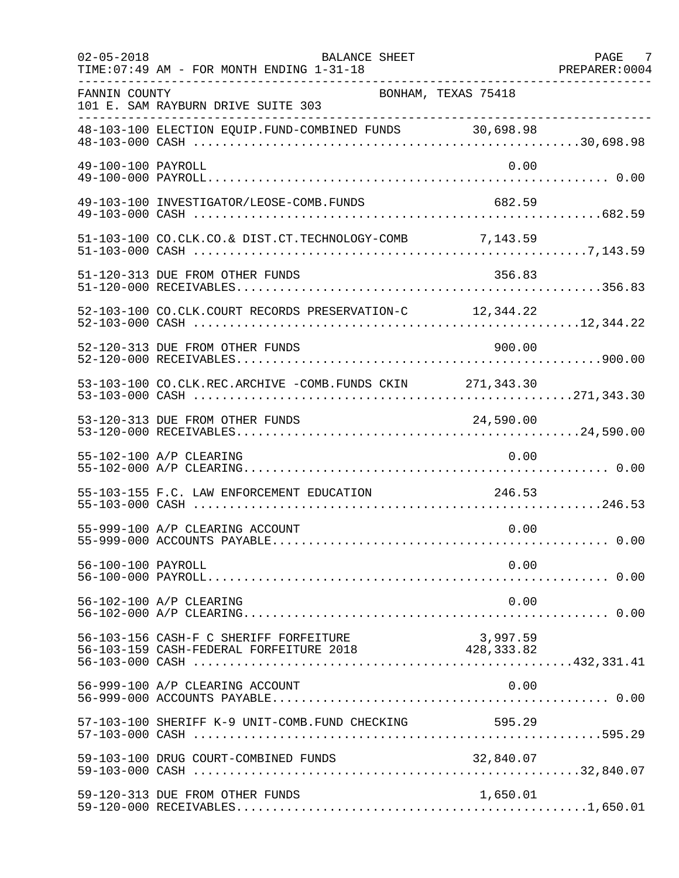FANNIN COUNTY BONHAM, TEXAS 75418
101 E. SAM RAYBURN DRIVE SUITE 303

BALANCE SHEET
FOR MONTH ENDING 1-31-18

| | | | |
|---|---|---|---|
| 48-103-100 | ELECTION EQUIP.FUND-COMBINED FUNDS | 30,698.98 | |
| 48-103-000 | CASH | | 30,698.98 |
| 49-100-100 | PAYROLL | 0.00 | |
| 49-100-000 | PAYROLL | | 0.00 |
| 49-103-100 | INVESTIGATOR/LEOSE-COMB.FUNDS | 682.59 | |
| 49-103-000 | CASH | | 682.59 |
| 51-103-100 | CO.CLK.CO.& DIST.CT.TECHNOLOGY-COMB | 7,143.59 | |
| 51-103-000 | CASH | | 7,143.59 |
| 51-120-313 | DUE FROM OTHER FUNDS | 356.83 | |
| 51-120-000 | RECEIVABLES | | 356.83 |
| 52-103-100 | CO.CLK.COURT RECORDS PRESERVATION-C | 12,344.22 | |
| 52-103-000 | CASH | | 12,344.22 |
| 52-120-313 | DUE FROM OTHER FUNDS | 900.00 | |
| 52-120-000 | RECEIVABLES | | 900.00 |
| 53-103-100 | CO.CLK.REC.ARCHIVE -COMB.FUNDS CKIN | 271,343.30 | |
| 53-103-000 | CASH | | 271,343.30 |
| 53-120-313 | DUE FROM OTHER FUNDS | 24,590.00 | |
| 53-120-000 | RECEIVABLES | | 24,590.00 |
| 55-102-100 | A/P CLEARING | 0.00 | |
| 55-102-000 | A/P CLEARING | | 0.00 |
| 55-103-155 | F.C. LAW ENFORCEMENT EDUCATION | 246.53 | |
| 55-103-000 | CASH | | 246.53 |
| 55-999-100 | A/P CLEARING ACCOUNT | 0.00 | |
| 55-999-000 | ACCOUNTS PAYABLE | | 0.00 |
| 56-100-100 | PAYROLL | 0.00 | |
| 56-100-000 | PAYROLL | | 0.00 |
| 56-102-100 | A/P CLEARING | 0.00 | |
| 56-102-000 | A/P CLEARING | | 0.00 |
| 56-103-156 | CASH-F C SHERIFF FORFEITURE | 3,997.59 | |
| 56-103-159 | CASH-FEDERAL FORFEITURE 2018 | 428,333.82 | |
| 56-103-000 | CASH | | 432,331.41 |
| 56-999-100 | A/P CLEARING ACCOUNT | 0.00 | |
| 56-999-000 | ACCOUNTS PAYABLE | | 0.00 |
| 57-103-100 | SHERIFF K-9 UNIT-COMB.FUND CHECKING | 595.29 | |
| 57-103-000 | CASH | | 595.29 |
| 59-103-100 | DRUG COURT-COMBINED FUNDS | 32,840.07 | |
| 59-103-000 | CASH | | 32,840.07 |
| 59-120-313 | DUE FROM OTHER FUNDS | 1,650.01 | |
| 59-120-000 | RECEIVABLES | | 1,650.01 |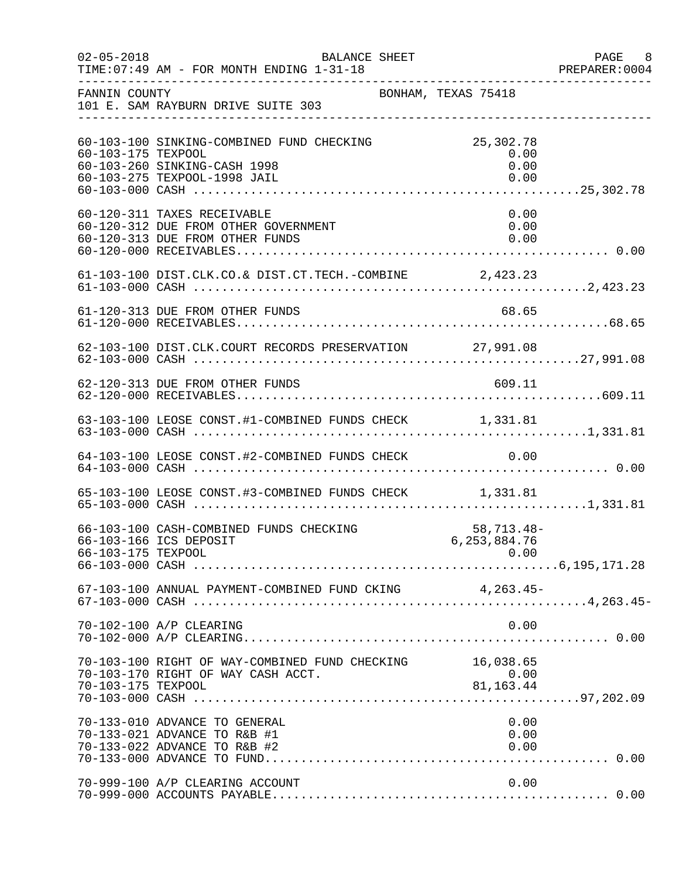FANNIN COUNTY BONHAM, TEXAS 75418
101 E. SAM RAYBURN DRIVE SUITE 303

| | | | |
|---|---|---|---|
| 60-103-100 | SINKING-COMBINED FUND CHECKING | 25,302.78 | |
| 60-103-175 | TEXPOOL | 0.00 | |
| 60-103-260 | SINKING-CASH 1998 | 0.00 | |
| 60-103-275 | TEXPOOL-1998 JAIL | 0.00 | |
| 60-103-000 | CASH | | 25,302.78 |
| 60-120-311 | TAXES RECEIVABLE | 0.00 | |
| 60-120-312 | DUE FROM OTHER GOVERNMENT | 0.00 | |
| 60-120-313 | DUE FROM OTHER FUNDS | 0.00 | |
| 60-120-000 | RECEIVABLES | | 0.00 |
| 61-103-100 | DIST.CLK.CO.& DIST.CT.TECH.-COMBINE | 2,423.23 | |
| 61-103-000 | CASH | | 2,423.23 |
| 61-120-313 | DUE FROM OTHER FUNDS | 68.65 | |
| 61-120-000 | RECEIVABLES | | 68.65 |
| 62-103-100 | DIST.CLK.COURT RECORDS PRESERVATION | 27,991.08 | |
| 62-103-000 | CASH | | 27,991.08 |
| 62-120-313 | DUE FROM OTHER FUNDS | 609.11 | |
| 62-120-000 | RECEIVABLES | | 609.11 |
| 63-103-100 | LEOSE CONST.#1-COMBINED FUNDS CHECK | 1,331.81 | |
| 63-103-000 | CASH | | 1,331.81 |
| 64-103-100 | LEOSE CONST.#2-COMBINED FUNDS CHECK | 0.00 | |
| 64-103-000 | CASH | | 0.00 |
| 65-103-100 | LEOSE CONST.#3-COMBINED FUNDS CHECK | 1,331.81 | |
| 65-103-000 | CASH | | 1,331.81 |
| 66-103-100 | CASH-COMBINED FUNDS CHECKING | 58,713.48- | |
| 66-103-166 | ICS DEPOSIT | 6,253,884.76 | |
| 66-103-175 | TEXPOOL | 0.00 | |
| 66-103-000 | CASH | | 6,195,171.28 |
| 67-103-100 | ANNUAL PAYMENT-COMBINED FUND CKING | 4,263.45- | |
| 67-103-000 | CASH | | 4,263.45- |
| 70-102-100 | A/P CLEARING | 0.00 | |
| 70-102-000 | A/P CLEARING | | 0.00 |
| 70-103-100 | RIGHT OF WAY-COMBINED FUND CHECKING | 16,038.65 | |
| 70-103-170 | RIGHT OF WAY CASH ACCT. | 0.00 | |
| 70-103-175 | TEXPOOL | 81,163.44 | |
| 70-103-000 | CASH | | 97,202.09 |
| 70-133-010 | ADVANCE TO GENERAL | 0.00 | |
| 70-133-021 | ADVANCE TO R&B #1 | 0.00 | |
| 70-133-022 | ADVANCE TO R&B #2 | 0.00 | |
| 70-133-000 | ADVANCE TO FUND | | 0.00 |
| 70-999-100 | A/P CLEARING ACCOUNT | 0.00 | |
| 70-999-000 | ACCOUNTS PAYABLE | | 0.00 |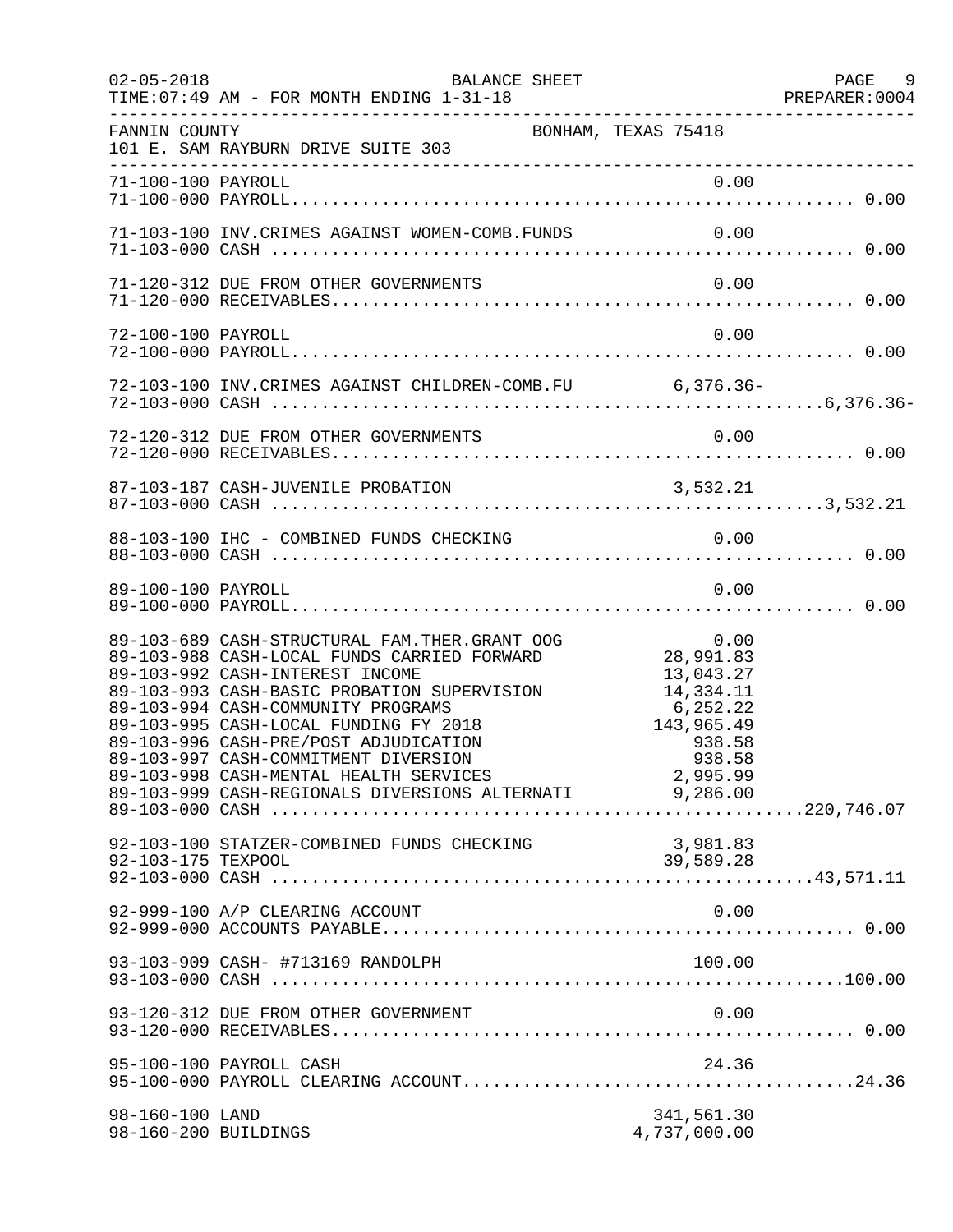FANNIN COUNTY BONHAM, TEXAS 75418
101 E. SAM RAYBURN DRIVE SUITE 303

| Account | Description | Detail | Total |
|---|---|---|---|
| 71-100-100 | PAYROLL | 0.00 | |
| 71-100-000 | PAYROLL | | 0.00 |
| 71-103-100 | INV.CRIMES AGAINST WOMEN-COMB.FUNDS | 0.00 | |
| 71-103-000 | CASH | | 0.00 |
| 71-120-312 | DUE FROM OTHER GOVERNMENTS | 0.00 | |
| 71-120-000 | RECEIVABLES | | 0.00 |
| 72-100-100 | PAYROLL | 0.00 | |
| 72-100-000 | PAYROLL | | 0.00 |
| 72-103-100 | INV.CRIMES AGAINST CHILDREN-COMB.FU | 6,376.36- | |
| 72-103-000 | CASH | | 6,376.36- |
| 72-120-312 | DUE FROM OTHER GOVERNMENTS | 0.00 | |
| 72-120-000 | RECEIVABLES | | 0.00 |
| 87-103-187 | CASH-JUVENILE PROBATION | 3,532.21 | |
| 87-103-000 | CASH | | 3,532.21 |
| 88-103-100 | IHC - COMBINED FUNDS CHECKING | 0.00 | |
| 88-103-000 | CASH | | 0.00 |
| 89-100-100 | PAYROLL | 0.00 | |
| 89-100-000 | PAYROLL | | 0.00 |
| 89-103-689 | CASH-STRUCTURAL FAM.THER.GRANT OOG | 0.00 | |
| 89-103-988 | CASH-LOCAL FUNDS CARRIED FORWARD | 28,991.83 | |
| 89-103-992 | CASH-INTEREST INCOME | 13,043.27 | |
| 89-103-993 | CASH-BASIC PROBATION SUPERVISION | 14,334.11 | |
| 89-103-994 | CASH-COMMUNITY PROGRAMS | 6,252.22 | |
| 89-103-995 | CASH-LOCAL FUNDING FY 2018 | 143,965.49 | |
| 89-103-996 | CASH-PRE/POST ADJUDICATION | 938.58 | |
| 89-103-997 | CASH-COMMITMENT DIVERSION | 938.58 | |
| 89-103-998 | CASH-MENTAL HEALTH SERVICES | 2,995.99 | |
| 89-103-999 | CASH-REGIONALS DIVERSIONS ALTERNATI | 9,286.00 | |
| 89-103-000 | CASH | | 220,746.07 |
| 92-103-100 | STATZER-COMBINED FUNDS CHECKING | 3,981.83 | |
| 92-103-175 | TEXPOOL | 39,589.28 | |
| 92-103-000 | CASH | | 43,571.11 |
| 92-999-100 | A/P CLEARING ACCOUNT | 0.00 | |
| 92-999-000 | ACCOUNTS PAYABLE | | 0.00 |
| 93-103-909 | CASH- #713169 RANDOLPH | 100.00 | |
| 93-103-000 | CASH | | 100.00 |
| 93-120-312 | DUE FROM OTHER GOVERNMENT | 0.00 | |
| 93-120-000 | RECEIVABLES | | 0.00 |
| 95-100-100 | PAYROLL CASH | 24.36 | |
| 95-100-000 | PAYROLL CLEARING ACCOUNT | | 24.36 |
| 98-160-100 | LAND | 341,561.30 | |
| 98-160-200 | BUILDINGS | 4,737,000.00 | |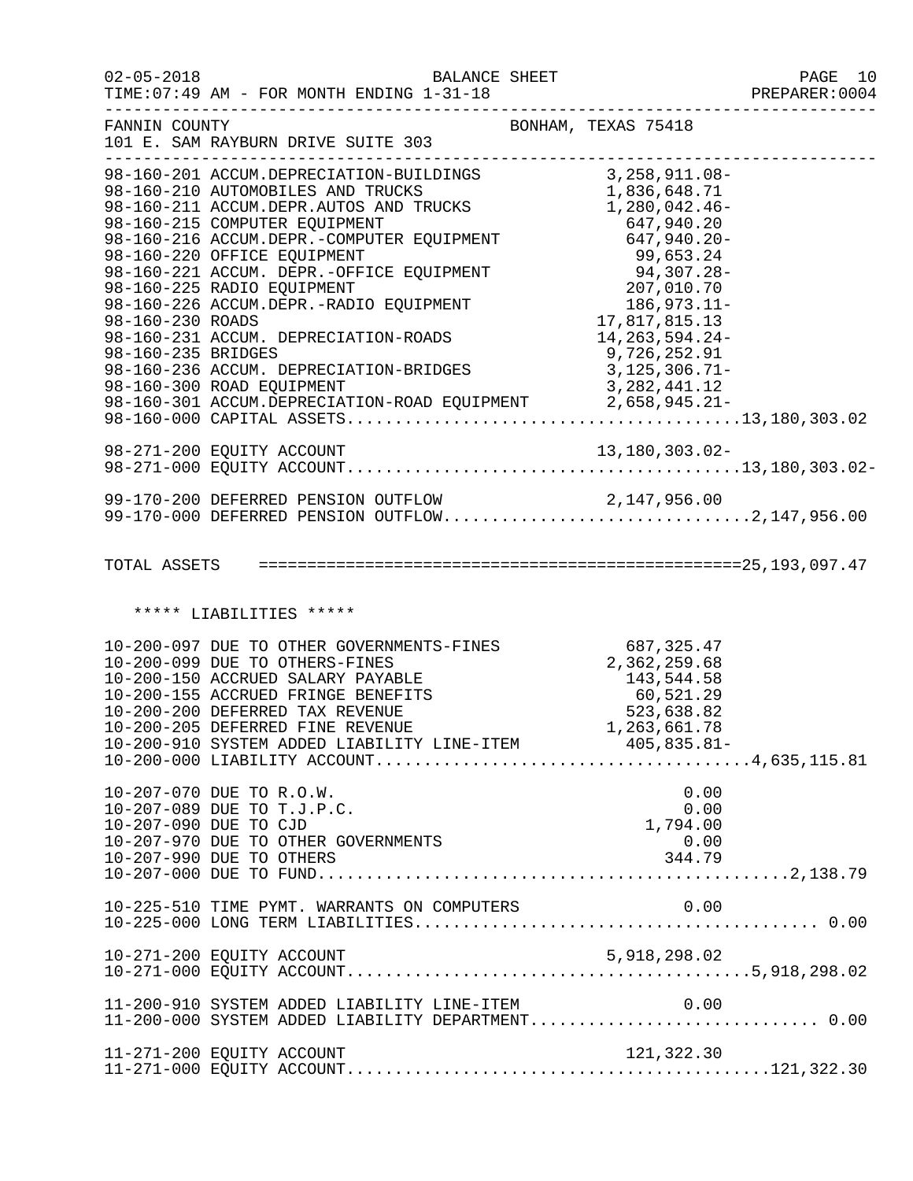02-05-2018 BALANCE SHEET PAGE 10
TIME:07:49 AM - FOR MONTH ENDING 1-31-18 PREPARER:0004

FANNIN COUNTY BONHAM, TEXAS 75418
101 E. SAM RAYBURN DRIVE SUITE 303

| | | | |
|---|---|---|---|
| 98-160-201 | ACCUM.DEPRECIATION-BUILDINGS | 3,258,911.08- | |
| 98-160-210 | AUTOMOBILES AND TRUCKS | 1,836,648.71 | |
| 98-160-211 | ACCUM.DEPR.AUTOS AND TRUCKS | 1,280,042.46- | |
| 98-160-215 | COMPUTER EQUIPMENT | 647,940.20 | |
| 98-160-216 | ACCUM.DEPR.-COMPUTER EQUIPMENT | 647,940.20- | |
| 98-160-220 | OFFICE EQUIPMENT | 99,653.24 | |
| 98-160-221 | ACCUM. DEPR.-OFFICE EQUIPMENT | 94,307.28- | |
| 98-160-225 | RADIO EQUIPMENT | 207,010.70 | |
| 98-160-226 | ACCUM.DEPR.-RADIO EQUIPMENT | 186,973.11- | |
| 98-160-230 | ROADS | 17,817,815.13 | |
| 98-160-231 | ACCUM. DEPRECIATION-ROADS | 14,263,594.24- | |
| 98-160-235 | BRIDGES | 9,726,252.91 | |
| 98-160-236 | ACCUM. DEPRECIATION-BRIDGES | 3,125,306.71- | |
| 98-160-300 | ROAD EQUIPMENT | 3,282,441.12 | |
| 98-160-301 | ACCUM.DEPRECIATION-ROAD EQUIPMENT | 2,658,945.21- | |
| 98-160-000 | CAPITAL ASSETS | | 13,180,303.02 |
| 98-271-200 | EQUITY ACCOUNT | 13,180,303.02- | |
| 98-271-000 | EQUITY ACCOUNT | | 13,180,303.02- |
| 99-170-200 | DEFERRED PENSION OUTFLOW | 2,147,956.00 | |
| 99-170-000 | DEFERRED PENSION OUTFLOW | | 2,147,956.00 |
| TOTAL ASSETS | | | 25,193,097.47 |

***** LIABILITIES *****

| | | | |
|---|---|---|---|
| 10-200-097 | DUE TO OTHER GOVERNMENTS-FINES | 687,325.47 | |
| 10-200-099 | DUE TO OTHERS-FINES | 2,362,259.68 | |
| 10-200-150 | ACCRUED SALARY PAYABLE | 143,544.58 | |
| 10-200-155 | ACCRUED FRINGE BENEFITS | 60,521.29 | |
| 10-200-200 | DEFERRED TAX REVENUE | 523,638.82 | |
| 10-200-205 | DEFERRED FINE REVENUE | 1,263,661.78 | |
| 10-200-910 | SYSTEM ADDED LIABILITY LINE-ITEM | 405,835.81- | |
| 10-200-000 | LIABILITY ACCOUNT | | 4,635,115.81 |
| 10-207-070 | DUE TO R.O.W. | 0.00 | |
| 10-207-089 | DUE TO T.J.P.C. | 0.00 | |
| 10-207-090 | DUE TO CJD | 1,794.00 | |
| 10-207-970 | DUE TO OTHER GOVERNMENTS | 0.00 | |
| 10-207-990 | DUE TO OTHERS | 344.79 | |
| 10-207-000 | DUE TO FUND | | 2,138.79 |
| 10-225-510 | TIME PYMT. WARRANTS ON COMPUTERS | 0.00 | |
| 10-225-000 | LONG TERM LIABILITIES | | 0.00 |
| 10-271-200 | EQUITY ACCOUNT | 5,918,298.02 | |
| 10-271-000 | EQUITY ACCOUNT | | 5,918,298.02 |
| 11-200-910 | SYSTEM ADDED LIABILITY LINE-ITEM | 0.00 | |
| 11-200-000 | SYSTEM ADDED LIABILITY DEPARTMENT | | 0.00 |
| 11-271-200 | EQUITY ACCOUNT | 121,322.30 | |
| 11-271-000 | EQUITY ACCOUNT | | 121,322.30 |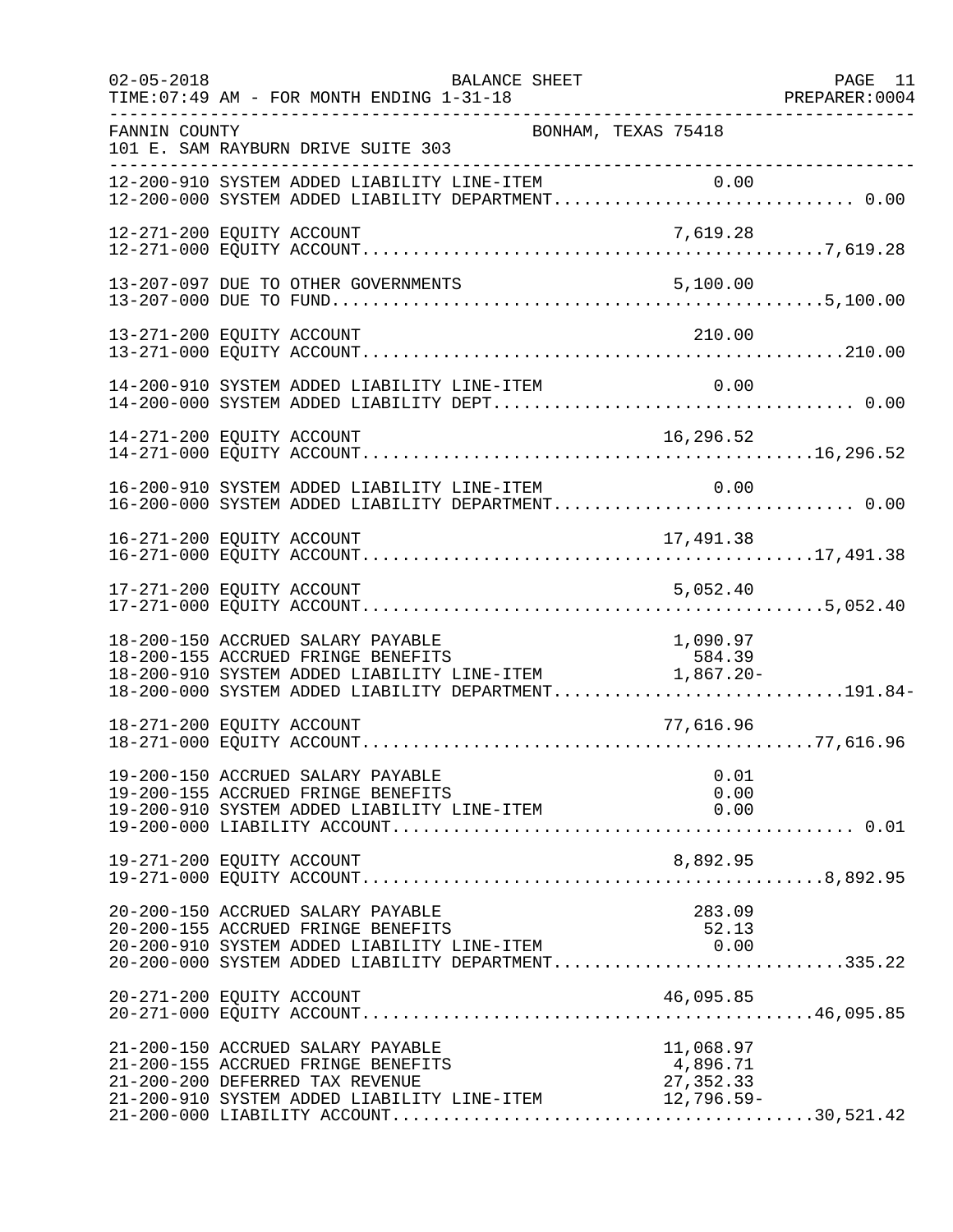FANNIN COUNTY — BONHAM, TEXAS 75418
101 E. SAM RAYBURN DRIVE SUITE 303

BALANCE SHEET
FOR MONTH ENDING 1-31-18

| Account | Description | Line-Item Amount | Department Total |
|---|---|---|---|
| 12-200-910 | SYSTEM ADDED LIABILITY LINE-ITEM | 0.00 | |
| 12-200-000 | SYSTEM ADDED LIABILITY DEPARTMENT | | 0.00 |
| 12-271-200 | EQUITY ACCOUNT | 7,619.28 | |
| 12-271-000 | EQUITY ACCOUNT | | 7,619.28 |
| 13-207-097 | DUE TO OTHER GOVERNMENTS | 5,100.00 | |
| 13-207-000 | DUE TO FUND | | 5,100.00 |
| 13-271-200 | EQUITY ACCOUNT | 210.00 | |
| 13-271-000 | EQUITY ACCOUNT | | 210.00 |
| 14-200-910 | SYSTEM ADDED LIABILITY LINE-ITEM | 0.00 | |
| 14-200-000 | SYSTEM ADDED LIABILITY DEPT | | 0.00 |
| 14-271-200 | EQUITY ACCOUNT | 16,296.52 | |
| 14-271-000 | EQUITY ACCOUNT | | 16,296.52 |
| 16-200-910 | SYSTEM ADDED LIABILITY LINE-ITEM | 0.00 | |
| 16-200-000 | SYSTEM ADDED LIABILITY DEPARTMENT | | 0.00 |
| 16-271-200 | EQUITY ACCOUNT | 17,491.38 | |
| 16-271-000 | EQUITY ACCOUNT | | 17,491.38 |
| 17-271-200 | EQUITY ACCOUNT | 5,052.40 | |
| 17-271-000 | EQUITY ACCOUNT | | 5,052.40 |
| 18-200-150 | ACCRUED SALARY PAYABLE | 1,090.97 | |
| 18-200-155 | ACCRUED FRINGE BENEFITS | 584.39 | |
| 18-200-910 | SYSTEM ADDED LIABILITY LINE-ITEM | 1,867.20- | |
| 18-200-000 | SYSTEM ADDED LIABILITY DEPARTMENT | | 191.84- |
| 18-271-200 | EQUITY ACCOUNT | 77,616.96 | |
| 18-271-000 | EQUITY ACCOUNT | | 77,616.96 |
| 19-200-150 | ACCRUED SALARY PAYABLE | 0.01 | |
| 19-200-155 | ACCRUED FRINGE BENEFITS | 0.00 | |
| 19-200-910 | SYSTEM ADDED LIABILITY LINE-ITEM | 0.00 | |
| 19-200-000 | LIABILITY ACCOUNT | | 0.01 |
| 19-271-200 | EQUITY ACCOUNT | 8,892.95 | |
| 19-271-000 | EQUITY ACCOUNT | | 8,892.95 |
| 20-200-150 | ACCRUED SALARY PAYABLE | 283.09 | |
| 20-200-155 | ACCRUED FRINGE BENEFITS | 52.13 | |
| 20-200-910 | SYSTEM ADDED LIABILITY LINE-ITEM | 0.00 | |
| 20-200-000 | SYSTEM ADDED LIABILITY DEPARTMENT | | 335.22 |
| 20-271-200 | EQUITY ACCOUNT | 46,095.85 | |
| 20-271-000 | EQUITY ACCOUNT | | 46,095.85 |
| 21-200-150 | ACCRUED SALARY PAYABLE | 11,068.97 | |
| 21-200-155 | ACCRUED FRINGE BENEFITS | 4,896.71 | |
| 21-200-200 | DEFERRED TAX REVENUE | 27,352.33 | |
| 21-200-910 | SYSTEM ADDED LIABILITY LINE-ITEM | 12,796.59- | |
| 21-200-000 | LIABILITY ACCOUNT | | 30,521.42 |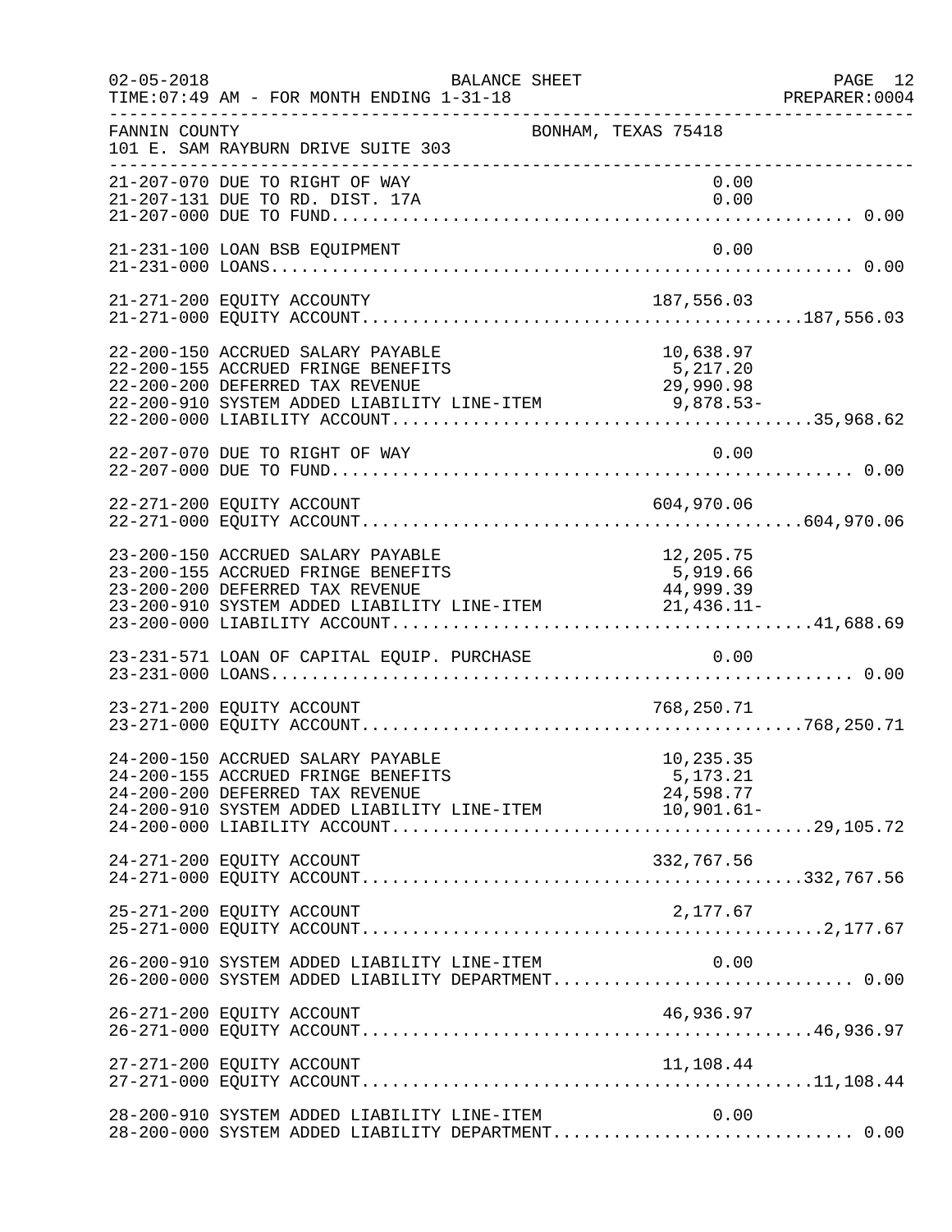FANNIN COUNTY BONHAM, TEXAS 75418
101 E. SAM RAYBURN DRIVE SUITE 303

| | | |
|---|---|---|
| 21-207-070 DUE TO RIGHT OF WAY | 0.00 | |
| 21-207-131 DUE TO RD. DIST. 17A | 0.00 | |
| 21-207-000 DUE TO FUND | | 0.00 |
| 21-231-100 LOAN BSB EQUIPMENT | 0.00 | |
| 21-231-000 LOANS | | 0.00 |
| 21-271-200 EQUITY ACCOUNTY | 187,556.03 | |
| 21-271-000 EQUITY ACCOUNT | | 187,556.03 |
| 22-200-150 ACCRUED SALARY PAYABLE | 10,638.97 | |
| 22-200-155 ACCRUED FRINGE BENEFITS | 5,217.20 | |
| 22-200-200 DEFERRED TAX REVENUE | 29,990.98 | |
| 22-200-910 SYSTEM ADDED LIABILITY LINE-ITEM | 9,878.53- | |
| 22-200-000 LIABILITY ACCOUNT | | 35,968.62 |
| 22-207-070 DUE TO RIGHT OF WAY | 0.00 | |
| 22-207-000 DUE TO FUND | | 0.00 |
| 22-271-200 EQUITY ACCOUNT | 604,970.06 | |
| 22-271-000 EQUITY ACCOUNT | | 604,970.06 |
| 23-200-150 ACCRUED SALARY PAYABLE | 12,205.75 | |
| 23-200-155 ACCRUED FRINGE BENEFITS | 5,919.66 | |
| 23-200-200 DEFERRED TAX REVENUE | 44,999.39 | |
| 23-200-910 SYSTEM ADDED LIABILITY LINE-ITEM | 21,436.11- | |
| 23-200-000 LIABILITY ACCOUNT | | 41,688.69 |
| 23-231-571 LOAN OF CAPITAL EQUIP. PURCHASE | 0.00 | |
| 23-231-000 LOANS | | 0.00 |
| 23-271-200 EQUITY ACCOUNT | 768,250.71 | |
| 23-271-000 EQUITY ACCOUNT | | 768,250.71 |
| 24-200-150 ACCRUED SALARY PAYABLE | 10,235.35 | |
| 24-200-155 ACCRUED FRINGE BENEFITS | 5,173.21 | |
| 24-200-200 DEFERRED TAX REVENUE | 24,598.77 | |
| 24-200-910 SYSTEM ADDED LIABILITY LINE-ITEM | 10,901.61- | |
| 24-200-000 LIABILITY ACCOUNT | | 29,105.72 |
| 24-271-200 EQUITY ACCOUNT | 332,767.56 | |
| 24-271-000 EQUITY ACCOUNT | | 332,767.56 |
| 25-271-200 EQUITY ACCOUNT | 2,177.67 | |
| 25-271-000 EQUITY ACCOUNT | | 2,177.67 |
| 26-200-910 SYSTEM ADDED LIABILITY LINE-ITEM | 0.00 | |
| 26-200-000 SYSTEM ADDED LIABILITY DEPARTMENT | | 0.00 |
| 26-271-200 EQUITY ACCOUNT | 46,936.97 | |
| 26-271-000 EQUITY ACCOUNT | | 46,936.97 |
| 27-271-200 EQUITY ACCOUNT | 11,108.44 | |
| 27-271-000 EQUITY ACCOUNT | | 11,108.44 |
| 28-200-910 SYSTEM ADDED LIABILITY LINE-ITEM | 0.00 | |
| 28-200-000 SYSTEM ADDED LIABILITY DEPARTMENT | | 0.00 |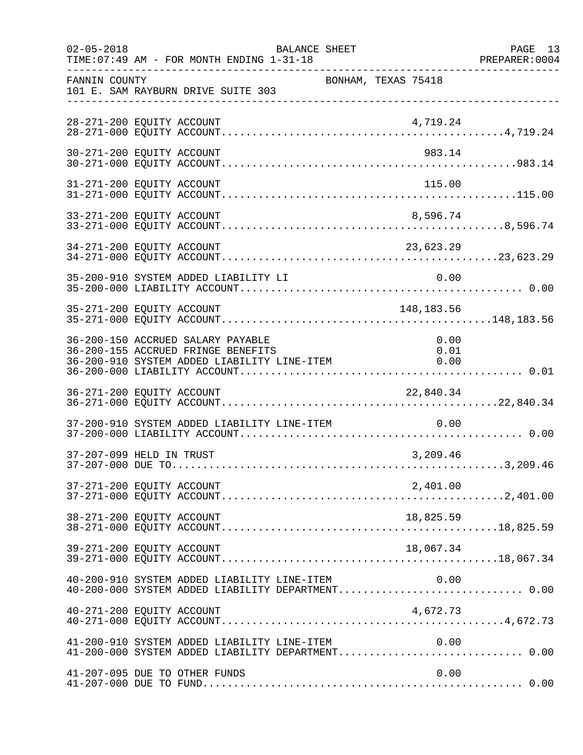FANNIN COUNTY BONHAM, TEXAS 75418
101 E. SAM RAYBURN DRIVE SUITE 303

| | | |
|---|---|---|
| 28-271-200 EQUITY ACCOUNT | 4,719.24 | |
| 28-271-000 EQUITY ACCOUNT | | 4,719.24 |
| 30-271-200 EQUITY ACCOUNT | 983.14 | |
| 30-271-000 EQUITY ACCOUNT | | 983.14 |
| 31-271-200 EQUITY ACCOUNT | 115.00 | |
| 31-271-000 EQUITY ACCOUNT | | 115.00 |
| 33-271-200 EQUITY ACCOUNT | 8,596.74 | |
| 33-271-000 EQUITY ACCOUNT | | 8,596.74 |
| 34-271-200 EQUITY ACCOUNT | 23,623.29 | |
| 34-271-000 EQUITY ACCOUNT | | 23,623.29 |
| 35-200-910 SYSTEM ADDED LIABILITY LI | 0.00 | |
| 35-200-000 LIABILITY ACCOUNT | | 0.00 |
| 35-271-200 EQUITY ACCOUNT | 148,183.56 | |
| 35-271-000 EQUITY ACCOUNT | | 148,183.56 |
| 36-200-150 ACCRUED SALARY PAYABLE | 0.00 | |
| 36-200-155 ACCRUED FRINGE BENEFITS | 0.01 | |
| 36-200-910 SYSTEM ADDED LIABILITY LINE-ITEM | 0.00 | |
| 36-200-000 LIABILITY ACCOUNT | | 0.01 |
| 36-271-200 EQUITY ACCOUNT | 22,840.34 | |
| 36-271-000 EQUITY ACCOUNT | | 22,840.34 |
| 37-200-910 SYSTEM ADDED LIABILITY LINE-ITEM | 0.00 | |
| 37-200-000 LIABILITY ACCOUNT | | 0.00 |
| 37-207-099 HELD IN TRUST | 3,209.46 | |
| 37-207-000 DUE TO | | 3,209.46 |
| 37-271-200 EQUITY ACCOUNT | 2,401.00 | |
| 37-271-000 EQUITY ACCOUNT | | 2,401.00 |
| 38-271-200 EQUITY ACCOUNT | 18,825.59 | |
| 38-271-000 EQUITY ACCOUNT | | 18,825.59 |
| 39-271-200 EQUITY ACCOUNT | 18,067.34 | |
| 39-271-000 EQUITY ACCOUNT | | 18,067.34 |
| 40-200-910 SYSTEM ADDED LIABILITY LINE-ITEM | 0.00 | |
| 40-200-000 SYSTEM ADDED LIABILITY DEPARTMENT | | 0.00 |
| 40-271-200 EQUITY ACCOUNT | 4,672.73 | |
| 40-271-000 EQUITY ACCOUNT | | 4,672.73 |
| 41-200-910 SYSTEM ADDED LIABILITY LINE-ITEM | 0.00 | |
| 41-200-000 SYSTEM ADDED LIABILITY DEPARTMENT | | 0.00 |
| 41-207-095 DUE TO OTHER FUNDS | 0.00 | |
| 41-207-000 DUE TO FUND | | 0.00 |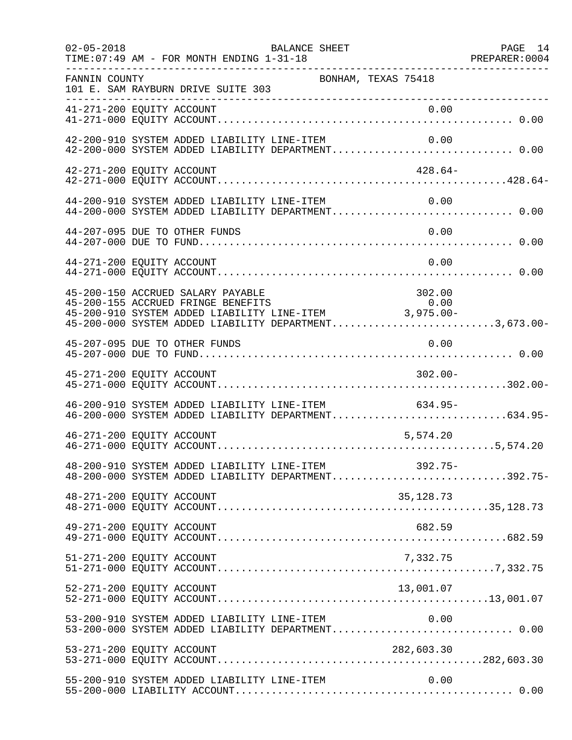FANNIN COUNTY BONHAM, TEXAS 75418
101 E. SAM RAYBURN DRIVE SUITE 303

| | | |
|---|---|---|
| 41-271-200 EQUITY ACCOUNT | 0.00 | |
| 41-271-000 EQUITY ACCOUNT | | 0.00 |
| 42-200-910 SYSTEM ADDED LIABILITY LINE-ITEM | 0.00 | |
| 42-200-000 SYSTEM ADDED LIABILITY DEPARTMENT | | 0.00 |
| 42-271-200 EQUITY ACCOUNT | 428.64- | |
| 42-271-000 EQUITY ACCOUNT | | 428.64- |
| 44-200-910 SYSTEM ADDED LIABILITY LINE-ITEM | 0.00 | |
| 44-200-000 SYSTEM ADDED LIABILITY DEPARTMENT | | 0.00 |
| 44-207-095 DUE TO OTHER FUNDS | 0.00 | |
| 44-207-000 DUE TO FUND | | 0.00 |
| 44-271-200 EQUITY ACCOUNT | 0.00 | |
| 44-271-000 EQUITY ACCOUNT | | 0.00 |
| 45-200-150 ACCRUED SALARY PAYABLE | 302.00 | |
| 45-200-155 ACCRUED FRINGE BENEFITS | 0.00 | |
| 45-200-910 SYSTEM ADDED LIABILITY LINE-ITEM | 3,975.00- | |
| 45-200-000 SYSTEM ADDED LIABILITY DEPARTMENT | | 3,673.00- |
| 45-207-095 DUE TO OTHER FUNDS | 0.00 | |
| 45-207-000 DUE TO FUND | | 0.00 |
| 45-271-200 EQUITY ACCOUNT | 302.00- | |
| 45-271-000 EQUITY ACCOUNT | | 302.00- |
| 46-200-910 SYSTEM ADDED LIABILITY LINE-ITEM | 634.95- | |
| 46-200-000 SYSTEM ADDED LIABILITY DEPARTMENT | | 634.95- |
| 46-271-200 EQUITY ACCOUNT | 5,574.20 | |
| 46-271-000 EQUITY ACCOUNT | | 5,574.20 |
| 48-200-910 SYSTEM ADDED LIABILITY LINE-ITEM | 392.75- | |
| 48-200-000 SYSTEM ADDED LIABILITY DEPARTMENT | | 392.75- |
| 48-271-200 EQUITY ACCOUNT | 35,128.73 | |
| 48-271-000 EQUITY ACCOUNT | | 35,128.73 |
| 49-271-200 EQUITY ACCOUNT | 682.59 | |
| 49-271-000 EQUITY ACCOUNT | | 682.59 |
| 51-271-200 EQUITY ACCOUNT | 7,332.75 | |
| 51-271-000 EQUITY ACCOUNT | | 7,332.75 |
| 52-271-200 EQUITY ACCOUNT | 13,001.07 | |
| 52-271-000 EQUITY ACCOUNT | | 13,001.07 |
| 53-200-910 SYSTEM ADDED LIABILITY LINE-ITEM | 0.00 | |
| 53-200-000 SYSTEM ADDED LIABILITY DEPARTMENT | | 0.00 |
| 53-271-200 EQUITY ACCOUNT | 282,603.30 | |
| 53-271-000 EQUITY ACCOUNT | | 282,603.30 |
| 55-200-910 SYSTEM ADDED LIABILITY LINE-ITEM | 0.00 | |
| 55-200-000 LIABILITY ACCOUNT | | 0.00 |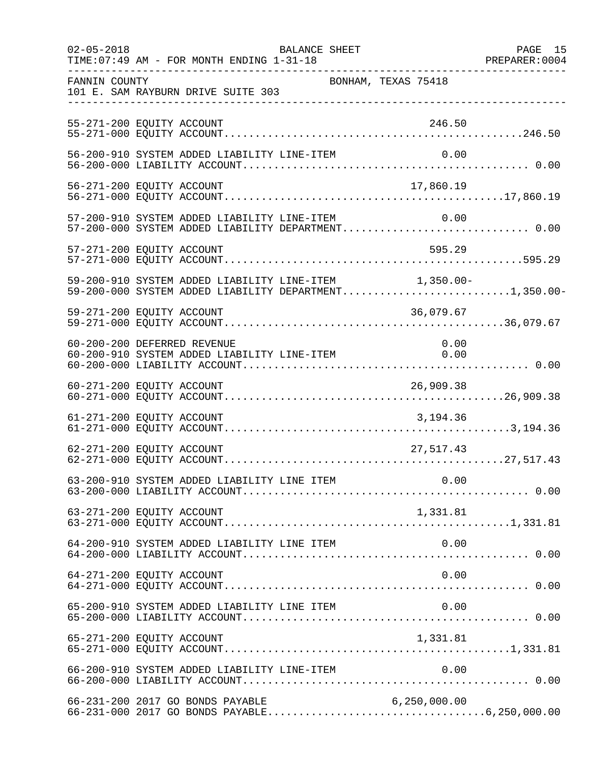FANNIN COUNTY BONHAM, TEXAS 75418
101 E. SAM RAYBURN DRIVE SUITE 303

| | | |
|---|---|---|
| 55-271-200 EQUITY ACCOUNT | 246.50 | |
| 55-271-000 EQUITY ACCOUNT | | 246.50 |
| 56-200-910 SYSTEM ADDED LIABILITY LINE-ITEM | 0.00 | |
| 56-200-000 LIABILITY ACCOUNT | | 0.00 |
| 56-271-200 EQUITY ACCOUNT | 17,860.19 | |
| 56-271-000 EQUITY ACCOUNT | | 17,860.19 |
| 57-200-910 SYSTEM ADDED LIABILITY LINE-ITEM | 0.00 | |
| 57-200-000 SYSTEM ADDED LIABILITY DEPARTMENT | | 0.00 |
| 57-271-200 EQUITY ACCOUNT | 595.29 | |
| 57-271-000 EQUITY ACCOUNT | | 595.29 |
| 59-200-910 SYSTEM ADDED LIABILITY LINE-ITEM | 1,350.00- | |
| 59-200-000 SYSTEM ADDED LIABILITY DEPARTMENT | | 1,350.00- |
| 59-271-200 EQUITY ACCOUNT | 36,079.67 | |
| 59-271-000 EQUITY ACCOUNT | | 36,079.67 |
| 60-200-200 DEFERRED REVENUE | 0.00 | |
| 60-200-910 SYSTEM ADDED LIABILITY LINE-ITEM | 0.00 | |
| 60-200-000 LIABILITY ACCOUNT | | 0.00 |
| 60-271-200 EQUITY ACCOUNT | 26,909.38 | |
| 60-271-000 EQUITY ACCOUNT | | 26,909.38 |
| 61-271-200 EQUITY ACCOUNT | 3,194.36 | |
| 61-271-000 EQUITY ACCOUNT | | 3,194.36 |
| 62-271-200 EQUITY ACCOUNT | 27,517.43 | |
| 62-271-000 EQUITY ACCOUNT | | 27,517.43 |
| 63-200-910 SYSTEM ADDED LIABILITY LINE ITEM | 0.00 | |
| 63-200-000 LIABILITY ACCOUNT | | 0.00 |
| 63-271-200 EQUITY ACCOUNT | 1,331.81 | |
| 63-271-000 EQUITY ACCOUNT | | 1,331.81 |
| 64-200-910 SYSTEM ADDED LIABILITY LINE ITEM | 0.00 | |
| 64-200-000 LIABILITY ACCOUNT | | 0.00 |
| 64-271-200 EQUITY ACCOUNT | 0.00 | |
| 64-271-000 EQUITY ACCOUNT | | 0.00 |
| 65-200-910 SYSTEM ADDED LIABILITY LINE ITEM | 0.00 | |
| 65-200-000 LIABILITY ACCOUNT | | 0.00 |
| 65-271-200 EQUITY ACCOUNT | 1,331.81 | |
| 65-271-000 EQUITY ACCOUNT | | 1,331.81 |
| 66-200-910 SYSTEM ADDED LIABILITY LINE-ITEM | 0.00 | |
| 66-200-000 LIABILITY ACCOUNT | | 0.00 |
| 66-231-200 2017 GO BONDS PAYABLE | 6,250,000.00 | |
| 66-231-000 2017 GO BONDS PAYABLE | | 6,250,000.00 |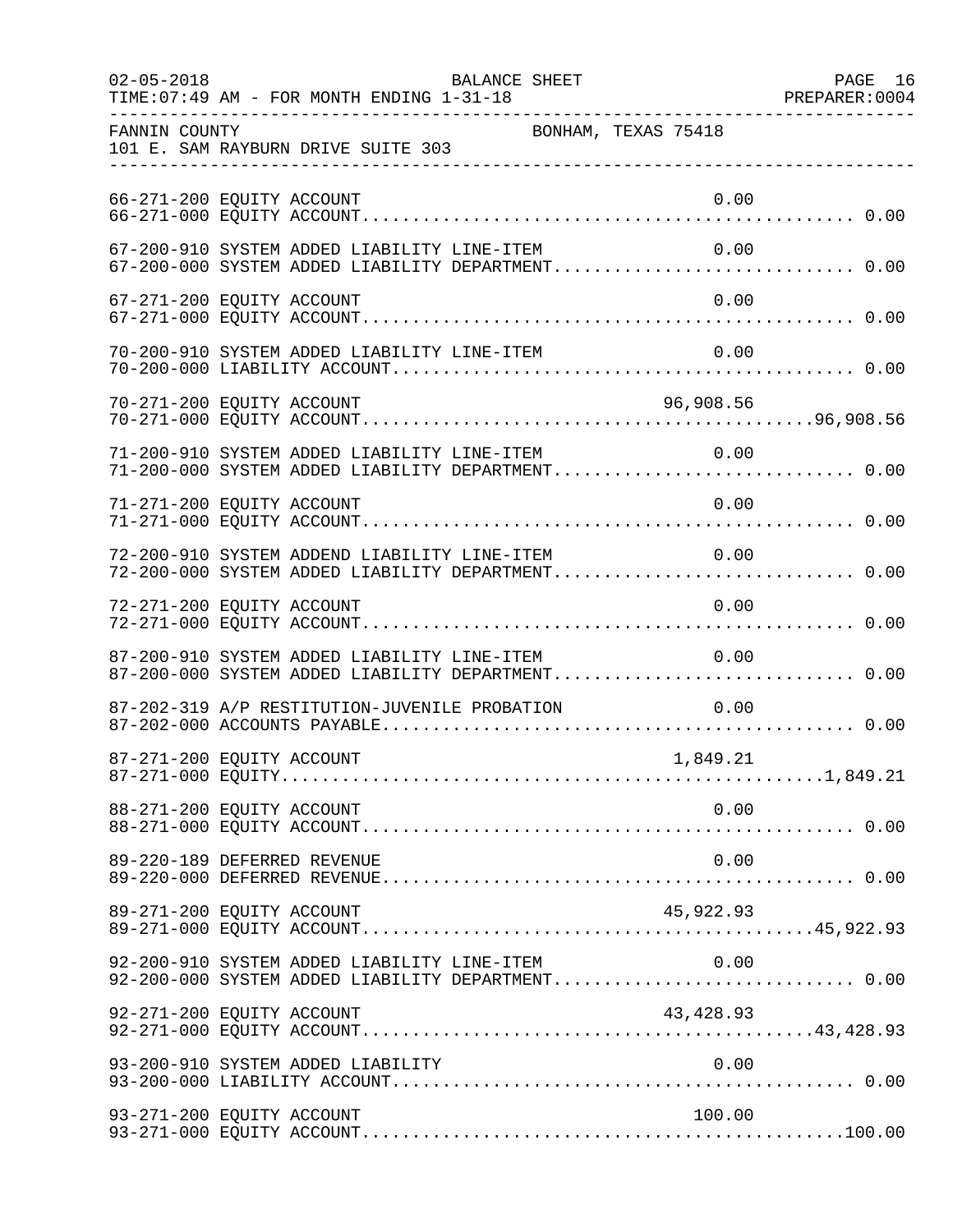FANNIN COUNTY BONHAM, TEXAS 75418
101 E. SAM RAYBURN DRIVE SUITE 303

| | | |
|---|---|---|
| 66-271-200 EQUITY ACCOUNT | 0.00 | |
| 66-271-000 EQUITY ACCOUNT | | 0.00 |
| 67-200-910 SYSTEM ADDED LIABILITY LINE-ITEM | 0.00 | |
| 67-200-000 SYSTEM ADDED LIABILITY DEPARTMENT | | 0.00 |
| 67-271-200 EQUITY ACCOUNT | 0.00 | |
| 67-271-000 EQUITY ACCOUNT | | 0.00 |
| 70-200-910 SYSTEM ADDED LIABILITY LINE-ITEM | 0.00 | |
| 70-200-000 LIABILITY ACCOUNT | | 0.00 |
| 70-271-200 EQUITY ACCOUNT | 96,908.56 | |
| 70-271-000 EQUITY ACCOUNT | | 96,908.56 |
| 71-200-910 SYSTEM ADDED LIABILITY LINE-ITEM | 0.00 | |
| 71-200-000 SYSTEM ADDED LIABILITY DEPARTMENT | | 0.00 |
| 71-271-200 EQUITY ACCOUNT | 0.00 | |
| 71-271-000 EQUITY ACCOUNT | | 0.00 |
| 72-200-910 SYSTEM ADDEND LIABILITY LINE-ITEM | 0.00 | |
| 72-200-000 SYSTEM ADDED LIABILITY DEPARTMENT | | 0.00 |
| 72-271-200 EQUITY ACCOUNT | 0.00 | |
| 72-271-000 EQUITY ACCOUNT | | 0.00 |
| 87-200-910 SYSTEM ADDED LIABILITY LINE-ITEM | 0.00 | |
| 87-200-000 SYSTEM ADDED LIABILITY DEPARTMENT | | 0.00 |
| 87-202-319 A/P RESTITUTION-JUVENILE PROBATION | 0.00 | |
| 87-202-000 ACCOUNTS PAYABLE | | 0.00 |
| 87-271-200 EQUITY ACCOUNT | 1,849.21 | |
| 87-271-000 EQUITY | | 1,849.21 |
| 88-271-200 EQUITY ACCOUNT | 0.00 | |
| 88-271-000 EQUITY ACCOUNT | | 0.00 |
| 89-220-189 DEFERRED REVENUE | 0.00 | |
| 89-220-000 DEFERRED REVENUE | | 0.00 |
| 89-271-200 EQUITY ACCOUNT | 45,922.93 | |
| 89-271-000 EQUITY ACCOUNT | | 45,922.93 |
| 92-200-910 SYSTEM ADDED LIABILITY LINE-ITEM | 0.00 | |
| 92-200-000 SYSTEM ADDED LIABILITY DEPARTMENT | | 0.00 |
| 92-271-200 EQUITY ACCOUNT | 43,428.93 | |
| 92-271-000 EQUITY ACCOUNT | | 43,428.93 |
| 93-200-910 SYSTEM ADDED LIABILITY | 0.00 | |
| 93-200-000 LIABILITY ACCOUNT | | 0.00 |
| 93-271-200 EQUITY ACCOUNT | 100.00 | |
| 93-271-000 EQUITY ACCOUNT | | 100.00 |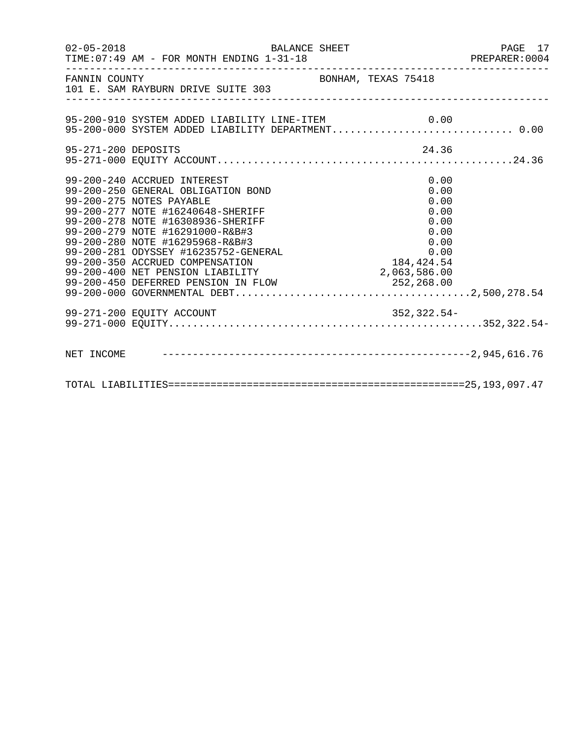FANNIN COUNTY BONHAM, TEXAS 75418
101 E. SAM RAYBURN DRIVE SUITE 303

| | | |
|---|---|---|
| 95-200-910 SYSTEM ADDED LIABILITY LINE-ITEM | 0.00 | |
| 95-200-000 SYSTEM ADDED LIABILITY DEPARTMENT | | 0.00 |
| 95-271-200 DEPOSITS | 24.36 | |
| 95-271-000 EQUITY ACCOUNT | | 24.36 |
| 99-200-240 ACCRUED INTEREST | 0.00 | |
| 99-200-250 GENERAL OBLIGATION BOND | 0.00 | |
| 99-200-275 NOTES PAYABLE | 0.00 | |
| 99-200-277 NOTE #16240648-SHERIFF | 0.00 | |
| 99-200-278 NOTE #16308936-SHERIFF | 0.00 | |
| 99-200-279 NOTE #16291000-R&B#3 | 0.00 | |
| 99-200-280 NOTE #16295968-R&B#3 | 0.00 | |
| 99-200-281 ODYSSEY #16235752-GENERAL | 0.00 | |
| 99-200-350 ACCRUED COMPENSATION | 184,424.54 | |
| 99-200-400 NET PENSION LIABILITY | 2,063,586.00 | |
| 99-200-450 DEFERRED PENSION IN FLOW | 252,268.00 | |
| 99-200-000 GOVERNMENTAL DEBT | | 2,500,278.54 |
| 99-271-200 EQUITY ACCOUNT | 352,322.54- | |
| 99-271-000 EQUITY | | 352,322.54- |
| NET INCOME | | 2,945,616.76 |
| TOTAL LIABILITIES | | 25,193,097.47 |